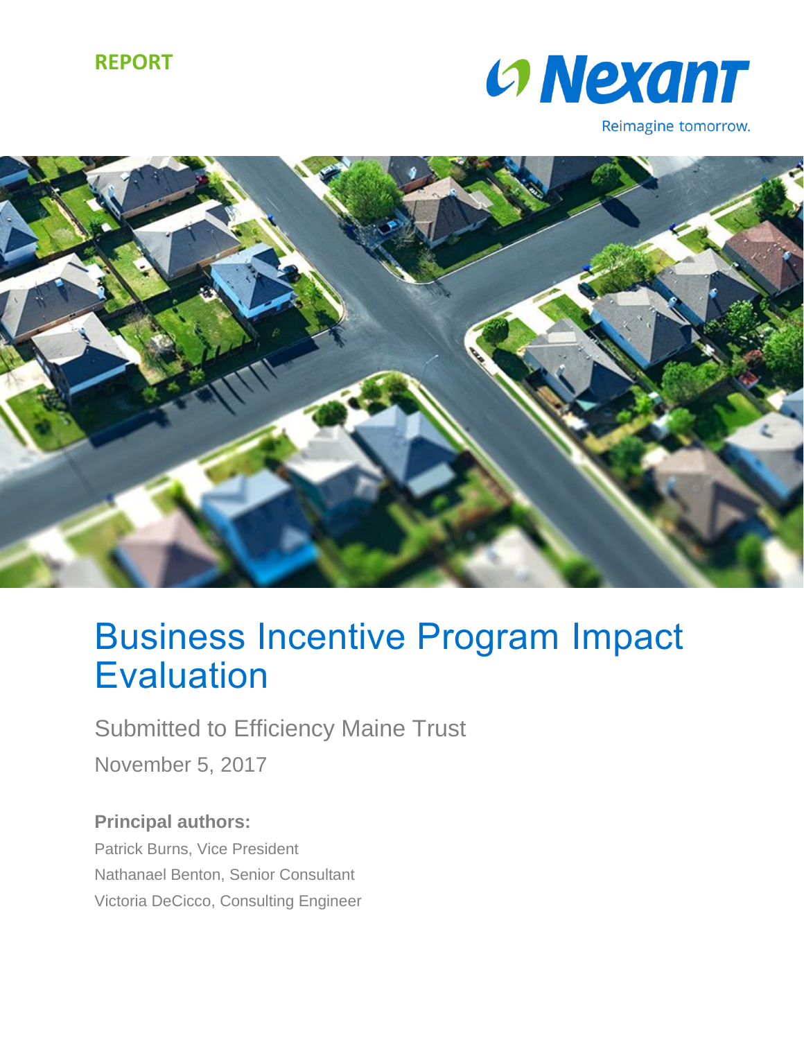REPORT

Nexant

Reimagine tomorrow.

# Business Incentive Program Impact Evaluation

Submitted to Efficiency Maine Trust

November 5, 2017

**Principal authors:**

Patrick Burns, Vice President

Nathanael Benton, Senior Consultant

Victoria DeCicco, Consulting Engineer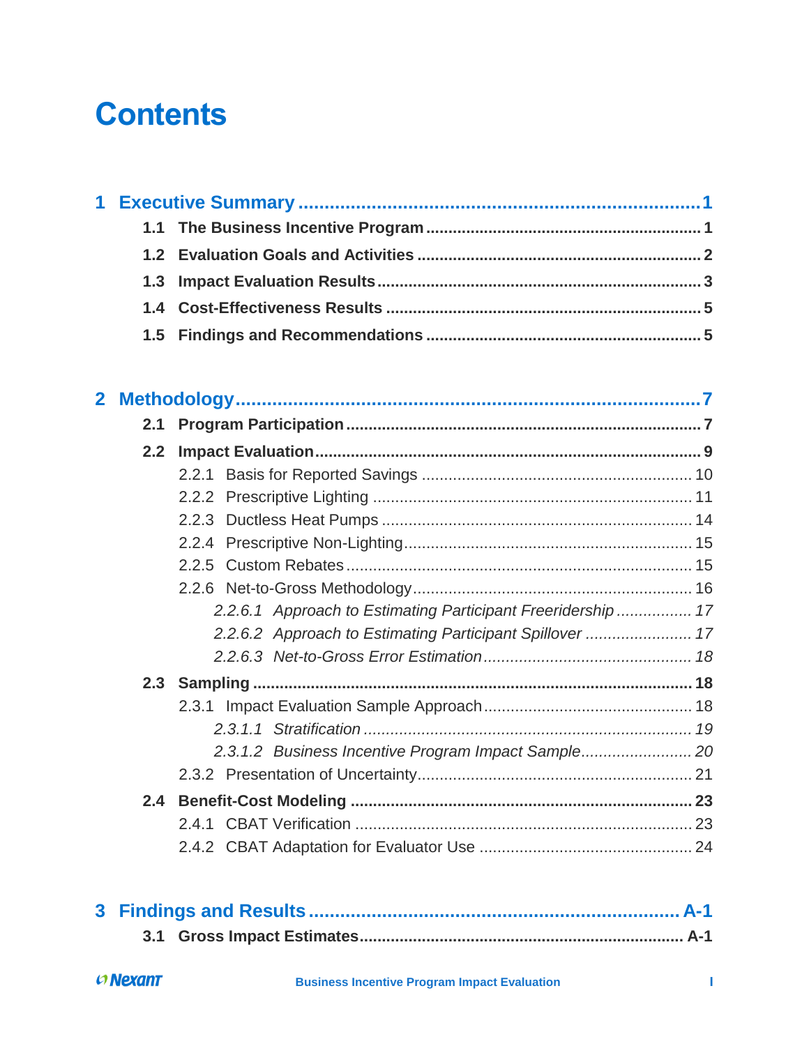# Contents

**1 Executive Summary ... 1**

- **1.1 The Business Incentive Program ... 1**
- **1.2 Evaluation Goals and Activities ... 2**
- **1.3 Impact Evaluation Results ... 3**
- **1.4 Cost-Effectiveness Results ... 5**
- **1.5 Findings and Recommendations ... 5**

**2 Methodology ... 7**

- **2.1 Program Participation ... 7**
- **2.2 Impact Evaluation ... 9**
  - 2.2.1 Basis for Reported Savings ... 10
  - 2.2.2 Prescriptive Lighting ... 11
  - 2.2.3 Ductless Heat Pumps ... 14
  - 2.2.4 Prescriptive Non-Lighting ... 15
  - 2.2.5 Custom Rebates ... 15
  - 2.2.6 Net-to-Gross Methodology ... 16
    - *2.2.6.1 Approach to Estimating Participant Freeridership ... 17*
    - *2.2.6.2 Approach to Estimating Participant Spillover ... 17*
    - *2.2.6.3 Net-to-Gross Error Estimation ... 18*
- **2.3 Sampling ... 18**
  - 2.3.1 Impact Evaluation Sample Approach ... 18
    - *2.3.1.1 Stratification ... 19*
    - *2.3.1.2 Business Incentive Program Impact Sample ... 20*
  - 2.3.2 Presentation of Uncertainty ... 21
- **2.4 Benefit-Cost Modeling ... 23**
  - 2.4.1 CBAT Verification ... 23
  - 2.4.2 CBAT Adaptation for Evaluator Use ... 24

**3 Findings and Results ... A-1**

- **3.1 Gross Impact Estimates ... A-1**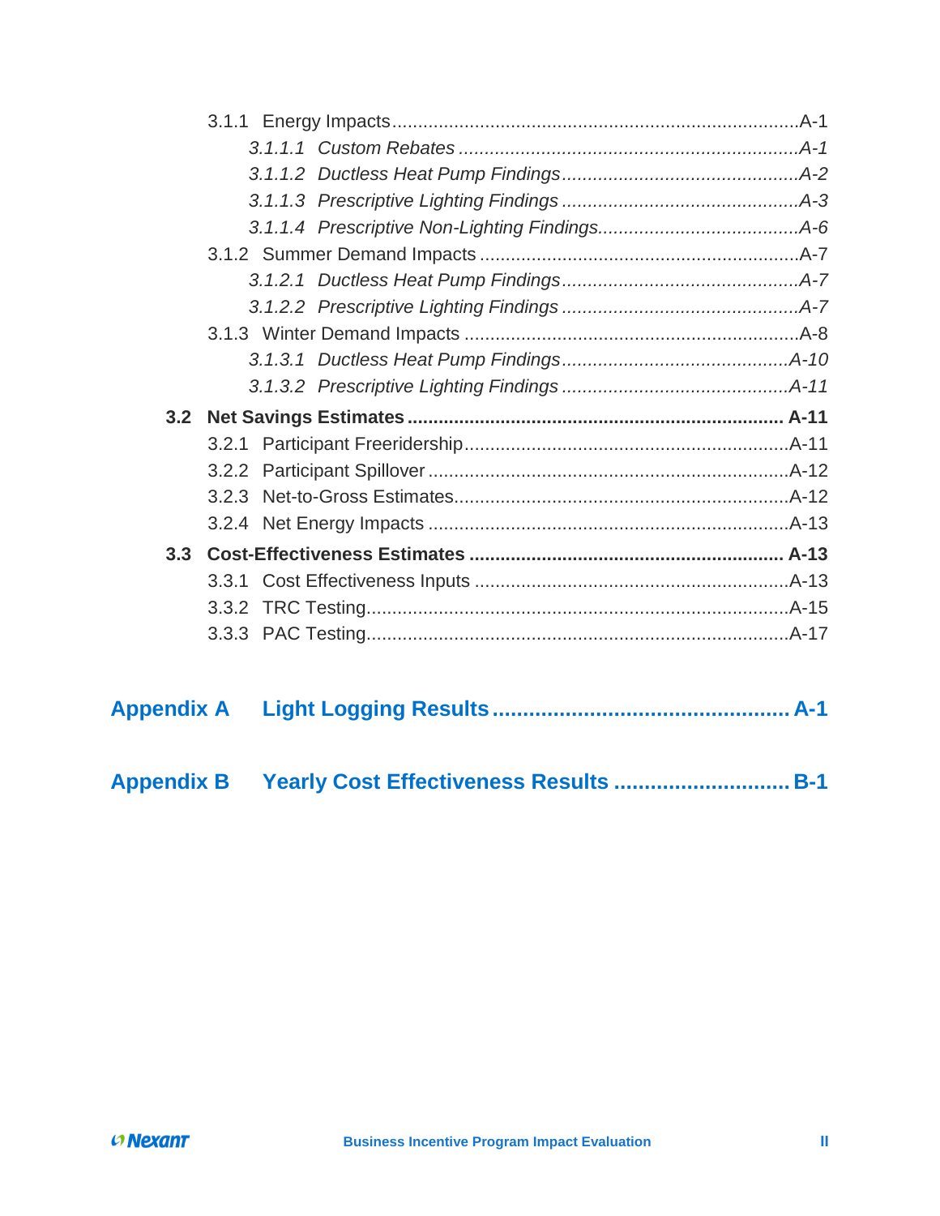3.1.1 Energy Impacts ..... A-1

*3.1.1.1 Custom Rebates ..... A-1*

*3.1.1.2 Ductless Heat Pump Findings ..... A-2*

*3.1.1.3 Prescriptive Lighting Findings ..... A-3*

*3.1.1.4 Prescriptive Non-Lighting Findings ..... A-6*

3.1.2 Summer Demand Impacts ..... A-7

*3.1.2.1 Ductless Heat Pump Findings ..... A-7*

*3.1.2.2 Prescriptive Lighting Findings ..... A-7*

3.1.3 Winter Demand Impacts ..... A-8

*3.1.3.1 Ductless Heat Pump Findings ..... A-10*

*3.1.3.2 Prescriptive Lighting Findings ..... A-11*

**3.2 Net Savings Estimates ..... A-11**

3.2.1 Participant Freeridership ..... A-11

3.2.2 Participant Spillover ..... A-12

3.2.3 Net-to-Gross Estimates ..... A-12

3.2.4 Net Energy Impacts ..... A-13

**3.3 Cost-Effectiveness Estimates ..... A-13**

3.3.1 Cost Effectiveness Inputs ..... A-13

3.3.2 TRC Testing ..... A-15

3.3.3 PAC Testing ..... A-17

**Appendix A Light Logging Results ..... A-1**

**Appendix B Yearly Cost Effectiveness Results ..... B-1**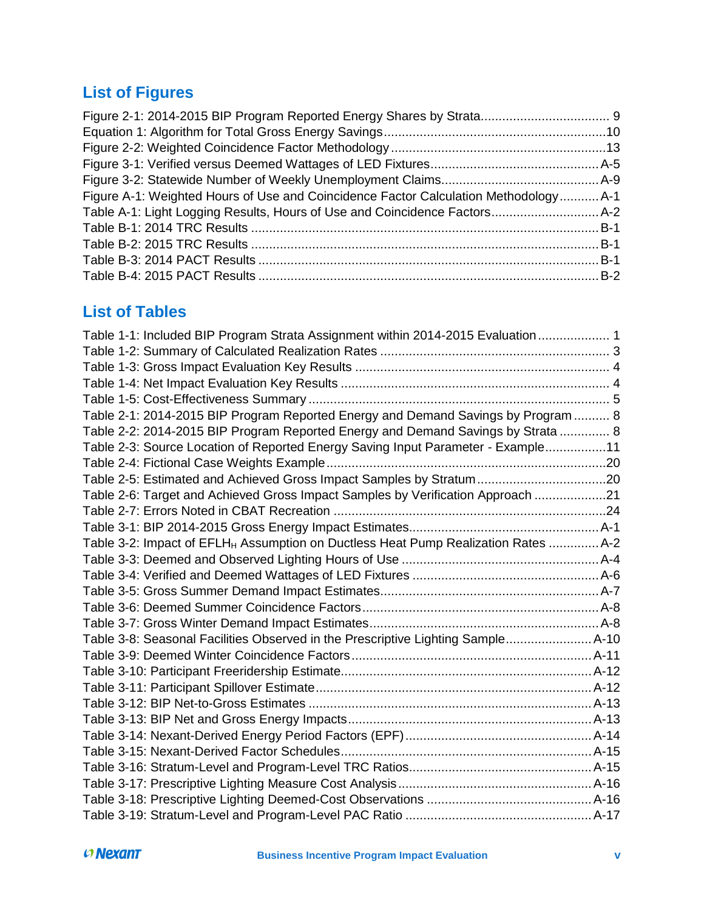## List of Figures

Figure 2-1: 2014-2015 BIP Program Reported Energy Shares by Strata .................................. 9
Equation 1: Algorithm for Total Gross Energy Savings .................................................................10
Figure 2-2: Weighted Coincidence Factor Methodology ................................................................13
Figure 3-1: Verified versus Deemed Wattages of LED Fixtures .............................................. A-5
Figure 3-2: Statewide Number of Weekly Unemployment Claims ........................................... A-9
Figure A-1: Weighted Hours of Use and Coincidence Factor Calculation Methodology ........... A-1
Table A-1: Light Logging Results, Hours of Use and Coincidence Factors ............................. A-2
Table B-1: 2014 TRC Results ................................................................................................ B-1
Table B-2: 2015 TRC Results ................................................................................................ B-1
Table B-3: 2014 PACT Results .............................................................................................. B-1
Table B-4: 2015 PACT Results .............................................................................................. B-2

## List of Tables

Table 1-1: Included BIP Program Strata Assignment within 2014-2015 Evaluation .................... 1
Table 1-2: Summary of Calculated Realization Rates ............................................................... 3
Table 1-3: Gross Impact Evaluation Key Results ...................................................................... 4
Table 1-4: Net Impact Evaluation Key Results .......................................................................... 4
Table 1-5: Cost-Effectiveness Summary .................................................................................. 5
Table 2-1: 2014-2015 BIP Program Reported Energy and Demand Savings by Program .......... 8
Table 2-2: 2014-2015 BIP Program Reported Energy and Demand Savings by Strata ............. 8
Table 2-3: Source Location of Reported Energy Saving Input Parameter - Example .................11
Table 2-4: Fictional Case Weights Example .............................................................................20
Table 2-5: Estimated and Achieved Gross Impact Samples by Stratum ....................................20
Table 2-6: Target and Achieved Gross Impact Samples by Verification Approach ....................21
Table 2-7: Errors Noted in CBAT Recreation ...........................................................................24
Table 3-1: BIP 2014-2015 Gross Energy Impact Estimates .................................................... A-1
Table 3-2: Impact of $EFLH_H$ Assumption on Ductless Heat Pump Realization Rates ............. A-2
Table 3-3: Deemed and Observed Lighting Hours of Use ...................................................... A-4
Table 3-4: Verified and Deemed Wattages of LED Fixtures ................................................... A-6
Table 3-5: Gross Summer Demand Impact Estimates ............................................................ A-7
Table 3-6: Deemed Summer Coincidence Factors ................................................................. A-8
Table 3-7: Gross Winter Demand Impact Estimates ............................................................... A-8
Table 3-8: Seasonal Facilities Observed in the Prescriptive Lighting Sample ........................ A-10
Table 3-9: Deemed Winter Coincidence Factors .................................................................. A-11
Table 3-10: Participant Freeridership Estimate ..................................................................... A-12
Table 3-11: Participant Spillover Estimate ............................................................................ A-12
Table 3-12: BIP Net-to-Gross Estimates .............................................................................. A-13
Table 3-13: BIP Net and Gross Energy Impacts ................................................................... A-13
Table 3-14: Nexant-Derived Energy Period Factors (EPF) .................................................... A-14
Table 3-15: Nexant-Derived Factor Schedules ..................................................................... A-15
Table 3-16: Stratum-Level and Program-Level TRC Ratios .................................................. A-15
Table 3-17: Prescriptive Lighting Measure Cost Analysis ..................................................... A-16
Table 3-18: Prescriptive Lighting Deemed-Cost Observations ............................................. A-16
Table 3-19: Stratum-Level and Program-Level PAC Ratio .................................................... A-17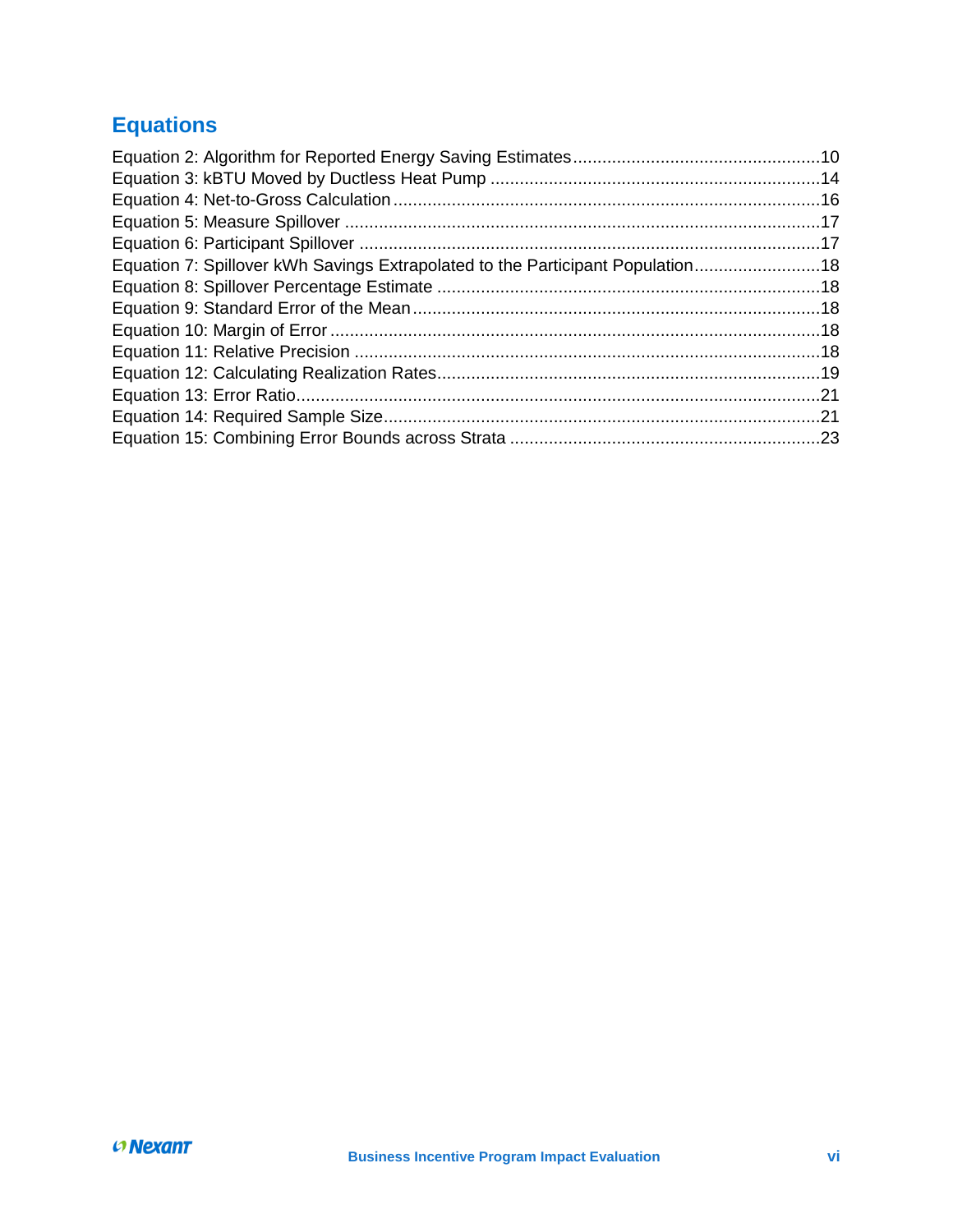## Equations

Equation 2: Algorithm for Reported Energy Saving Estimates ..................................................10
Equation 3: kBTU Moved by Ductless Heat Pump ....................................................................14
Equation 4: Net-to-Gross Calculation ........................................................................................16
Equation 5: Measure Spillover ...................................................................................................17
Equation 6: Participant Spillover ...............................................................................................17
Equation 7: Spillover kWh Savings Extrapolated to the Participant Population..........................18
Equation 8: Spillover Percentage Estimate ...............................................................................18
Equation 9: Standard Error of the Mean ....................................................................................18
Equation 10: Margin of Error .....................................................................................................18
Equation 11: Relative Precision ................................................................................................18
Equation 12: Calculating Realization Rates...............................................................................19
Equation 13: Error Ratio............................................................................................................21
Equation 14: Required Sample Size..........................................................................................21
Equation 15: Combining Error Bounds across Strata ................................................................23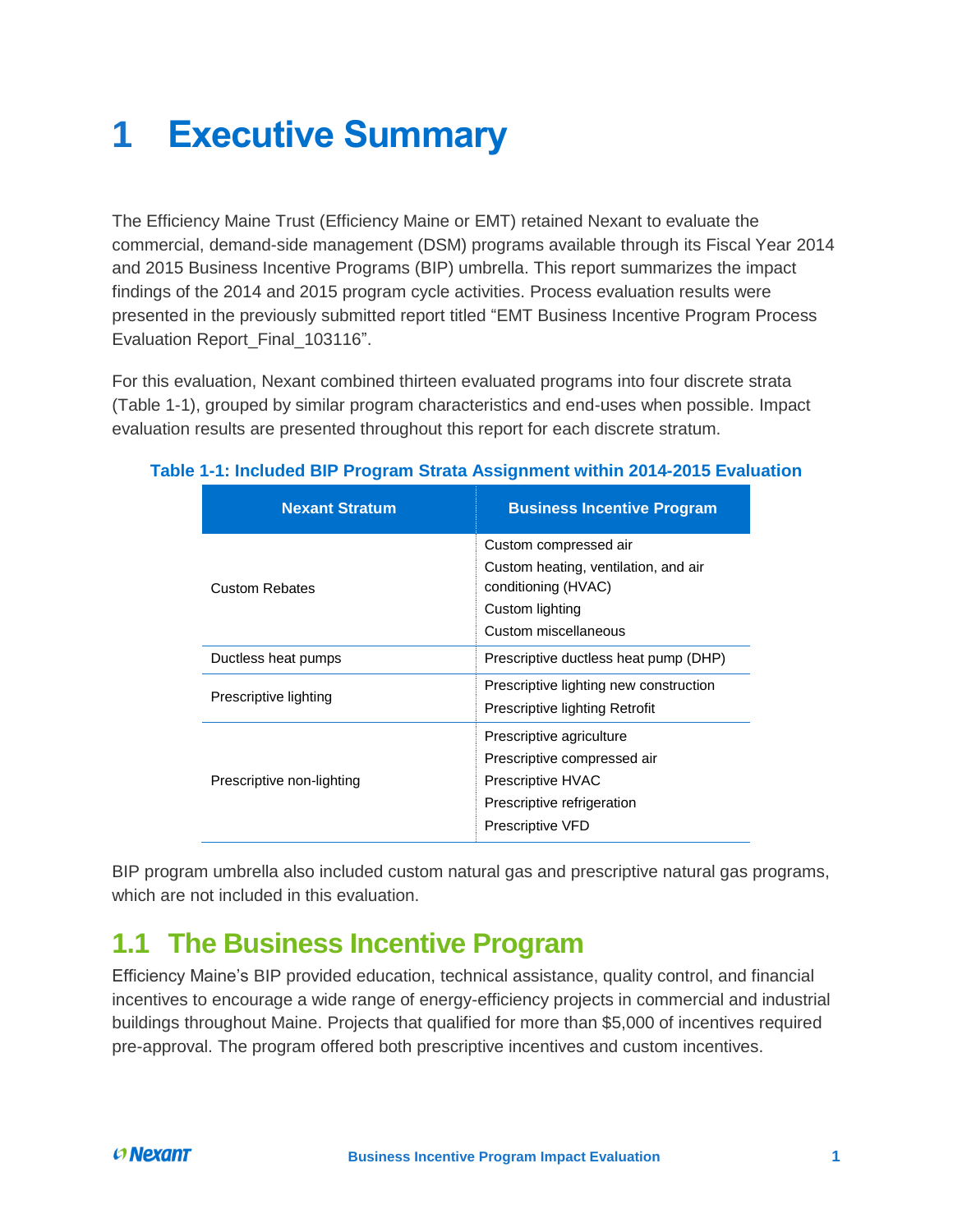# 1 Executive Summary

The Efficiency Maine Trust (Efficiency Maine or EMT) retained Nexant to evaluate the commercial, demand-side management (DSM) programs available through its Fiscal Year 2014 and 2015 Business Incentive Programs (BIP) umbrella. This report summarizes the impact findings of the 2014 and 2015 program cycle activities. Process evaluation results were presented in the previously submitted report titled "EMT Business Incentive Program Process Evaluation Report_Final_103116".

For this evaluation, Nexant combined thirteen evaluated programs into four discrete strata (Table 1-1), grouped by similar program characteristics and end-uses when possible. Impact evaluation results are presented throughout this report for each discrete stratum.

**Table 1-1: Included BIP Program Strata Assignment within 2014-2015 Evaluation**

| Nexant Stratum | Business Incentive Program |
|---|---|
| Custom Rebates | Custom compressed air<br>Custom heating, ventilation, and air conditioning (HVAC)<br>Custom lighting<br>Custom miscellaneous |
| Ductless heat pumps | Prescriptive ductless heat pump (DHP) |
| Prescriptive lighting | Prescriptive lighting new construction<br>Prescriptive lighting Retrofit |
| Prescriptive non-lighting | Prescriptive agriculture<br>Prescriptive compressed air<br>Prescriptive HVAC<br>Prescriptive refrigeration<br>Prescriptive VFD |

BIP program umbrella also included custom natural gas and prescriptive natural gas programs, which are not included in this evaluation.

## 1.1 The Business Incentive Program

Efficiency Maine's BIP provided education, technical assistance, quality control, and financial incentives to encourage a wide range of energy-efficiency projects in commercial and industrial buildings throughout Maine. Projects that qualified for more than $5,000 of incentives required pre-approval. The program offered both prescriptive incentives and custom incentives.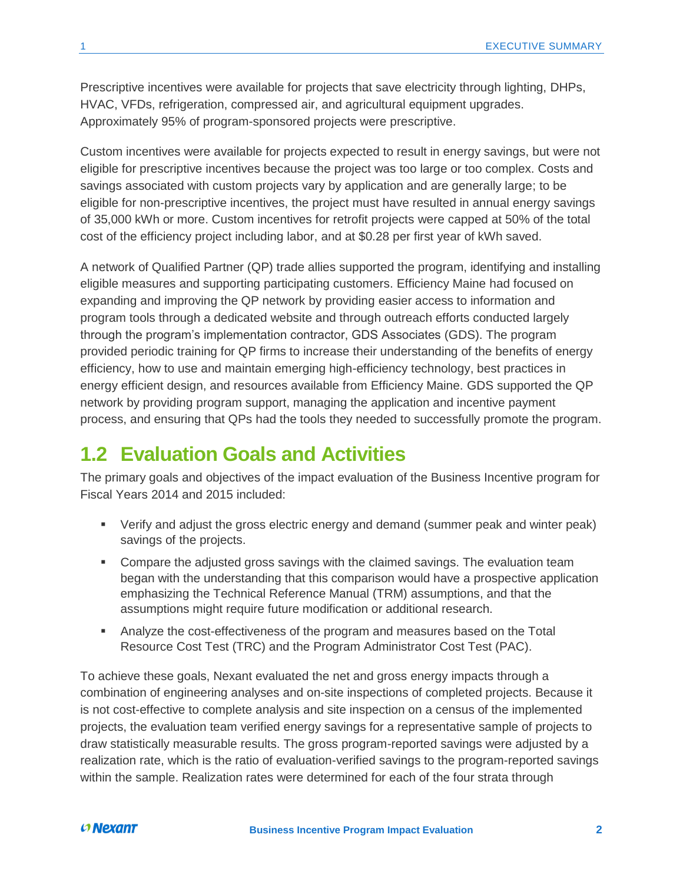Prescriptive incentives were available for projects that save electricity through lighting, DHPs, HVAC, VFDs, refrigeration, compressed air, and agricultural equipment upgrades. Approximately 95% of program-sponsored projects were prescriptive.

Custom incentives were available for projects expected to result in energy savings, but were not eligible for prescriptive incentives because the project was too large or too complex. Costs and savings associated with custom projects vary by application and are generally large; to be eligible for non-prescriptive incentives, the project must have resulted in annual energy savings of 35,000 kWh or more. Custom incentives for retrofit projects were capped at 50% of the total cost of the efficiency project including labor, and at $0.28 per first year of kWh saved.

A network of Qualified Partner (QP) trade allies supported the program, identifying and installing eligible measures and supporting participating customers. Efficiency Maine had focused on expanding and improving the QP network by providing easier access to information and program tools through a dedicated website and through outreach efforts conducted largely through the program's implementation contractor, GDS Associates (GDS). The program provided periodic training for QP firms to increase their understanding of the benefits of energy efficiency, how to use and maintain emerging high-efficiency technology, best practices in energy efficient design, and resources available from Efficiency Maine. GDS supported the QP network by providing program support, managing the application and incentive payment process, and ensuring that QPs had the tools they needed to successfully promote the program.

## 1.2 Evaluation Goals and Activities

The primary goals and objectives of the impact evaluation of the Business Incentive program for Fiscal Years 2014 and 2015 included:

- Verify and adjust the gross electric energy and demand (summer peak and winter peak) savings of the projects.
- Compare the adjusted gross savings with the claimed savings. The evaluation team began with the understanding that this comparison would have a prospective application emphasizing the Technical Reference Manual (TRM) assumptions, and that the assumptions might require future modification or additional research.
- Analyze the cost-effectiveness of the program and measures based on the Total Resource Cost Test (TRC) and the Program Administrator Cost Test (PAC).

To achieve these goals, Nexant evaluated the net and gross energy impacts through a combination of engineering analyses and on-site inspections of completed projects. Because it is not cost-effective to complete analysis and site inspection on a census of the implemented projects, the evaluation team verified energy savings for a representative sample of projects to draw statistically measurable results. The gross program-reported savings were adjusted by a realization rate, which is the ratio of evaluation-verified savings to the program-reported savings within the sample. Realization rates were determined for each of the four strata through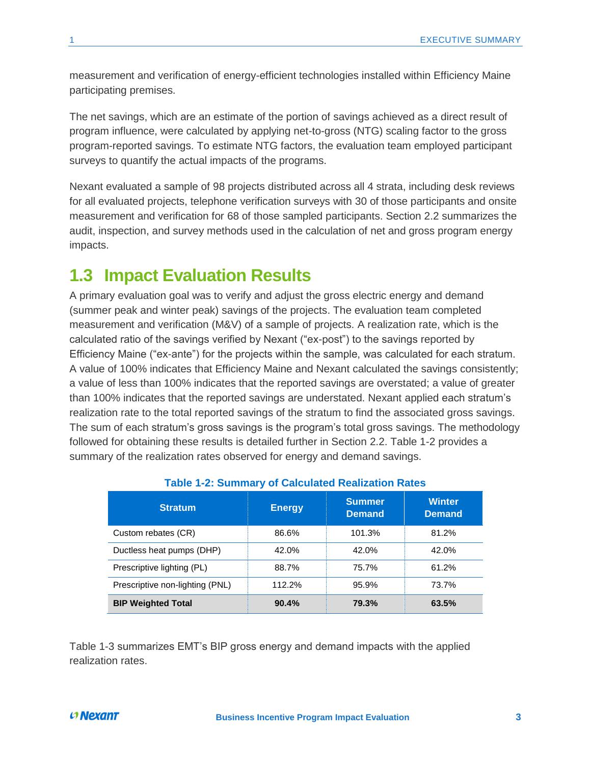measurement and verification of energy-efficient technologies installed within Efficiency Maine participating premises.

The net savings, which are an estimate of the portion of savings achieved as a direct result of program influence, were calculated by applying net-to-gross (NTG) scaling factor to the gross program-reported savings. To estimate NTG factors, the evaluation team employed participant surveys to quantify the actual impacts of the programs.

Nexant evaluated a sample of 98 projects distributed across all 4 strata, including desk reviews for all evaluated projects, telephone verification surveys with 30 of those participants and onsite measurement and verification for 68 of those sampled participants. Section 2.2 summarizes the audit, inspection, and survey methods used in the calculation of net and gross program energy impacts.

## 1.3 Impact Evaluation Results

A primary evaluation goal was to verify and adjust the gross electric energy and demand (summer peak and winter peak) savings of the projects. The evaluation team completed measurement and verification (M&V) of a sample of projects. A realization rate, which is the calculated ratio of the savings verified by Nexant ("ex-post") to the savings reported by Efficiency Maine ("ex-ante") for the projects within the sample, was calculated for each stratum. A value of 100% indicates that Efficiency Maine and Nexant calculated the savings consistently; a value of less than 100% indicates that the reported savings are overstated; a value of greater than 100% indicates that the reported savings are understated. Nexant applied each stratum's realization rate to the total reported savings of the stratum to find the associated gross savings. The sum of each stratum's gross savings is the program's total gross savings. The methodology followed for obtaining these results is detailed further in Section 2.2. Table 1-2 provides a summary of the realization rates observed for energy and demand savings.

**Table 1-2: Summary of Calculated Realization Rates**

| Stratum | Energy | Summer Demand | Winter Demand |
|---|---|---|---|
| Custom rebates (CR) | 86.6% | 101.3% | 81.2% |
| Ductless heat pumps (DHP) | 42.0% | 42.0% | 42.0% |
| Prescriptive lighting (PL) | 88.7% | 75.7% | 61.2% |
| Prescriptive non-lighting (PNL) | 112.2% | 95.9% | 73.7% |
| **BIP Weighted Total** | **90.4%** | **79.3%** | **63.5%** |

Table 1-3 summarizes EMT's BIP gross energy and demand impacts with the applied realization rates.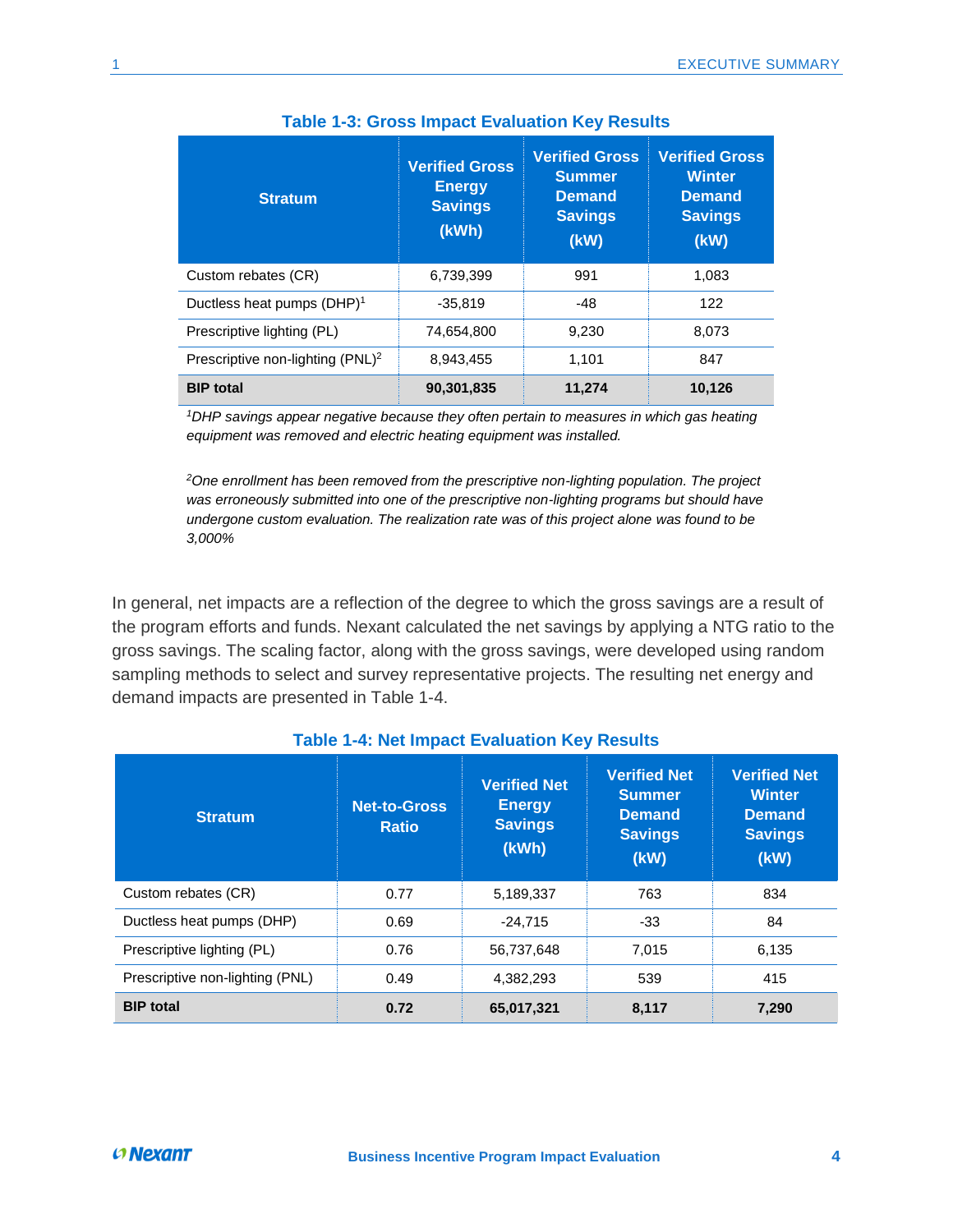**Table 1-3: Gross Impact Evaluation Key Results**

| Stratum | Verified Gross Energy Savings (kWh) | Verified Gross Summer Demand Savings (kW) | Verified Gross Winter Demand Savings (kW) |
|---|---|---|---|
| Custom rebates (CR) | 6,739,399 | 991 | 1,083 |
| Ductless heat pumps (DHP)[1] | -35,819 | -48 | 122 |
| Prescriptive lighting (PL) | 74,654,800 | 9,230 | 8,073 |
| Prescriptive non-lighting (PNL)[2] | 8,943,455 | 1,101 | 847 |
| **BIP total** | **90,301,835** | **11,274** | **10,126** |

*[1]DHP savings appear negative because they often pertain to measures in which gas heating equipment was removed and electric heating equipment was installed.*

*[2]One enrollment has been removed from the prescriptive non-lighting population. The project was erroneously submitted into one of the prescriptive non-lighting programs but should have undergone custom evaluation. The realization rate was of this project alone was found to be 3,000%*

In general, net impacts are a reflection of the degree to which the gross savings are a result of the program efforts and funds. Nexant calculated the net savings by applying a NTG ratio to the gross savings. The scaling factor, along with the gross savings, were developed using random sampling methods to select and survey representative projects. The resulting net energy and demand impacts are presented in Table 1-4.

**Table 1-4: Net Impact Evaluation Key Results**

| Stratum | Net-to-Gross Ratio | Verified Net Energy Savings (kWh) | Verified Net Summer Demand Savings (kW) | Verified Net Winter Demand Savings (kW) |
|---|---|---|---|---|
| Custom rebates (CR) | 0.77 | 5,189,337 | 763 | 834 |
| Ductless heat pumps (DHP) | 0.69 | -24,715 | -33 | 84 |
| Prescriptive lighting (PL) | 0.76 | 56,737,648 | 7,015 | 6,135 |
| Prescriptive non-lighting (PNL) | 0.49 | 4,382,293 | 539 | 415 |
| **BIP total** | **0.72** | **65,017,321** | **8,117** | **7,290** |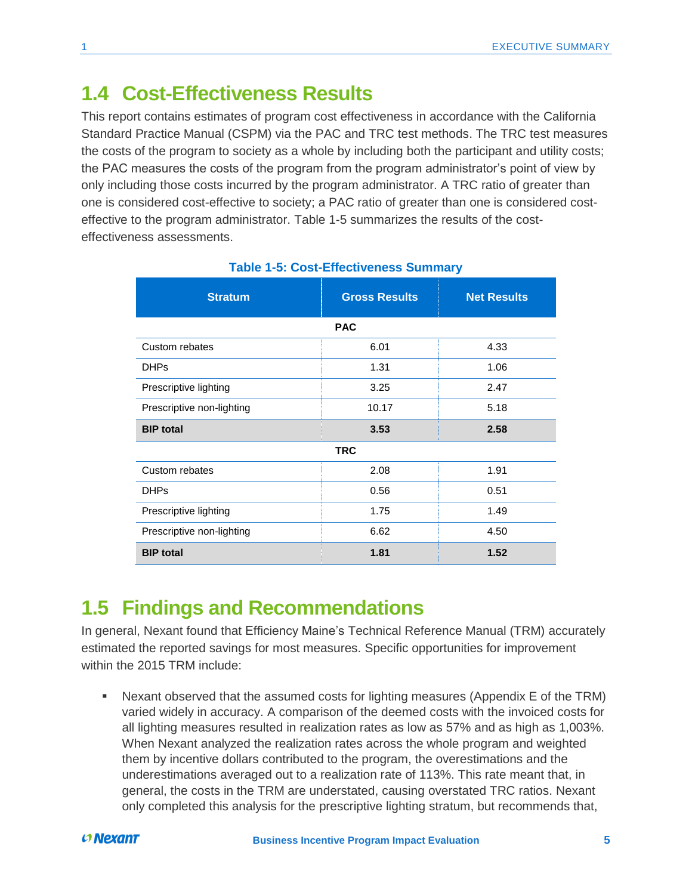## 1.4 Cost-Effectiveness Results

This report contains estimates of program cost effectiveness in accordance with the California Standard Practice Manual (CSPM) via the PAC and TRC test methods. The TRC test measures the costs of the program to society as a whole by including both the participant and utility costs; the PAC measures the costs of the program from the program administrator's point of view by only including those costs incurred by the program administrator. A TRC ratio of greater than one is considered cost-effective to society; a PAC ratio of greater than one is considered cost-effective to the program administrator. Table 1-5 summarizes the results of the cost-effectiveness assessments.

**Table 1-5: Cost-Effectiveness Summary**

| Stratum | Gross Results | Net Results |
|---|---|---|
| **PAC** | | |
| Custom rebates | 6.01 | 4.33 |
| DHPs | 1.31 | 1.06 |
| Prescriptive lighting | 3.25 | 2.47 |
| Prescriptive non-lighting | 10.17 | 5.18 |
| **BIP total** | **3.53** | **2.58** |
| **TRC** | | |
| Custom rebates | 2.08 | 1.91 |
| DHPs | 0.56 | 0.51 |
| Prescriptive lighting | 1.75 | 1.49 |
| Prescriptive non-lighting | 6.62 | 4.50 |
| **BIP total** | **1.81** | **1.52** |

## 1.5 Findings and Recommendations

In general, Nexant found that Efficiency Maine's Technical Reference Manual (TRM) accurately estimated the reported savings for most measures. Specific opportunities for improvement within the 2015 TRM include:

- Nexant observed that the assumed costs for lighting measures (Appendix E of the TRM) varied widely in accuracy. A comparison of the deemed costs with the invoiced costs for all lighting measures resulted in realization rates as low as 57% and as high as 1,003%. When Nexant analyzed the realization rates across the whole program and weighted them by incentive dollars contributed to the program, the overestimations and the underestimations averaged out to a realization rate of 113%. This rate meant that, in general, the costs in the TRM are understated, causing overstated TRC ratios. Nexant only completed this analysis for the prescriptive lighting stratum, but recommends that,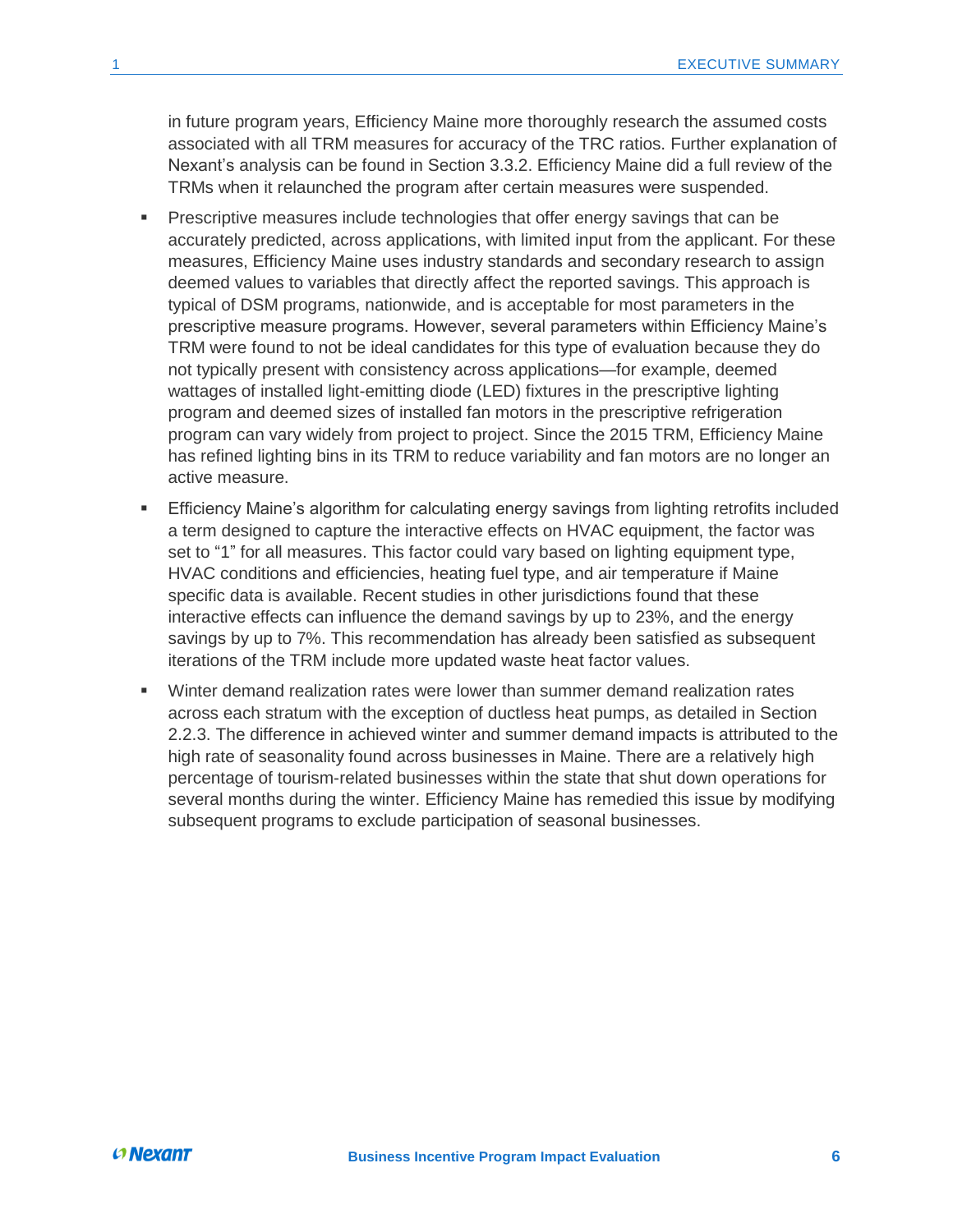in future program years, Efficiency Maine more thoroughly research the assumed costs associated with all TRM measures for accuracy of the TRC ratios. Further explanation of Nexant's analysis can be found in Section 3.3.2. Efficiency Maine did a full review of the TRMs when it relaunched the program after certain measures were suspended.

- Prescriptive measures include technologies that offer energy savings that can be accurately predicted, across applications, with limited input from the applicant. For these measures, Efficiency Maine uses industry standards and secondary research to assign deemed values to variables that directly affect the reported savings. This approach is typical of DSM programs, nationwide, and is acceptable for most parameters in the prescriptive measure programs. However, several parameters within Efficiency Maine's TRM were found to not be ideal candidates for this type of evaluation because they do not typically present with consistency across applications—for example, deemed wattages of installed light-emitting diode (LED) fixtures in the prescriptive lighting program and deemed sizes of installed fan motors in the prescriptive refrigeration program can vary widely from project to project. Since the 2015 TRM, Efficiency Maine has refined lighting bins in its TRM to reduce variability and fan motors are no longer an active measure.
- Efficiency Maine's algorithm for calculating energy savings from lighting retrofits included a term designed to capture the interactive effects on HVAC equipment, the factor was set to "1" for all measures. This factor could vary based on lighting equipment type, HVAC conditions and efficiencies, heating fuel type, and air temperature if Maine specific data is available. Recent studies in other jurisdictions found that these interactive effects can influence the demand savings by up to 23%, and the energy savings by up to 7%. This recommendation has already been satisfied as subsequent iterations of the TRM include more updated waste heat factor values.
- Winter demand realization rates were lower than summer demand realization rates across each stratum with the exception of ductless heat pumps, as detailed in Section 2.2.3. The difference in achieved winter and summer demand impacts is attributed to the high rate of seasonality found across businesses in Maine. There are a relatively high percentage of tourism-related businesses within the state that shut down operations for several months during the winter. Efficiency Maine has remedied this issue by modifying subsequent programs to exclude participation of seasonal businesses.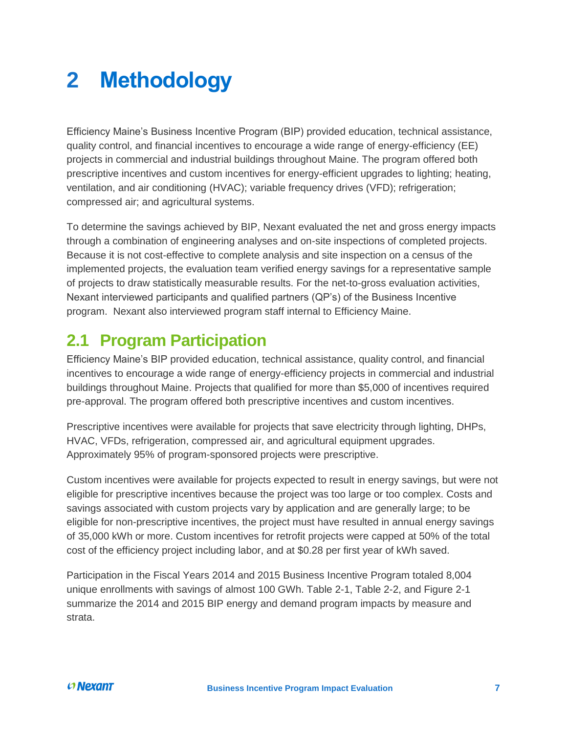# 2 Methodology

Efficiency Maine's Business Incentive Program (BIP) provided education, technical assistance, quality control, and financial incentives to encourage a wide range of energy-efficiency (EE) projects in commercial and industrial buildings throughout Maine. The program offered both prescriptive incentives and custom incentives for energy-efficient upgrades to lighting; heating, ventilation, and air conditioning (HVAC); variable frequency drives (VFD); refrigeration; compressed air; and agricultural systems.

To determine the savings achieved by BIP, Nexant evaluated the net and gross energy impacts through a combination of engineering analyses and on-site inspections of completed projects. Because it is not cost-effective to complete analysis and site inspection on a census of the implemented projects, the evaluation team verified energy savings for a representative sample of projects to draw statistically measurable results. For the net-to-gross evaluation activities, Nexant interviewed participants and qualified partners (QP's) of the Business Incentive program. Nexant also interviewed program staff internal to Efficiency Maine.

## 2.1 Program Participation

Efficiency Maine's BIP provided education, technical assistance, quality control, and financial incentives to encourage a wide range of energy-efficiency projects in commercial and industrial buildings throughout Maine. Projects that qualified for more than $5,000 of incentives required pre-approval. The program offered both prescriptive incentives and custom incentives.

Prescriptive incentives were available for projects that save electricity through lighting, DHPs, HVAC, VFDs, refrigeration, compressed air, and agricultural equipment upgrades. Approximately 95% of program-sponsored projects were prescriptive.

Custom incentives were available for projects expected to result in energy savings, but were not eligible for prescriptive incentives because the project was too large or too complex. Costs and savings associated with custom projects vary by application and are generally large; to be eligible for non-prescriptive incentives, the project must have resulted in annual energy savings of 35,000 kWh or more. Custom incentives for retrofit projects were capped at 50% of the total cost of the efficiency project including labor, and at $0.28 per first year of kWh saved.

Participation in the Fiscal Years 2014 and 2015 Business Incentive Program totaled 8,004 unique enrollments with savings of almost 100 GWh. Table 2-1, Table 2-2, and Figure 2-1 summarize the 2014 and 2015 BIP energy and demand program impacts by measure and strata.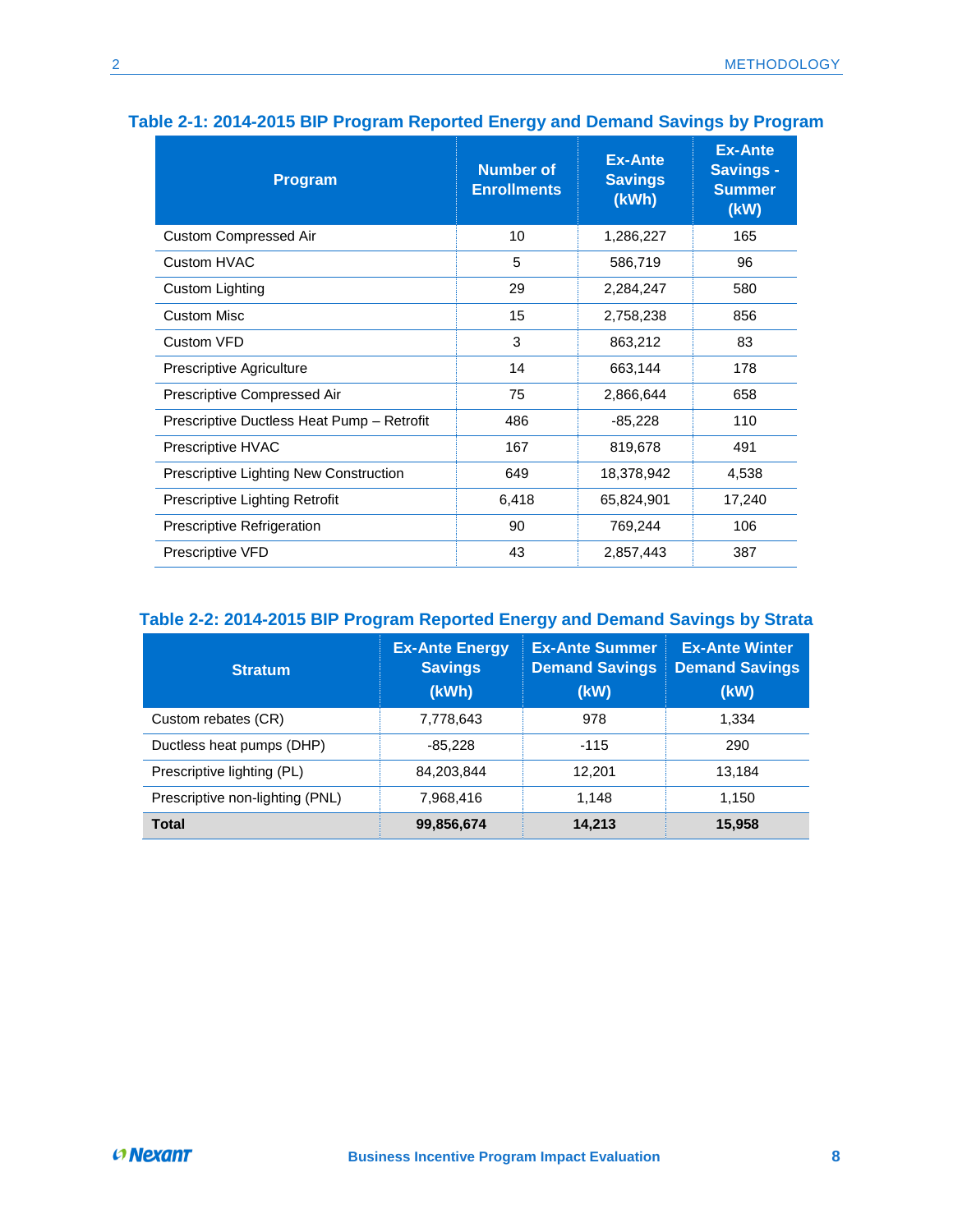**Table 2-1: 2014-2015 BIP Program Reported Energy and Demand Savings by Program**

| Program | Number of Enrollments | Ex-Ante Savings (kWh) | Ex-Ante Savings - Summer (kW) |
|---|---|---|---|
| Custom Compressed Air | 10 | 1,286,227 | 165 |
| Custom HVAC | 5 | 586,719 | 96 |
| Custom Lighting | 29 | 2,284,247 | 580 |
| Custom Misc | 15 | 2,758,238 | 856 |
| Custom VFD | 3 | 863,212 | 83 |
| Prescriptive Agriculture | 14 | 663,144 | 178 |
| Prescriptive Compressed Air | 75 | 2,866,644 | 658 |
| Prescriptive Ductless Heat Pump – Retrofit | 486 | -85,228 | 110 |
| Prescriptive HVAC | 167 | 819,678 | 491 |
| Prescriptive Lighting New Construction | 649 | 18,378,942 | 4,538 |
| Prescriptive Lighting Retrofit | 6,418 | 65,824,901 | 17,240 |
| Prescriptive Refrigeration | 90 | 769,244 | 106 |
| Prescriptive VFD | 43 | 2,857,443 | 387 |

**Table 2-2: 2014-2015 BIP Program Reported Energy and Demand Savings by Strata**

| Stratum | Ex-Ante Energy Savings (kWh) | Ex-Ante Summer Demand Savings (kW) | Ex-Ante Winter Demand Savings (kW) |
|---|---|---|---|
| Custom rebates (CR) | 7,778,643 | 978 | 1,334 |
| Ductless heat pumps (DHP) | -85,228 | -115 | 290 |
| Prescriptive lighting (PL) | 84,203,844 | 12,201 | 13,184 |
| Prescriptive non-lighting (PNL) | 7,968,416 | 1,148 | 1,150 |
| **Total** | **99,856,674** | **14,213** | **15,958** |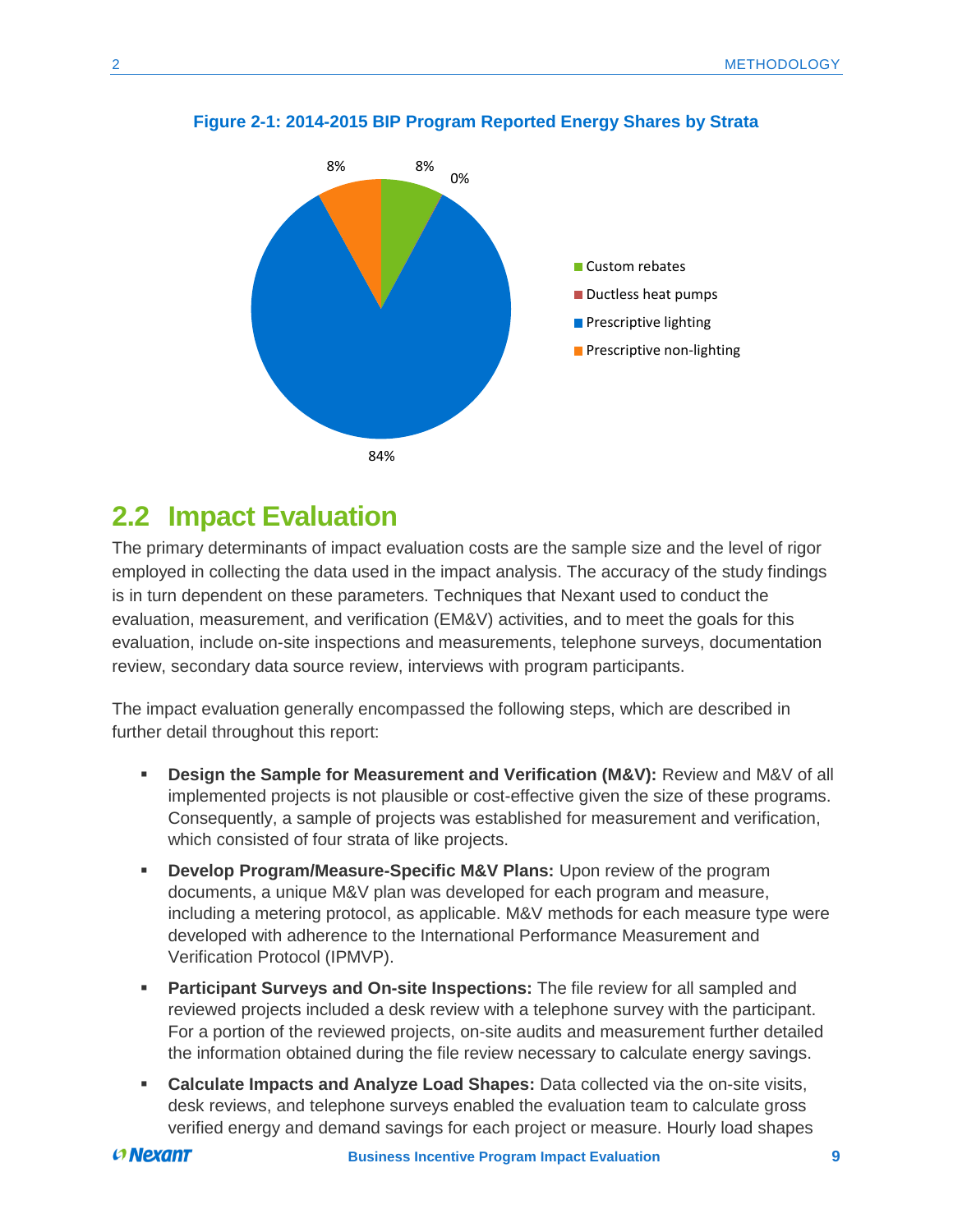**Figure 2-1: 2014-2015 BIP Program Reported Energy Shares by Strata**

## 2.2 Impact Evaluation

The primary determinants of impact evaluation costs are the sample size and the level of rigor employed in collecting the data used in the impact analysis. The accuracy of the study findings is in turn dependent on these parameters. Techniques that Nexant used to conduct the evaluation, measurement, and verification (EM&V) activities, and to meet the goals for this evaluation, include on-site inspections and measurements, telephone surveys, documentation review, secondary data source review, interviews with program participants.

The impact evaluation generally encompassed the following steps, which are described in further detail throughout this report:

- **Design the Sample for Measurement and Verification (M&V):** Review and M&V of all implemented projects is not plausible or cost-effective given the size of these programs. Consequently, a sample of projects was established for measurement and verification, which consisted of four strata of like projects.
- **Develop Program/Measure-Specific M&V Plans:** Upon review of the program documents, a unique M&V plan was developed for each program and measure, including a metering protocol, as applicable. M&V methods for each measure type were developed with adherence to the International Performance Measurement and Verification Protocol (IPMVP).
- **Participant Surveys and On-site Inspections:** The file review for all sampled and reviewed projects included a desk review with a telephone survey with the participant. For a portion of the reviewed projects, on-site audits and measurement further detailed the information obtained during the file review necessary to calculate energy savings.
- **Calculate Impacts and Analyze Load Shapes:** Data collected via the on-site visits, desk reviews, and telephone surveys enabled the evaluation team to calculate gross verified energy and demand savings for each project or measure. Hourly load shapes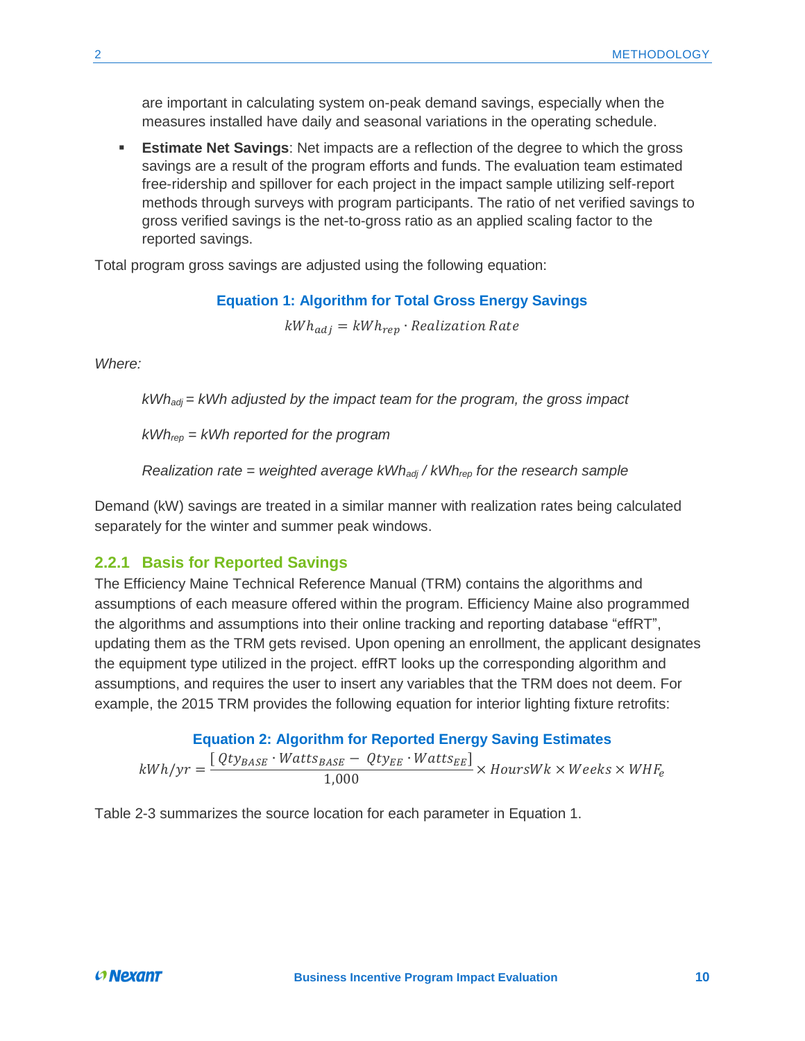are important in calculating system on-peak demand savings, especially when the measures installed have daily and seasonal variations in the operating schedule.

- **Estimate Net Savings**: Net impacts are a reflection of the degree to which the gross savings are a result of the program efforts and funds. The evaluation team estimated free-ridership and spillover for each project in the impact sample utilizing self-report methods through surveys with program participants. The ratio of net verified savings to gross verified savings is the net-to-gross ratio as an applied scaling factor to the reported savings.

Total program gross savings are adjusted using the following equation:

**Equation 1: Algorithm for Total Gross Energy Savings**

$$kWh_{adj} = kWh_{rep} \cdot Realization\ Rate$$

*Where:*

*$kWh_{adj}$ = kWh adjusted by the impact team for the program, the gross impact*

*$kWh_{rep}$ = kWh reported for the program*

*Realization rate = weighted average $kWh_{adj}$ / $kWh_{rep}$ for the research sample*

Demand (kW) savings are treated in a similar manner with realization rates being calculated separately for the winter and summer peak windows.

### 2.2.1 Basis for Reported Savings

The Efficiency Maine Technical Reference Manual (TRM) contains the algorithms and assumptions of each measure offered within the program. Efficiency Maine also programmed the algorithms and assumptions into their online tracking and reporting database "effRT", updating them as the TRM gets revised. Upon opening an enrollment, the applicant designates the equipment type utilized in the project. effRT looks up the corresponding algorithm and assumptions, and requires the user to insert any variables that the TRM does not deem. For example, the 2015 TRM provides the following equation for interior lighting fixture retrofits:

**Equation 2: Algorithm for Reported Energy Saving Estimates**

$$kWh/yr = \frac{[\,Qty_{BASE} \cdot Watts_{BASE} - Qty_{EE} \cdot Watts_{EE}]}{1{,}000} \times HoursWk \times Weeks \times WHF_e$$

Table 2-3 summarizes the source location for each parameter in Equation 1.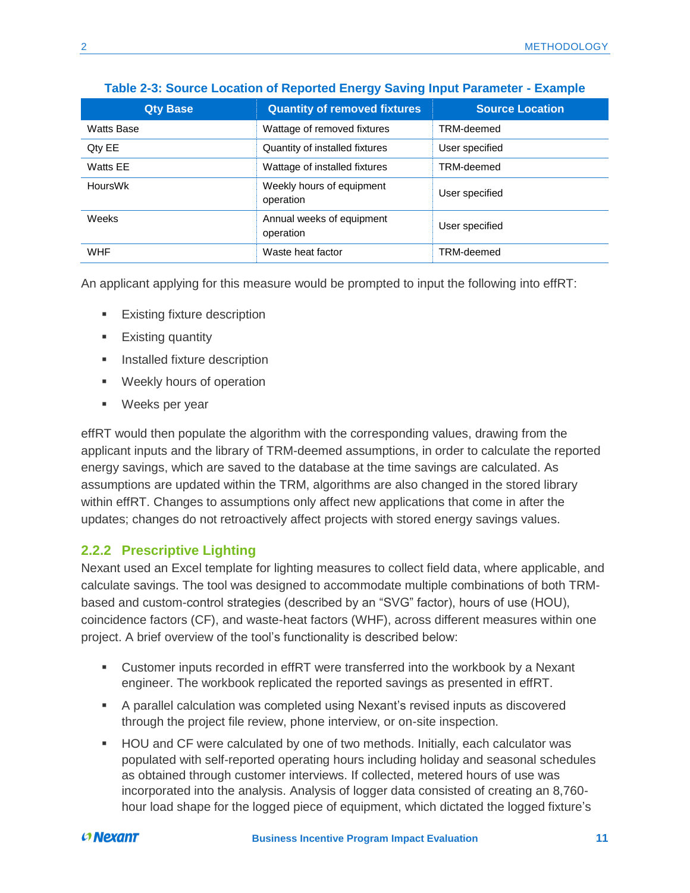**Table 2-3: Source Location of Reported Energy Saving Input Parameter - Example**

| Qty Base | Quantity of removed fixtures | Source Location |
|---|---|---|
| Watts Base | Wattage of removed fixtures | TRM-deemed |
| Qty EE | Quantity of installed fixtures | User specified |
| Watts EE | Wattage of installed fixtures | TRM-deemed |
| HoursWk | Weekly hours of equipment operation | User specified |
| Weeks | Annual weeks of equipment operation | User specified |
| WHF | Waste heat factor | TRM-deemed |

An applicant applying for this measure would be prompted to input the following into effRT:

- Existing fixture description
- Existing quantity
- Installed fixture description
- Weekly hours of operation
- Weeks per year

effRT would then populate the algorithm with the corresponding values, drawing from the applicant inputs and the library of TRM-deemed assumptions, in order to calculate the reported energy savings, which are saved to the database at the time savings are calculated. As assumptions are updated within the TRM, algorithms are also changed in the stored library within effRT. Changes to assumptions only affect new applications that come in after the updates; changes do not retroactively affect projects with stored energy savings values.

### 2.2.2 Prescriptive Lighting

Nexant used an Excel template for lighting measures to collect field data, where applicable, and calculate savings. The tool was designed to accommodate multiple combinations of both TRM-based and custom-control strategies (described by an "SVG" factor), hours of use (HOU), coincidence factors (CF), and waste-heat factors (WHF), across different measures within one project. A brief overview of the tool's functionality is described below:

- Customer inputs recorded in effRT were transferred into the workbook by a Nexant engineer. The workbook replicated the reported savings as presented in effRT.
- A parallel calculation was completed using Nexant's revised inputs as discovered through the project file review, phone interview, or on-site inspection.
- HOU and CF were calculated by one of two methods. Initially, each calculator was populated with self-reported operating hours including holiday and seasonal schedules as obtained through customer interviews. If collected, metered hours of use was incorporated into the analysis. Analysis of logger data consisted of creating an 8,760-hour load shape for the logged piece of equipment, which dictated the logged fixture's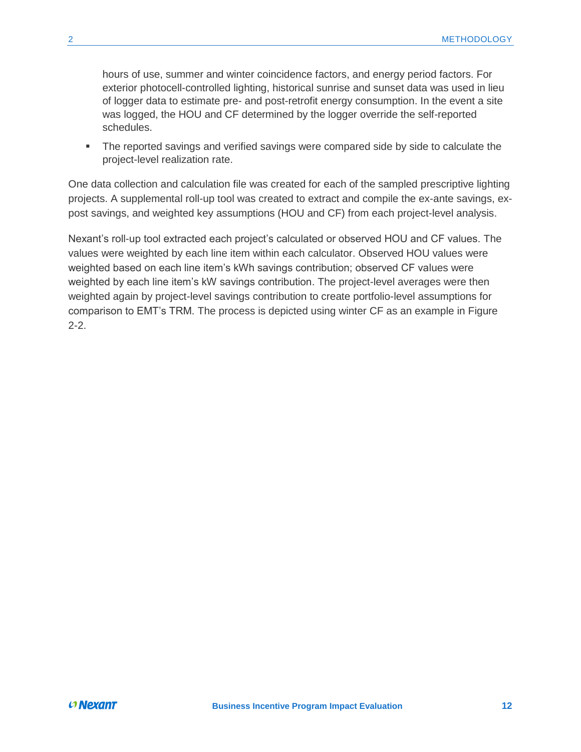hours of use, summer and winter coincidence factors, and energy period factors. For exterior photocell-controlled lighting, historical sunrise and sunset data was used in lieu of logger data to estimate pre- and post-retrofit energy consumption. In the event a site was logged, the HOU and CF determined by the logger override the self-reported schedules.

- The reported savings and verified savings were compared side by side to calculate the project-level realization rate.

One data collection and calculation file was created for each of the sampled prescriptive lighting projects. A supplemental roll-up tool was created to extract and compile the ex-ante savings, ex-post savings, and weighted key assumptions (HOU and CF) from each project-level analysis.

Nexant's roll-up tool extracted each project's calculated or observed HOU and CF values. The values were weighted by each line item within each calculator. Observed HOU values were weighted based on each line item's kWh savings contribution; observed CF values were weighted by each line item's kW savings contribution. The project-level averages were then weighted again by project-level savings contribution to create portfolio-level assumptions for comparison to EMT's TRM. The process is depicted using winter CF as an example in Figure 2-2.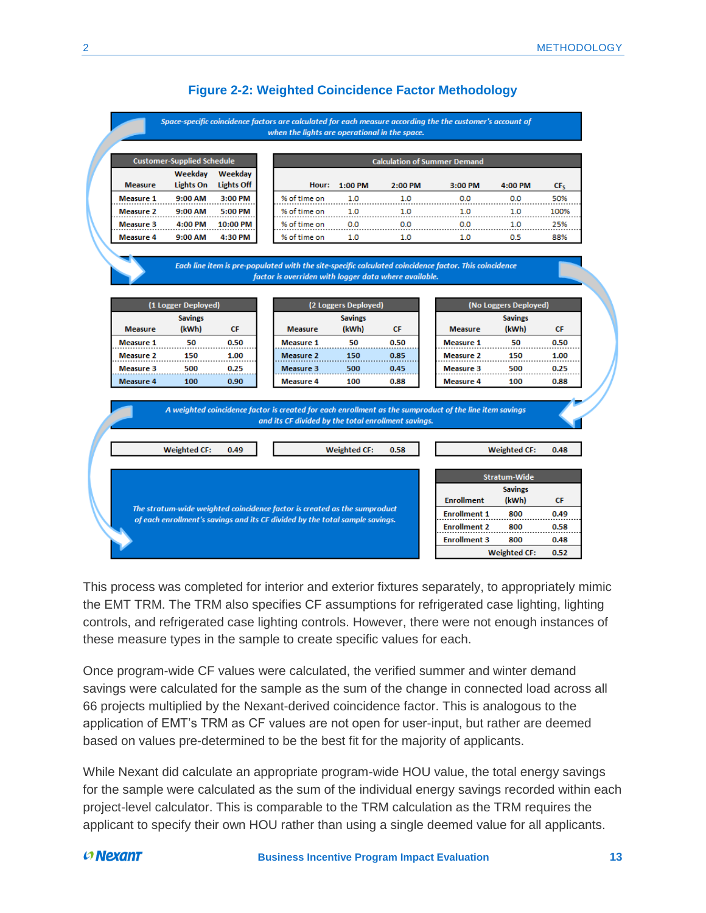**Figure 2-2: Weighted Coincidence Factor Methodology**

*Space-specific coincidence factors are calculated for each measure according the the customer's account of when the lights are operational in the space.*

| Customer-Supplied Schedule | | |
|---|---|---|
| Measure | Weekday Lights On | Weekday Lights Off |
| Measure 1 | 9:00 AM | 3:00 PM |
| Measure 2 | 9:00 AM | 5:00 PM |
| Measure 3 | 4:00 PM | 10:00 PM |
| Measure 4 | 9:00 AM | 4:30 PM |

| Calculation of Summer Demand | | | | | |
|---|---|---|---|---|---|
| Hour: | 1:00 PM | 2:00 PM | 3:00 PM | 4:00 PM | $CF_S$ |
| % of time on | 1.0 | 1.0 | 0.0 | 0.0 | 50% |
| % of time on | 1.0 | 1.0 | 1.0 | 1.0 | 100% |
| % of time on | 0.0 | 0.0 | 0.0 | 1.0 | 25% |
| % of time on | 1.0 | 1.0 | 1.0 | 0.5 | 88% |

*Each line item is pre-populated with the site-specific calculated coincidence factor. This coincidence factor is overriden with logger data where available.*

| (1 Logger Deployed) | | |
|---|---|---|
| Measure | Savings (kWh) | CF |
| Measure 1 | 50 | 0.50 |
| Measure 2 | 150 | 1.00 |
| Measure 3 | 500 | 0.25 |
| Measure 4 | 100 | 0.90 |

| (2 Loggers Deployed) | | |
|---|---|---|
| Measure | Savings (kWh) | CF |
| Measure 1 | 50 | 0.50 |
| Measure 2 | 150 | 0.85 |
| Measure 3 | 500 | 0.45 |
| Measure 4 | 100 | 0.88 |

| (No Loggers Deployed) | | |
|---|---|---|
| Measure | Savings (kWh) | CF |
| Measure 1 | 50 | 0.50 |
| Measure 2 | 150 | 1.00 |
| Measure 3 | 500 | 0.25 |
| Measure 4 | 100 | 0.88 |

*A weighted coincidence factor is created for each enrollment as the sumproduct of the line item savings and its CF divided by the total enrollment savings.*

Weighted CF: 0.49 | Weighted CF: 0.58 | Weighted CF: 0.48

*The stratum-wide weighted coincidence factor is created as the sumproduct of each enrollment's savings and its CF divided by the total sample savings.*

| Stratum-Wide | | |
|---|---|---|
| Enrollment | Savings (kWh) | CF |
| Enrollment 1 | 800 | 0.49 |
| Enrollment 2 | 800 | 0.58 |
| Enrollment 3 | 800 | 0.48 |
| | Weighted CF: | 0.52 |

This process was completed for interior and exterior fixtures separately, to appropriately mimic the EMT TRM. The TRM also specifies CF assumptions for refrigerated case lighting, lighting controls, and refrigerated case lighting controls. However, there were not enough instances of these measure types in the sample to create specific values for each.

Once program-wide CF values were calculated, the verified summer and winter demand savings were calculated for the sample as the sum of the change in connected load across all 66 projects multiplied by the Nexant-derived coincidence factor. This is analogous to the application of EMT's TRM as CF values are not open for user-input, but rather are deemed based on values pre-determined to be the best fit for the majority of applicants.

While Nexant did calculate an appropriate program-wide HOU value, the total energy savings for the sample were calculated as the sum of the individual energy savings recorded within each project-level calculator. This is comparable to the TRM calculation as the TRM requires the applicant to specify their own HOU rather than using a single deemed value for all applicants.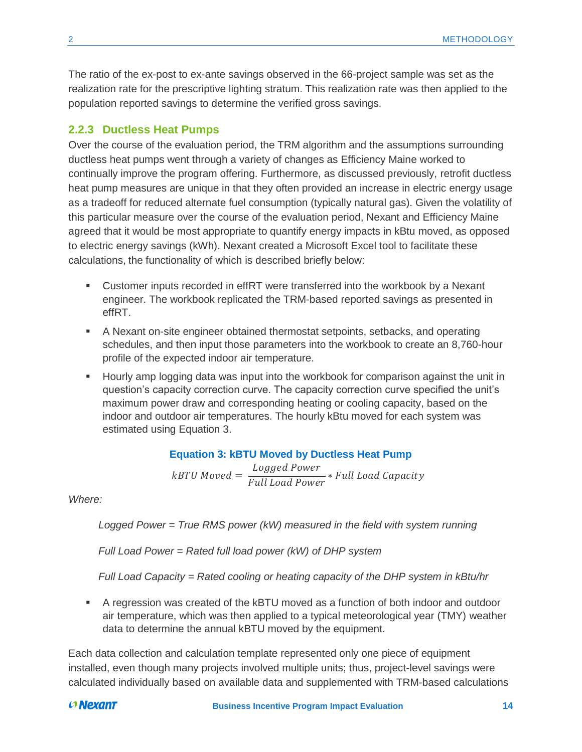The ratio of the ex-post to ex-ante savings observed in the 66-project sample was set as the realization rate for the prescriptive lighting stratum. This realization rate was then applied to the population reported savings to determine the verified gross savings.

### 2.2.3 Ductless Heat Pumps

Over the course of the evaluation period, the TRM algorithm and the assumptions surrounding ductless heat pumps went through a variety of changes as Efficiency Maine worked to continually improve the program offering. Furthermore, as discussed previously, retrofit ductless heat pump measures are unique in that they often provided an increase in electric energy usage as a tradeoff for reduced alternate fuel consumption (typically natural gas). Given the volatility of this particular measure over the course of the evaluation period, Nexant and Efficiency Maine agreed that it would be most appropriate to quantify energy impacts in kBtu moved, as opposed to electric energy savings (kWh). Nexant created a Microsoft Excel tool to facilitate these calculations, the functionality of which is described briefly below:

- Customer inputs recorded in effRT were transferred into the workbook by a Nexant engineer. The workbook replicated the TRM-based reported savings as presented in effRT.
- A Nexant on-site engineer obtained thermostat setpoints, setbacks, and operating schedules, and then input those parameters into the workbook to create an 8,760-hour profile of the expected indoor air temperature.
- Hourly amp logging data was input into the workbook for comparison against the unit in question's capacity correction curve. The capacity correction curve specified the unit's maximum power draw and corresponding heating or cooling capacity, based on the indoor and outdoor air temperatures. The hourly kBtu moved for each system was estimated using Equation 3.

**Equation 3: kBTU Moved by Ductless Heat Pump**

$$kBTU\ Moved = \frac{Logged\ Power}{Full\ Load\ Power} * Full\ Load\ Capacity$$

*Where:*

*Logged Power = True RMS power (kW) measured in the field with system running*

*Full Load Power = Rated full load power (kW) of DHP system*

*Full Load Capacity = Rated cooling or heating capacity of the DHP system in kBtu/hr*

- A regression was created of the kBTU moved as a function of both indoor and outdoor air temperature, which was then applied to a typical meteorological year (TMY) weather data to determine the annual kBTU moved by the equipment.

Each data collection and calculation template represented only one piece of equipment installed, even though many projects involved multiple units; thus, project-level savings were calculated individually based on available data and supplemented with TRM-based calculations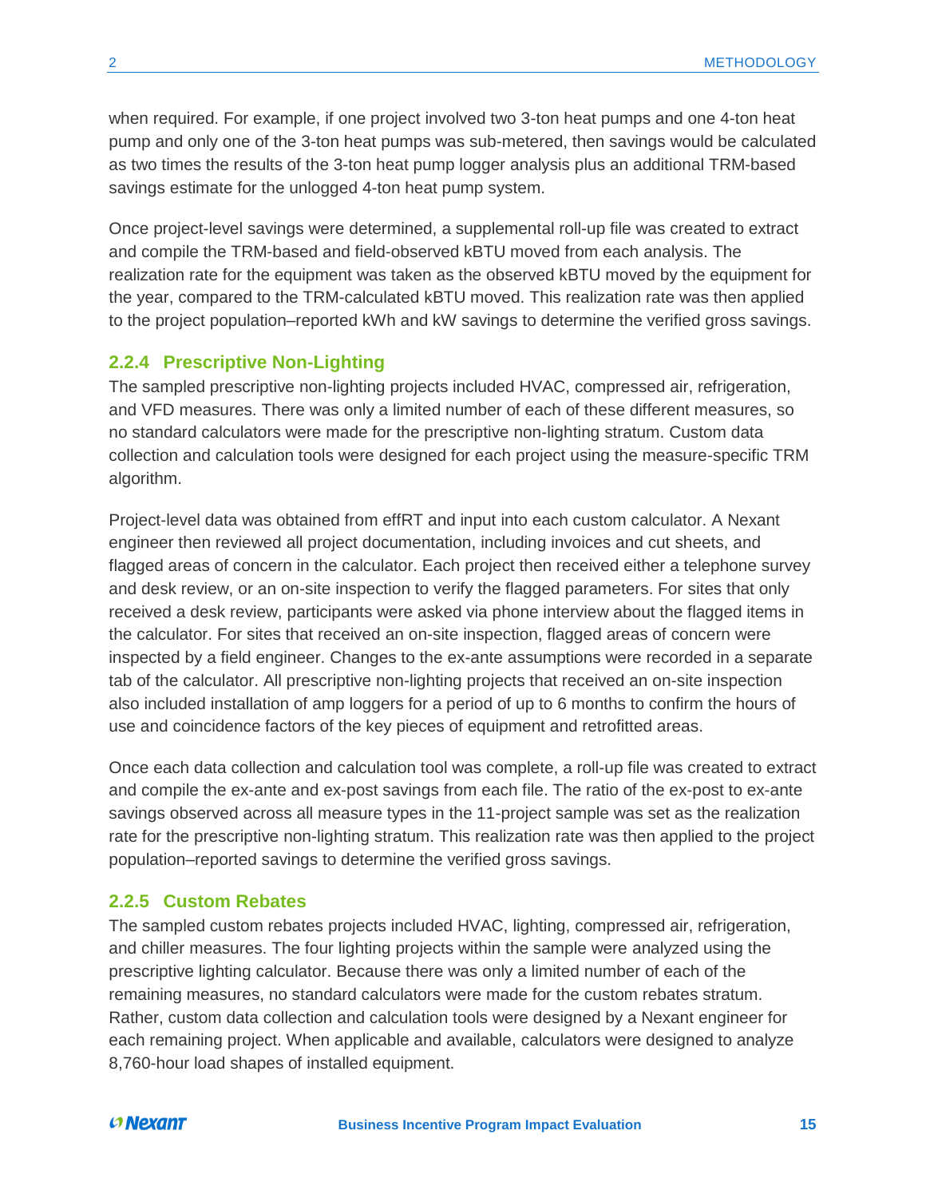when required. For example, if one project involved two 3-ton heat pumps and one 4-ton heat pump and only one of the 3-ton heat pumps was sub-metered, then savings would be calculated as two times the results of the 3-ton heat pump logger analysis plus an additional TRM-based savings estimate for the unlogged 4-ton heat pump system.

Once project-level savings were determined, a supplemental roll-up file was created to extract and compile the TRM-based and field-observed kBTU moved from each analysis. The realization rate for the equipment was taken as the observed kBTU moved by the equipment for the year, compared to the TRM-calculated kBTU moved. This realization rate was then applied to the project population–reported kWh and kW savings to determine the verified gross savings.

### 2.2.4 Prescriptive Non-Lighting

The sampled prescriptive non-lighting projects included HVAC, compressed air, refrigeration, and VFD measures. There was only a limited number of each of these different measures, so no standard calculators were made for the prescriptive non-lighting stratum. Custom data collection and calculation tools were designed for each project using the measure-specific TRM algorithm.

Project-level data was obtained from effRT and input into each custom calculator. A Nexant engineer then reviewed all project documentation, including invoices and cut sheets, and flagged areas of concern in the calculator. Each project then received either a telephone survey and desk review, or an on-site inspection to verify the flagged parameters. For sites that only received a desk review, participants were asked via phone interview about the flagged items in the calculator. For sites that received an on-site inspection, flagged areas of concern were inspected by a field engineer. Changes to the ex-ante assumptions were recorded in a separate tab of the calculator. All prescriptive non-lighting projects that received an on-site inspection also included installation of amp loggers for a period of up to 6 months to confirm the hours of use and coincidence factors of the key pieces of equipment and retrofitted areas.

Once each data collection and calculation tool was complete, a roll-up file was created to extract and compile the ex-ante and ex-post savings from each file. The ratio of the ex-post to ex-ante savings observed across all measure types in the 11-project sample was set as the realization rate for the prescriptive non-lighting stratum. This realization rate was then applied to the project population–reported savings to determine the verified gross savings.

### 2.2.5 Custom Rebates

The sampled custom rebates projects included HVAC, lighting, compressed air, refrigeration, and chiller measures. The four lighting projects within the sample were analyzed using the prescriptive lighting calculator. Because there was only a limited number of each of the remaining measures, no standard calculators were made for the custom rebates stratum. Rather, custom data collection and calculation tools were designed by a Nexant engineer for each remaining project. When applicable and available, calculators were designed to analyze 8,760-hour load shapes of installed equipment.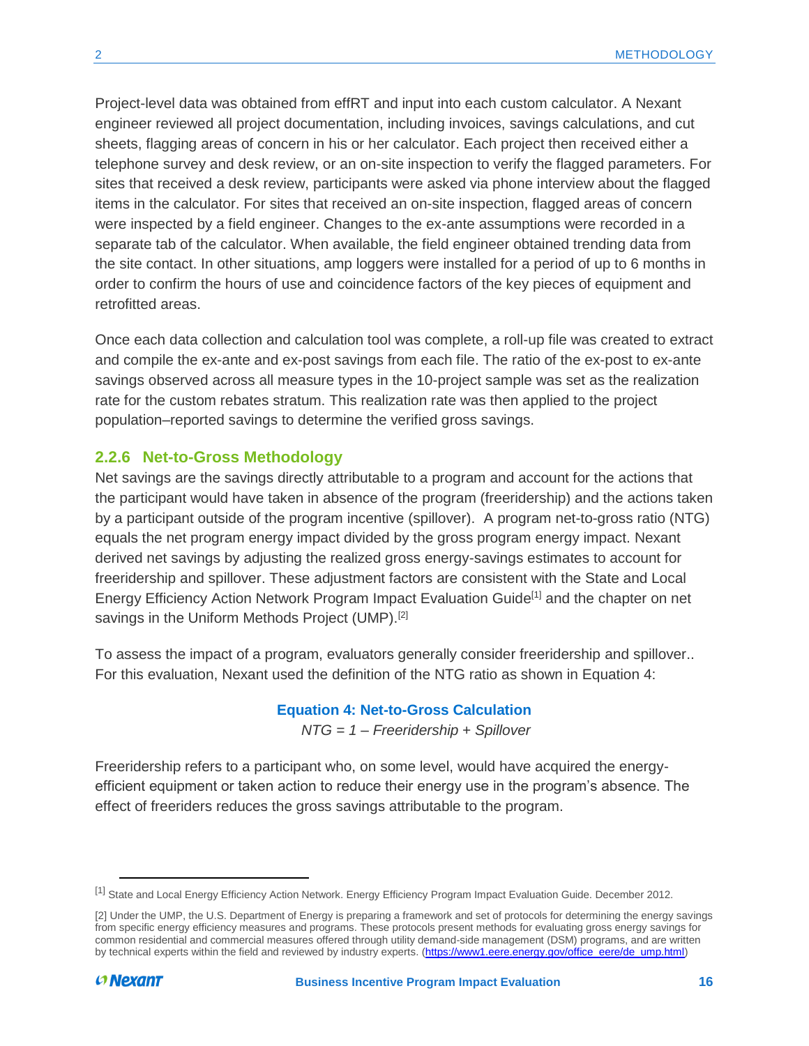Project-level data was obtained from effRT and input into each custom calculator. A Nexant engineer reviewed all project documentation, including invoices, savings calculations, and cut sheets, flagging areas of concern in his or her calculator. Each project then received either a telephone survey and desk review, or an on-site inspection to verify the flagged parameters. For sites that received a desk review, participants were asked via phone interview about the flagged items in the calculator. For sites that received an on-site inspection, flagged areas of concern were inspected by a field engineer. Changes to the ex-ante assumptions were recorded in a separate tab of the calculator. When available, the field engineer obtained trending data from the site contact. In other situations, amp loggers were installed for a period of up to 6 months in order to confirm the hours of use and coincidence factors of the key pieces of equipment and retrofitted areas.

Once each data collection and calculation tool was complete, a roll-up file was created to extract and compile the ex-ante and ex-post savings from each file. The ratio of the ex-post to ex-ante savings observed across all measure types in the 10-project sample was set as the realization rate for the custom rebates stratum. This realization rate was then applied to the project population–reported savings to determine the verified gross savings.

### 2.2.6 Net-to-Gross Methodology

Net savings are the savings directly attributable to a program and account for the actions that the participant would have taken in absence of the program (freeridership) and the actions taken by a participant outside of the program incentive (spillover). A program net-to-gross ratio (NTG) equals the net program energy impact divided by the gross program energy impact. Nexant derived net savings by adjusting the realized gross energy-savings estimates to account for freeridership and spillover. These adjustment factors are consistent with the State and Local Energy Efficiency Action Network Program Impact Evaluation Guide[1] and the chapter on net savings in the Uniform Methods Project (UMP).[2]

To assess the impact of a program, evaluators generally consider freeridership and spillover.. For this evaluation, Nexant used the definition of the NTG ratio as shown in Equation 4:

**Equation 4: Net-to-Gross Calculation**

$$NTG = 1 - Freeridership + Spillover$$

Freeridership refers to a participant who, on some level, would have acquired the energy-efficient equipment or taken action to reduce their energy use in the program's absence. The effect of freeriders reduces the gross savings attributable to the program.

---

[1] State and Local Energy Efficiency Action Network. Energy Efficiency Program Impact Evaluation Guide. December 2012.

[2] Under the UMP, the U.S. Department of Energy is preparing a framework and set of protocols for determining the energy savings from specific energy efficiency measures and programs. These protocols present methods for evaluating gross energy savings for common residential and commercial measures offered through utility demand-side management (DSM) programs, and are written by technical experts within the field and reviewed by industry experts. (https://www1.eere.energy.gov/office_eere/de_ump.html)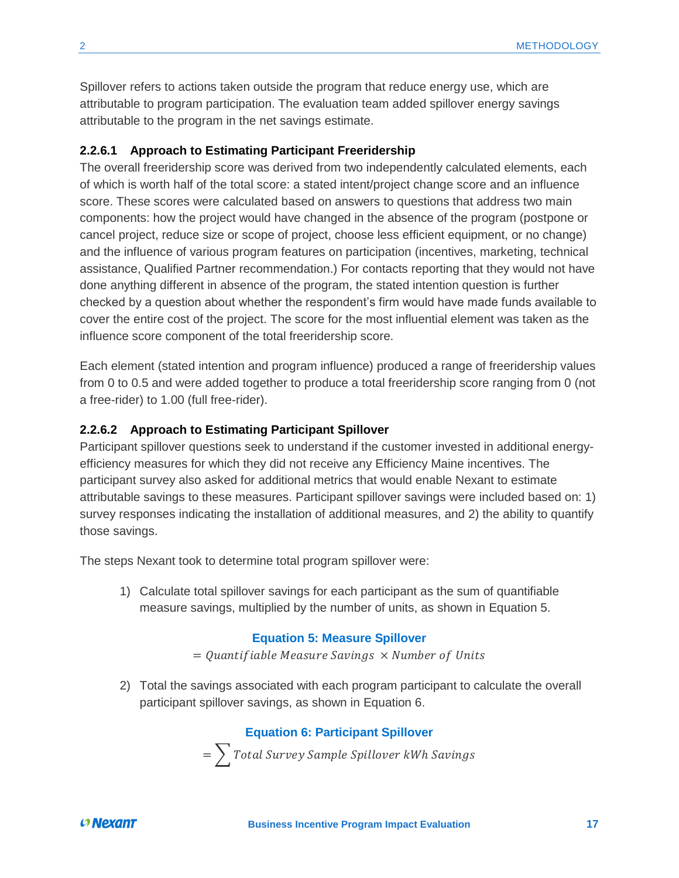Spillover refers to actions taken outside the program that reduce energy use, which are attributable to program participation. The evaluation team added spillover energy savings attributable to the program in the net savings estimate.

#### 2.2.6.1 Approach to Estimating Participant Freeridership

The overall freeridership score was derived from two independently calculated elements, each of which is worth half of the total score: a stated intent/project change score and an influence score. These scores were calculated based on answers to questions that address two main components: how the project would have changed in the absence of the program (postpone or cancel project, reduce size or scope of project, choose less efficient equipment, or no change) and the influence of various program features on participation (incentives, marketing, technical assistance, Qualified Partner recommendation.) For contacts reporting that they would not have done anything different in absence of the program, the stated intention question is further checked by a question about whether the respondent's firm would have made funds available to cover the entire cost of the project. The score for the most influential element was taken as the influence score component of the total freeridership score.

Each element (stated intention and program influence) produced a range of freeridership values from 0 to 0.5 and were added together to produce a total freeridership score ranging from 0 (not a free-rider) to 1.00 (full free-rider).

#### 2.2.6.2 Approach to Estimating Participant Spillover

Participant spillover questions seek to understand if the customer invested in additional energy-efficiency measures for which they did not receive any Efficiency Maine incentives. The participant survey also asked for additional metrics that would enable Nexant to estimate attributable savings to these measures. Participant spillover savings were included based on: 1) survey responses indicating the installation of additional measures, and 2) the ability to quantify those savings.

The steps Nexant took to determine total program spillover were:

1) Calculate total spillover savings for each participant as the sum of quantifiable measure savings, multiplied by the number of units, as shown in Equation 5.

**Equation 5: Measure Spillover**

$$= Quantifiable\ Measure\ Savings\ \times Number\ of\ Units$$

2) Total the savings associated with each program participant to calculate the overall participant spillover savings, as shown in Equation 6.

**Equation 6: Participant Spillover**

$$= \sum Total\ Survey\ Sample\ Spillover\ kWh\ Savings$$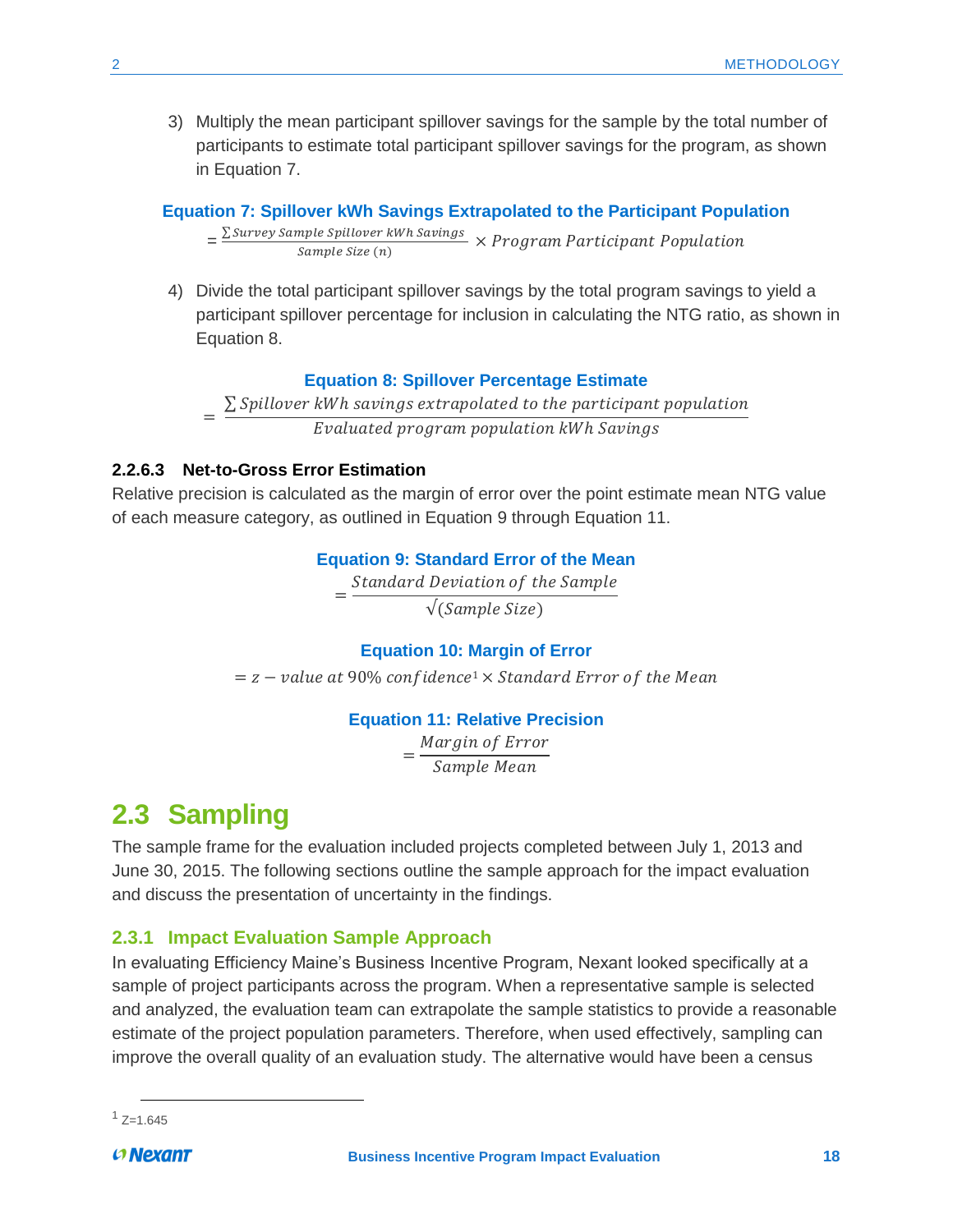3) Multiply the mean participant spillover savings for the sample by the total number of participants to estimate total participant spillover savings for the program, as shown in Equation 7.

**Equation 7: Spillover kWh Savings Extrapolated to the Participant Population**

$$= \frac{\sum Survey\ Sample\ Spillover\ kWh\ Savings}{Sample\ Size\ (n)} \times Program\ Participant\ Population$$

4) Divide the total participant spillover savings by the total program savings to yield a participant spillover percentage for inclusion in calculating the NTG ratio, as shown in Equation 8.

**Equation 8: Spillover Percentage Estimate**

$$= \frac{\sum Spillover\ kWh\ savings\ extrapolated\ to\ the\ participant\ population}{Evaluated\ program\ population\ kWh\ Savings}$$

#### 2.2.6.3 Net-to-Gross Error Estimation

Relative precision is calculated as the margin of error over the point estimate mean NTG value of each measure category, as outlined in Equation 9 through Equation 11.

**Equation 9: Standard Error of the Mean**

$$= \frac{Standard\ Deviation\ of\ the\ Sample}{\sqrt{(Sample\ Size)}}$$

**Equation 10: Margin of Error**

$$= z - value\ at\ 90\%\ confidence^{1} \times Standard\ Error\ of\ the\ Mean$$

**Equation 11: Relative Precision**

$$= \frac{Margin\ of\ Error}{Sample\ Mean}$$

## 2.3 Sampling

The sample frame for the evaluation included projects completed between July 1, 2013 and June 30, 2015. The following sections outline the sample approach for the impact evaluation and discuss the presentation of uncertainty in the findings.

### 2.3.1 Impact Evaluation Sample Approach

In evaluating Efficiency Maine's Business Incentive Program, Nexant looked specifically at a sample of project participants across the program. When a representative sample is selected and analyzed, the evaluation team can extrapolate the sample statistics to provide a reasonable estimate of the project population parameters. Therefore, when used effectively, sampling can improve the overall quality of an evaluation study. The alternative would have been a census

[1] Z=1.645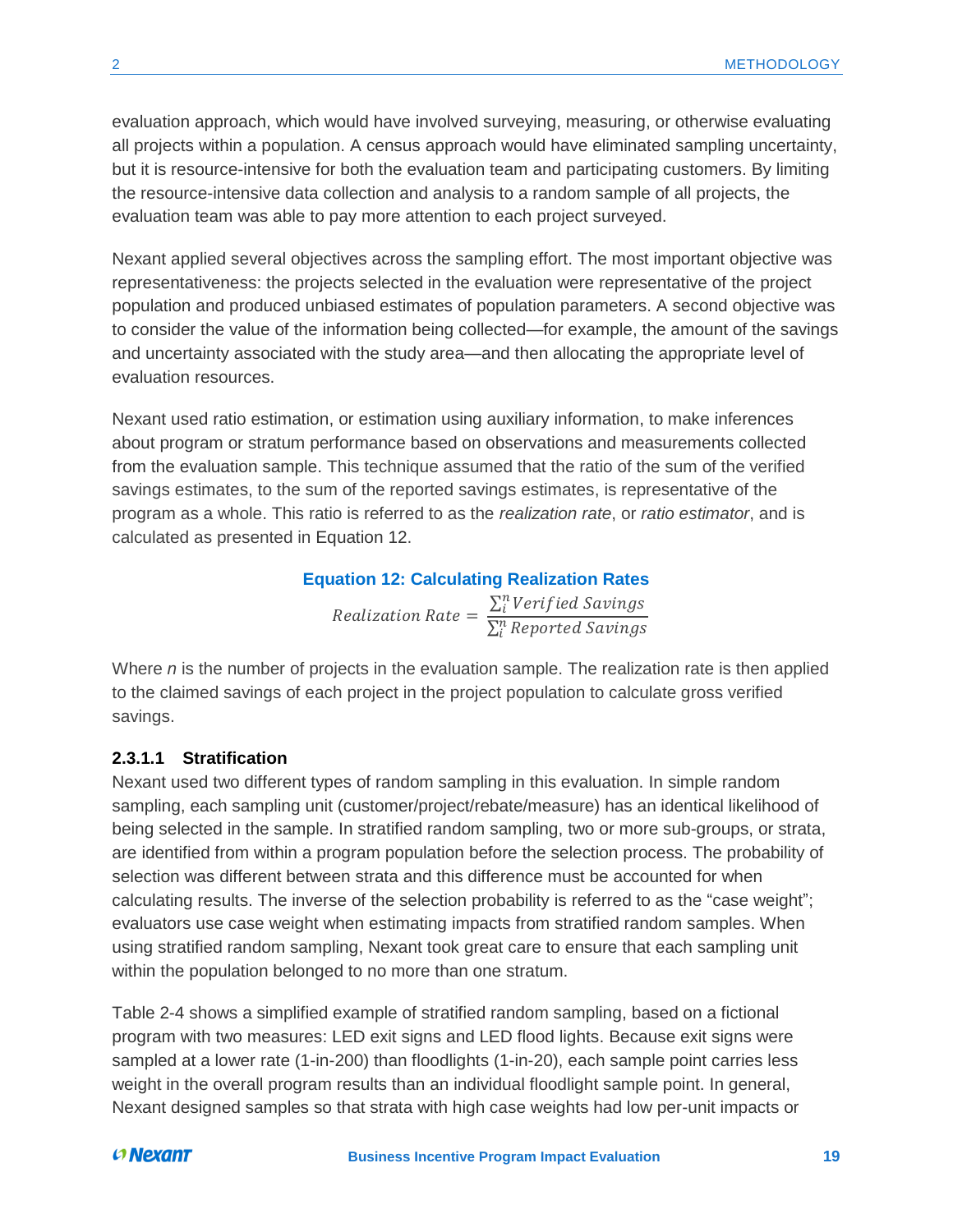evaluation approach, which would have involved surveying, measuring, or otherwise evaluating all projects within a population. A census approach would have eliminated sampling uncertainty, but it is resource-intensive for both the evaluation team and participating customers. By limiting the resource-intensive data collection and analysis to a random sample of all projects, the evaluation team was able to pay more attention to each project surveyed.

Nexant applied several objectives across the sampling effort. The most important objective was representativeness: the projects selected in the evaluation were representative of the project population and produced unbiased estimates of population parameters. A second objective was to consider the value of the information being collected—for example, the amount of the savings and uncertainty associated with the study area—and then allocating the appropriate level of evaluation resources.

Nexant used ratio estimation, or estimation using auxiliary information, to make inferences about program or stratum performance based on observations and measurements collected from the evaluation sample. This technique assumed that the ratio of the sum of the verified savings estimates, to the sum of the reported savings estimates, is representative of the program as a whole. This ratio is referred to as the *realization rate*, or *ratio estimator*, and is calculated as presented in Equation 12.

**Equation 12: Calculating Realization Rates**

$$Realization\ Rate = \frac{\sum_i^n Verified\ Savings}{\sum_i^n Reported\ Savings}$$

Where *n* is the number of projects in the evaluation sample. The realization rate is then applied to the claimed savings of each project in the project population to calculate gross verified savings.

#### 2.3.1.1 Stratification

Nexant used two different types of random sampling in this evaluation. In simple random sampling, each sampling unit (customer/project/rebate/measure) has an identical likelihood of being selected in the sample. In stratified random sampling, two or more sub-groups, or strata, are identified from within a program population before the selection process. The probability of selection was different between strata and this difference must be accounted for when calculating results. The inverse of the selection probability is referred to as the "case weight"; evaluators use case weight when estimating impacts from stratified random samples. When using stratified random sampling, Nexant took great care to ensure that each sampling unit within the population belonged to no more than one stratum.

Table 2-4 shows a simplified example of stratified random sampling, based on a fictional program with two measures: LED exit signs and LED flood lights. Because exit signs were sampled at a lower rate (1-in-200) than floodlights (1-in-20), each sample point carries less weight in the overall program results than an individual floodlight sample point. In general, Nexant designed samples so that strata with high case weights had low per-unit impacts or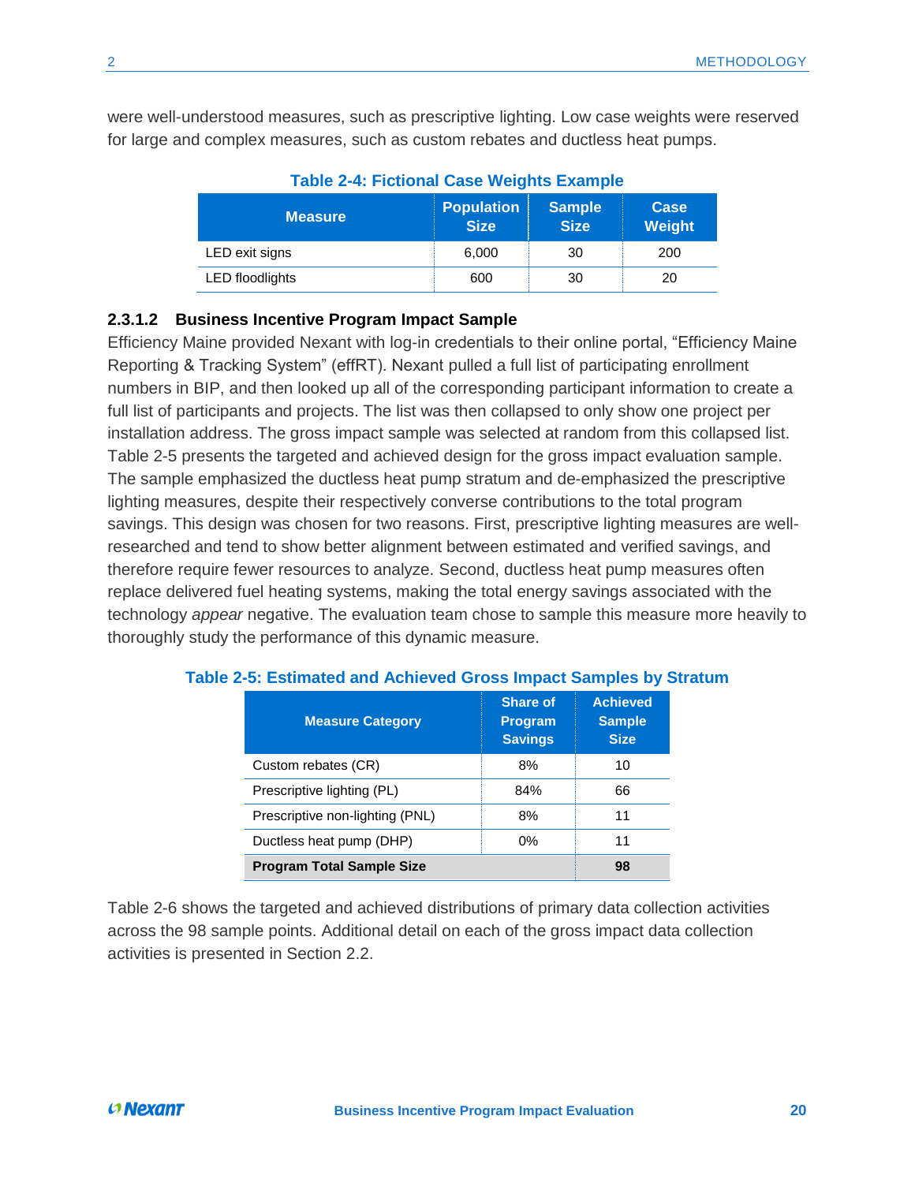were well-understood measures, such as prescriptive lighting. Low case weights were reserved for large and complex measures, such as custom rebates and ductless heat pumps.

**Table 2-4: Fictional Case Weights Example**

| Measure | Population Size | Sample Size | Case Weight |
|---|---|---|---|
| LED exit signs | 6,000 | 30 | 200 |
| LED floodlights | 600 | 30 | 20 |

#### 2.3.1.2 Business Incentive Program Impact Sample

Efficiency Maine provided Nexant with log-in credentials to their online portal, "Efficiency Maine Reporting & Tracking System" (effRT). Nexant pulled a full list of participating enrollment numbers in BIP, and then looked up all of the corresponding participant information to create a full list of participants and projects. The list was then collapsed to only show one project per installation address. The gross impact sample was selected at random from this collapsed list. Table 2-5 presents the targeted and achieved design for the gross impact evaluation sample. The sample emphasized the ductless heat pump stratum and de-emphasized the prescriptive lighting measures, despite their respectively converse contributions to the total program savings. This design was chosen for two reasons. First, prescriptive lighting measures are well-researched and tend to show better alignment between estimated and verified savings, and therefore require fewer resources to analyze. Second, ductless heat pump measures often replace delivered fuel heating systems, making the total energy savings associated with the technology *appear* negative. The evaluation team chose to sample this measure more heavily to thoroughly study the performance of this dynamic measure.

**Table 2-5: Estimated and Achieved Gross Impact Samples by Stratum**

| Measure Category | Share of Program Savings | Achieved Sample Size |
|---|---|---|
| Custom rebates (CR) | 8% | 10 |
| Prescriptive lighting (PL) | 84% | 66 |
| Prescriptive non-lighting (PNL) | 8% | 11 |
| Ductless heat pump (DHP) | 0% | 11 |
| **Program Total Sample Size** | | **98** |

Table 2-6 shows the targeted and achieved distributions of primary data collection activities across the 98 sample points. Additional detail on each of the gross impact data collection activities is presented in Section 2.2.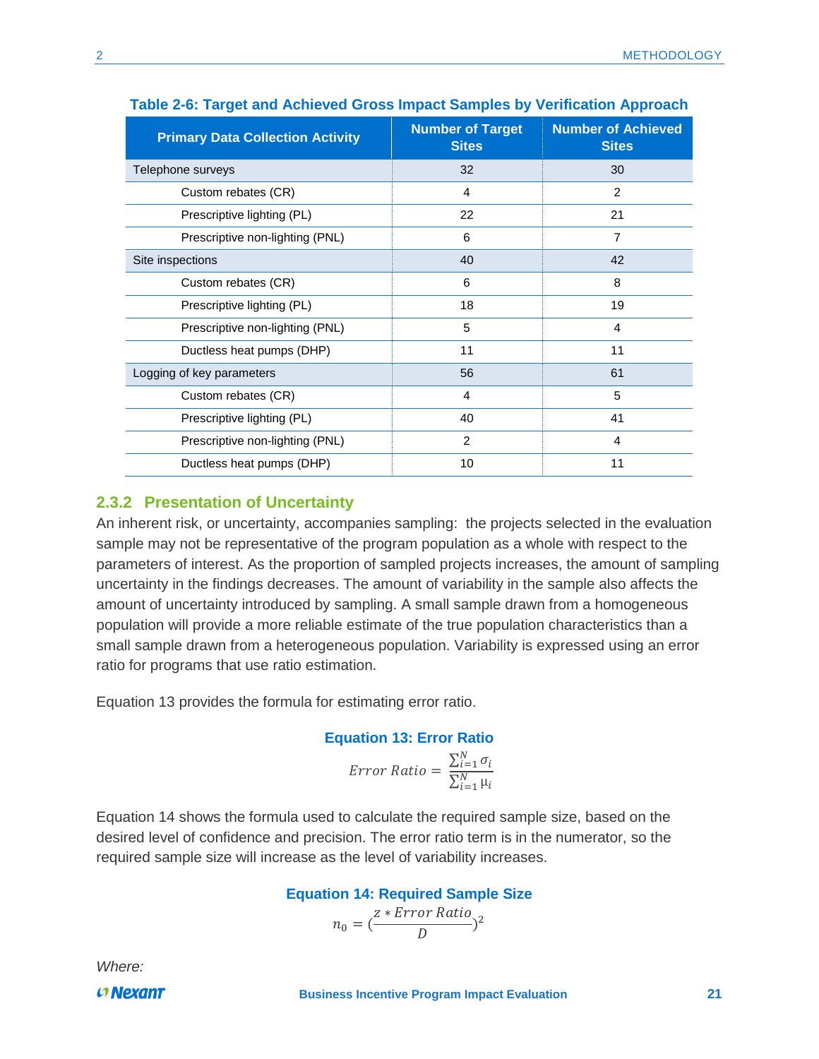**Table 2-6: Target and Achieved Gross Impact Samples by Verification Approach**

| Primary Data Collection Activity | Number of Target Sites | Number of Achieved Sites |
|---|---|---|
| Telephone surveys | 32 | 30 |
| Custom rebates (CR) | 4 | 2 |
| Prescriptive lighting (PL) | 22 | 21 |
| Prescriptive non-lighting (PNL) | 6 | 7 |
| Site inspections | 40 | 42 |
| Custom rebates (CR) | 6 | 8 |
| Prescriptive lighting (PL) | 18 | 19 |
| Prescriptive non-lighting (PNL) | 5 | 4 |
| Ductless heat pumps (DHP) | 11 | 11 |
| Logging of key parameters | 56 | 61 |
| Custom rebates (CR) | 4 | 5 |
| Prescriptive lighting (PL) | 40 | 41 |
| Prescriptive non-lighting (PNL) | 2 | 4 |
| Ductless heat pumps (DHP) | 10 | 11 |

### 2.3.2 Presentation of Uncertainty

An inherent risk, or uncertainty, accompanies sampling: the projects selected in the evaluation sample may not be representative of the program population as a whole with respect to the parameters of interest. As the proportion of sampled projects increases, the amount of sampling uncertainty in the findings decreases. The amount of variability in the sample also affects the amount of uncertainty introduced by sampling. A small sample drawn from a homogeneous population will provide a more reliable estimate of the true population characteristics than a small sample drawn from a heterogeneous population. Variability is expressed using an error ratio for programs that use ratio estimation.

Equation 13 provides the formula for estimating error ratio.

**Equation 13: Error Ratio**

$$Error\ Ratio = \frac{\sum_{i=1}^{N} \sigma_i}{\sum_{i=1}^{N} \mu_i}$$

Equation 14 shows the formula used to calculate the required sample size, based on the desired level of confidence and precision. The error ratio term is in the numerator, so the required sample size will increase as the level of variability increases.

**Equation 14: Required Sample Size**

$$n_0 = \left(\frac{z * Error\ Ratio}{D}\right)^2$$

*Where:*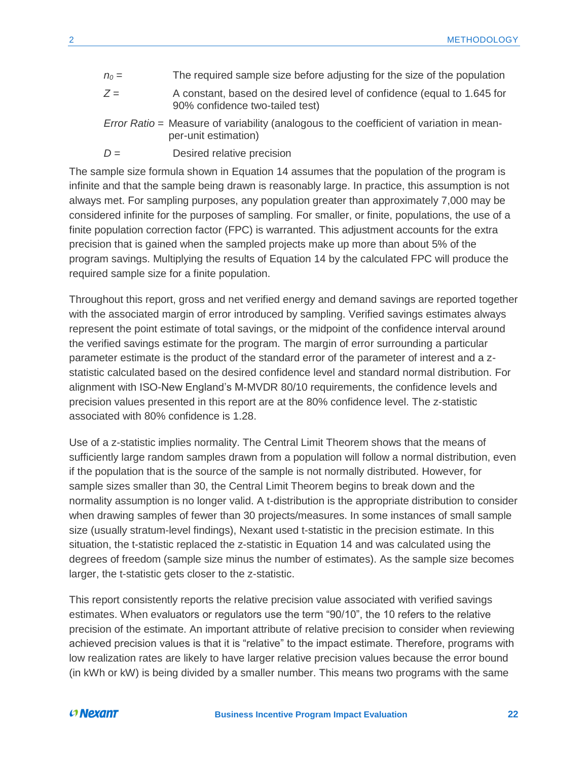$n_0$ = The required sample size before adjusting for the size of the population

$Z$ = A constant, based on the desired level of confidence (equal to 1.645 for 90% confidence two-tailed test)

*Error Ratio* = Measure of variability (analogous to the coefficient of variation in mean-per-unit estimation)

$D$ = Desired relative precision

The sample size formula shown in Equation 14 assumes that the population of the program is infinite and that the sample being drawn is reasonably large. In practice, this assumption is not always met. For sampling purposes, any population greater than approximately 7,000 may be considered infinite for the purposes of sampling. For smaller, or finite, populations, the use of a finite population correction factor (FPC) is warranted. This adjustment accounts for the extra precision that is gained when the sampled projects make up more than about 5% of the program savings. Multiplying the results of Equation 14 by the calculated FPC will produce the required sample size for a finite population.

Throughout this report, gross and net verified energy and demand savings are reported together with the associated margin of error introduced by sampling. Verified savings estimates always represent the point estimate of total savings, or the midpoint of the confidence interval around the verified savings estimate for the program. The margin of error surrounding a particular parameter estimate is the product of the standard error of the parameter of interest and a z-statistic calculated based on the desired confidence level and standard normal distribution. For alignment with ISO-New England's M-MVDR 80/10 requirements, the confidence levels and precision values presented in this report are at the 80% confidence level. The z-statistic associated with 80% confidence is 1.28.

Use of a z-statistic implies normality. The Central Limit Theorem shows that the means of sufficiently large random samples drawn from a population will follow a normal distribution, even if the population that is the source of the sample is not normally distributed. However, for sample sizes smaller than 30, the Central Limit Theorem begins to break down and the normality assumption is no longer valid. A t-distribution is the appropriate distribution to consider when drawing samples of fewer than 30 projects/measures. In some instances of small sample size (usually stratum-level findings), Nexant used t-statistic in the precision estimate. In this situation, the t-statistic replaced the z-statistic in Equation 14 and was calculated using the degrees of freedom (sample size minus the number of estimates). As the sample size becomes larger, the t-statistic gets closer to the z-statistic.

This report consistently reports the relative precision value associated with verified savings estimates. When evaluators or regulators use the term "90/10", the 10 refers to the relative precision of the estimate. An important attribute of relative precision to consider when reviewing achieved precision values is that it is "relative" to the impact estimate. Therefore, programs with low realization rates are likely to have larger relative precision values because the error bound (in kWh or kW) is being divided by a smaller number. This means two programs with the same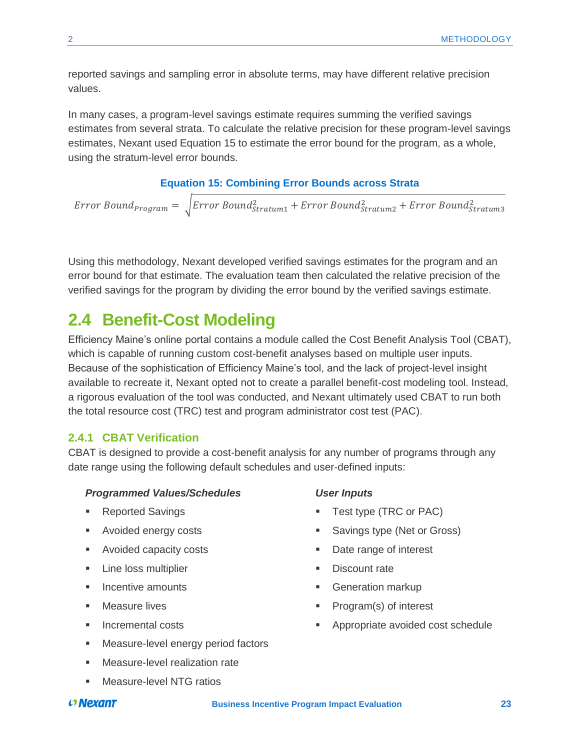reported savings and sampling error in absolute terms, may have different relative precision values.

In many cases, a program-level savings estimate requires summing the verified savings estimates from several strata. To calculate the relative precision for these program-level savings estimates, Nexant used Equation 15 to estimate the error bound for the program, as a whole, using the stratum-level error bounds.

**Equation 15: Combining Error Bounds across Strata**

$$Error\ Bound_{Program} = \sqrt{Error\ Bound_{Stratum1}^2 + Error\ Bound_{Stratum2}^2 + Error\ Bound_{Stratum3}^2}$$

Using this methodology, Nexant developed verified savings estimates for the program and an error bound for that estimate. The evaluation team then calculated the relative precision of the verified savings for the program by dividing the error bound by the verified savings estimate.

## 2.4 Benefit-Cost Modeling

Efficiency Maine's online portal contains a module called the Cost Benefit Analysis Tool (CBAT), which is capable of running custom cost-benefit analyses based on multiple user inputs. Because of the sophistication of Efficiency Maine's tool, and the lack of project-level insight available to recreate it, Nexant opted not to create a parallel benefit-cost modeling tool. Instead, a rigorous evaluation of the tool was conducted, and Nexant ultimately used CBAT to run both the total resource cost (TRC) test and program administrator cost test (PAC).

### 2.4.1 CBAT Verification

CBAT is designed to provide a cost-benefit analysis for any number of programs through any date range using the following default schedules and user-defined inputs:

***Programmed Values/Schedules***

- Reported Savings
- Avoided energy costs
- Avoided capacity costs
- Line loss multiplier
- Incentive amounts
- Measure lives
- Incremental costs
- Measure-level energy period factors
- Measure-level realization rate
- Measure-level NTG ratios

***User Inputs***

- Test type (TRC or PAC)
- Savings type (Net or Gross)
- Date range of interest
- Discount rate
- Generation markup
- Program(s) of interest
- Appropriate avoided cost schedule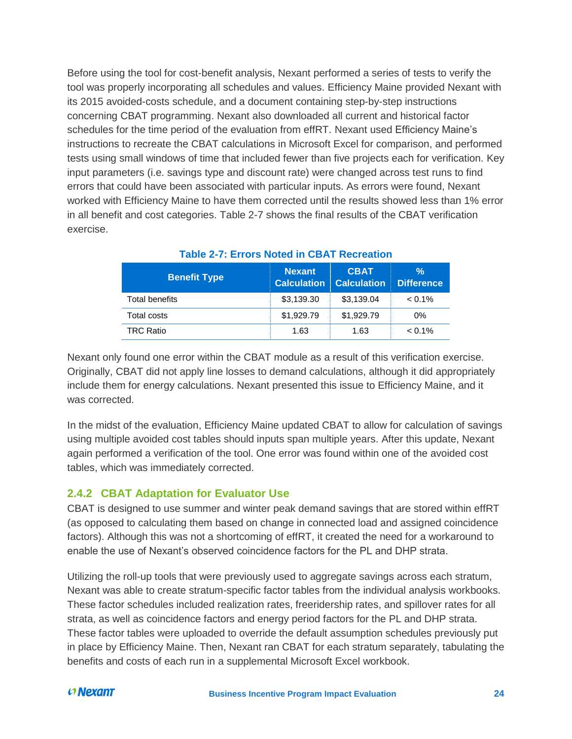Before using the tool for cost-benefit analysis, Nexant performed a series of tests to verify the tool was properly incorporating all schedules and values. Efficiency Maine provided Nexant with its 2015 avoided-costs schedule, and a document containing step-by-step instructions concerning CBAT programming. Nexant also downloaded all current and historical factor schedules for the time period of the evaluation from effRT. Nexant used Efficiency Maine's instructions to recreate the CBAT calculations in Microsoft Excel for comparison, and performed tests using small windows of time that included fewer than five projects each for verification. Key input parameters (i.e. savings type and discount rate) were changed across test runs to find errors that could have been associated with particular inputs. As errors were found, Nexant worked with Efficiency Maine to have them corrected until the results showed less than 1% error in all benefit and cost categories. Table 2-7 shows the final results of the CBAT verification exercise.

**Table 2-7: Errors Noted in CBAT Recreation**

| Benefit Type | Nexant Calculation | CBAT Calculation | % Difference |
|---|---|---|---|
| Total benefits | $3,139.30 | $3,139.04 | < 0.1% |
| Total costs | $1,929.79 | $1,929.79 | 0% |
| TRC Ratio | 1.63 | 1.63 | < 0.1% |

Nexant only found one error within the CBAT module as a result of this verification exercise. Originally, CBAT did not apply line losses to demand calculations, although it did appropriately include them for energy calculations. Nexant presented this issue to Efficiency Maine, and it was corrected.

In the midst of the evaluation, Efficiency Maine updated CBAT to allow for calculation of savings using multiple avoided cost tables should inputs span multiple years. After this update, Nexant again performed a verification of the tool. One error was found within one of the avoided cost tables, which was immediately corrected.

### 2.4.2 CBAT Adaptation for Evaluator Use

CBAT is designed to use summer and winter peak demand savings that are stored within effRT (as opposed to calculating them based on change in connected load and assigned coincidence factors). Although this was not a shortcoming of effRT, it created the need for a workaround to enable the use of Nexant's observed coincidence factors for the PL and DHP strata.

Utilizing the roll-up tools that were previously used to aggregate savings across each stratum, Nexant was able to create stratum-specific factor tables from the individual analysis workbooks. These factor schedules included realization rates, freeridership rates, and spillover rates for all strata, as well as coincidence factors and energy period factors for the PL and DHP strata. These factor tables were uploaded to override the default assumption schedules previously put in place by Efficiency Maine. Then, Nexant ran CBAT for each stratum separately, tabulating the benefits and costs of each run in a supplemental Microsoft Excel workbook.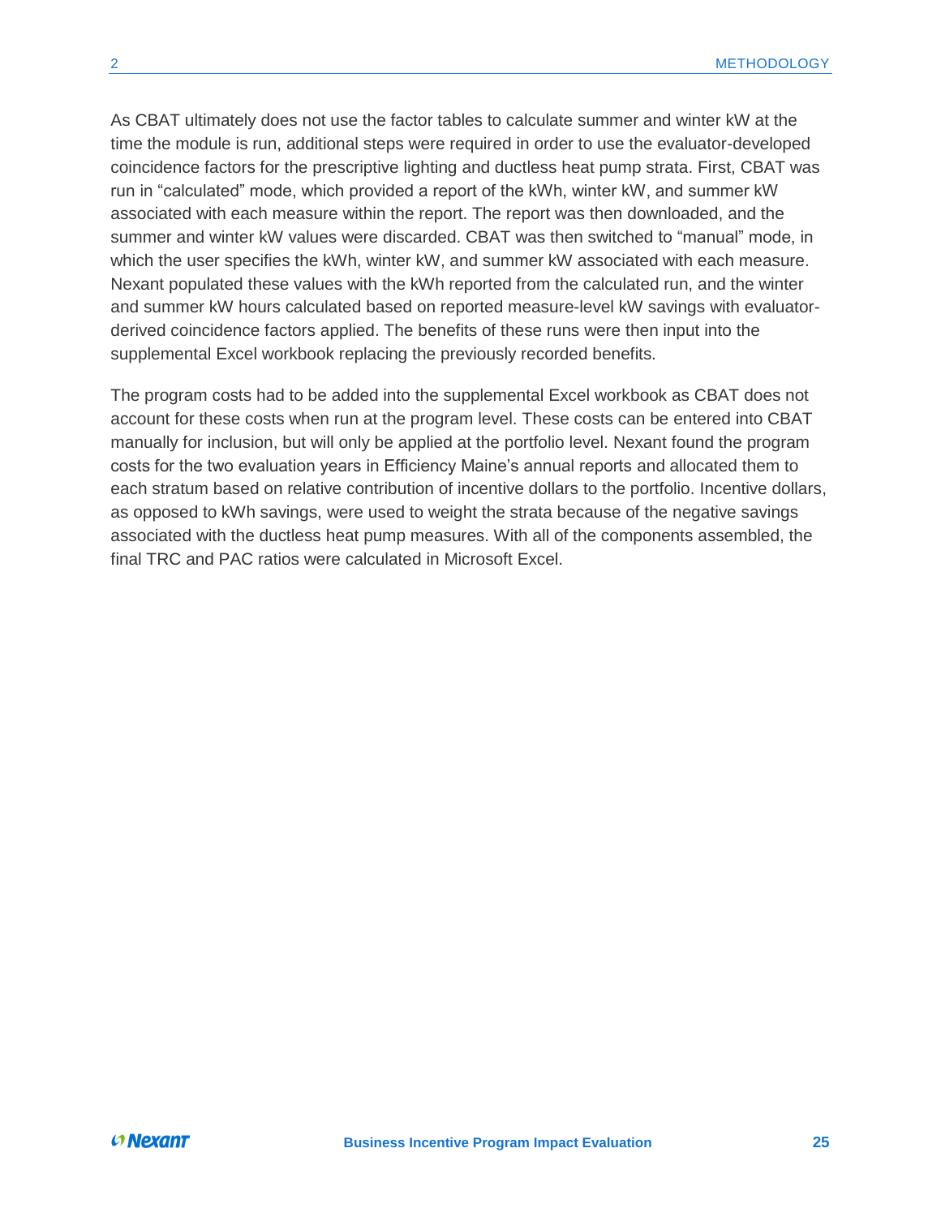As CBAT ultimately does not use the factor tables to calculate summer and winter kW at the time the module is run, additional steps were required in order to use the evaluator-developed coincidence factors for the prescriptive lighting and ductless heat pump strata. First, CBAT was run in "calculated" mode, which provided a report of the kWh, winter kW, and summer kW associated with each measure within the report. The report was then downloaded, and the summer and winter kW values were discarded. CBAT was then switched to "manual" mode, in which the user specifies the kWh, winter kW, and summer kW associated with each measure. Nexant populated these values with the kWh reported from the calculated run, and the winter and summer kW hours calculated based on reported measure-level kW savings with evaluator-derived coincidence factors applied. The benefits of these runs were then input into the supplemental Excel workbook replacing the previously recorded benefits.

The program costs had to be added into the supplemental Excel workbook as CBAT does not account for these costs when run at the program level. These costs can be entered into CBAT manually for inclusion, but will only be applied at the portfolio level. Nexant found the program costs for the two evaluation years in Efficiency Maine's annual reports and allocated them to each stratum based on relative contribution of incentive dollars to the portfolio. Incentive dollars, as opposed to kWh savings, were used to weight the strata because of the negative savings associated with the ductless heat pump measures. With all of the components assembled, the final TRC and PAC ratios were calculated in Microsoft Excel.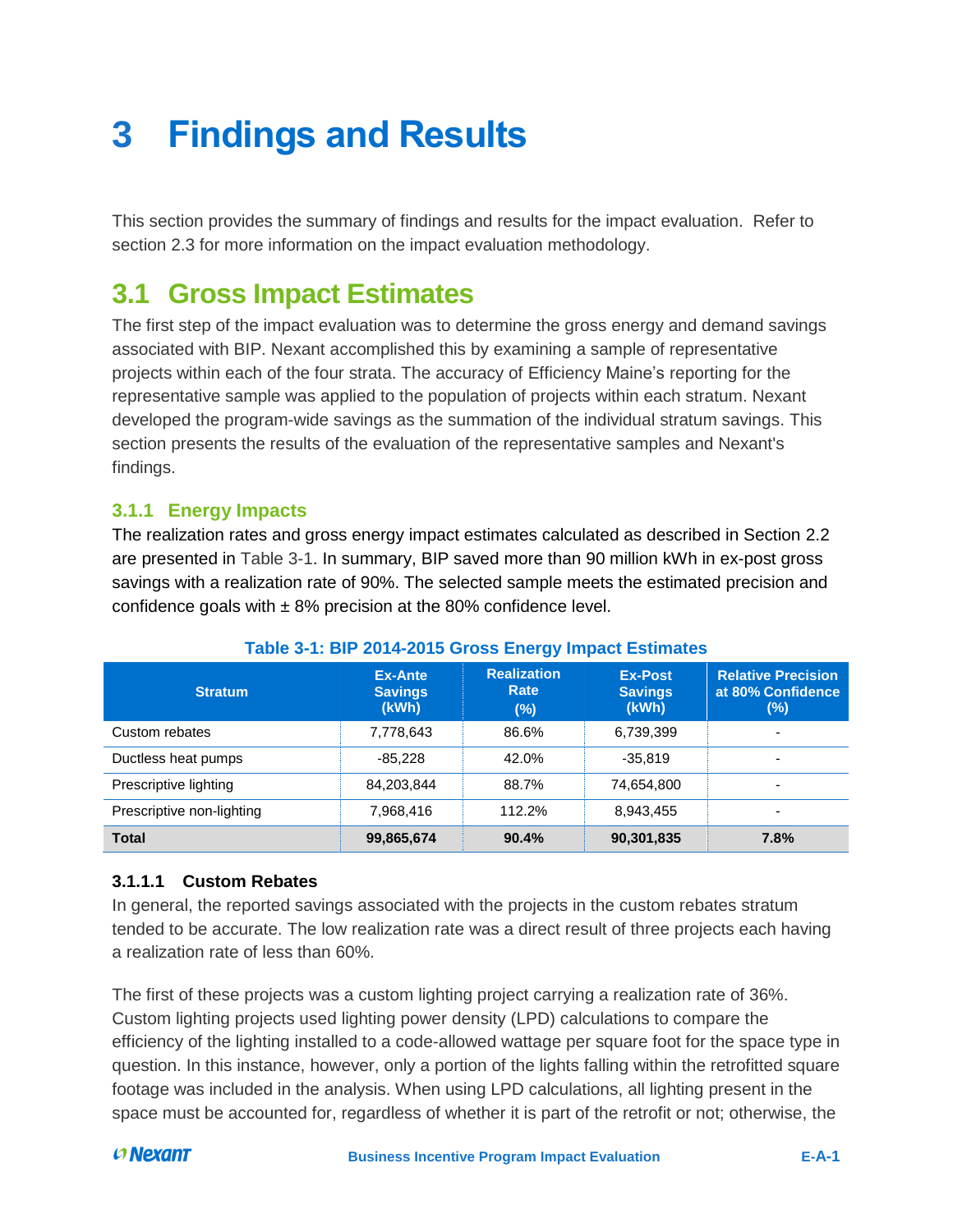# 3 Findings and Results

This section provides the summary of findings and results for the impact evaluation. Refer to section 2.3 for more information on the impact evaluation methodology.

## 3.1 Gross Impact Estimates

The first step of the impact evaluation was to determine the gross energy and demand savings associated with BIP. Nexant accomplished this by examining a sample of representative projects within each of the four strata. The accuracy of Efficiency Maine's reporting for the representative sample was applied to the population of projects within each stratum. Nexant developed the program-wide savings as the summation of the individual stratum savings. This section presents the results of the evaluation of the representative samples and Nexant's findings.

### 3.1.1 Energy Impacts

The realization rates and gross energy impact estimates calculated as described in Section 2.2 are presented in Table 3-1. In summary, BIP saved more than 90 million kWh in ex-post gross savings with a realization rate of 90%. The selected sample meets the estimated precision and confidence goals with ± 8% precision at the 80% confidence level.

**Table 3-1: BIP 2014-2015 Gross Energy Impact Estimates**

| Stratum | Ex-Ante Savings (kWh) | Realization Rate (%) | Ex-Post Savings (kWh) | Relative Precision at 80% Confidence (%) |
|---|---|---|---|---|
| Custom rebates | 7,778,643 | 86.6% | 6,739,399 | - |
| Ductless heat pumps | -85,228 | 42.0% | -35,819 | - |
| Prescriptive lighting | 84,203,844 | 88.7% | 74,654,800 | - |
| Prescriptive non-lighting | 7,968,416 | 112.2% | 8,943,455 | - |
| **Total** | **99,865,674** | **90.4%** | **90,301,835** | **7.8%** |

#### 3.1.1.1 Custom Rebates

In general, the reported savings associated with the projects in the custom rebates stratum tended to be accurate. The low realization rate was a direct result of three projects each having a realization rate of less than 60%.

The first of these projects was a custom lighting project carrying a realization rate of 36%. Custom lighting projects used lighting power density (LPD) calculations to compare the efficiency of the lighting installed to a code-allowed wattage per square foot for the space type in question. In this instance, however, only a portion of the lights falling within the retrofitted square footage was included in the analysis. When using LPD calculations, all lighting present in the space must be accounted for, regardless of whether it is part of the retrofit or not; otherwise, the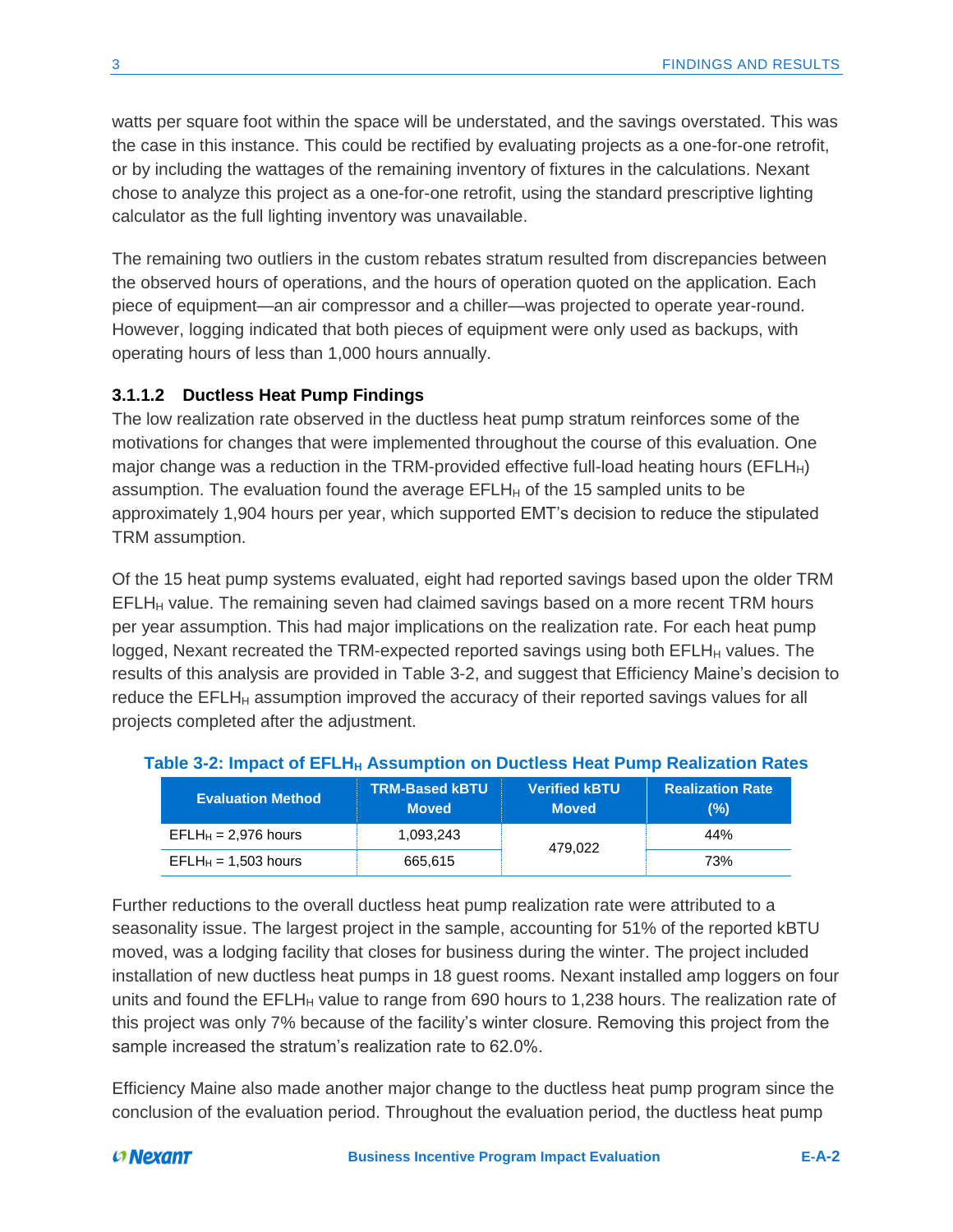watts per square foot within the space will be understated, and the savings overstated. This was the case in this instance. This could be rectified by evaluating projects as a one-for-one retrofit, or by including the wattages of the remaining inventory of fixtures in the calculations. Nexant chose to analyze this project as a one-for-one retrofit, using the standard prescriptive lighting calculator as the full lighting inventory was unavailable.

The remaining two outliers in the custom rebates stratum resulted from discrepancies between the observed hours of operations, and the hours of operation quoted on the application. Each piece of equipment—an air compressor and a chiller—was projected to operate year-round. However, logging indicated that both pieces of equipment were only used as backups, with operating hours of less than 1,000 hours annually.

#### 3.1.1.2 Ductless Heat Pump Findings

The low realization rate observed in the ductless heat pump stratum reinforces some of the motivations for changes that were implemented throughout the course of this evaluation. One major change was a reduction in the TRM-provided effective full-load heating hours ($EFLH_H$) assumption. The evaluation found the average $EFLH_H$ of the 15 sampled units to be approximately 1,904 hours per year, which supported EMT's decision to reduce the stipulated TRM assumption.

Of the 15 heat pump systems evaluated, eight had reported savings based upon the older TRM $EFLH_H$ value. The remaining seven had claimed savings based on a more recent TRM hours per year assumption. This had major implications on the realization rate. For each heat pump logged, Nexant recreated the TRM-expected reported savings using both $EFLH_H$ values. The results of this analysis are provided in Table 3-2, and suggest that Efficiency Maine's decision to reduce the $EFLH_H$ assumption improved the accuracy of their reported savings values for all projects completed after the adjustment.

**Table 3-2: Impact of $EFLH_H$ Assumption on Ductless Heat Pump Realization Rates**

| Evaluation Method | TRM-Based kBTU Moved | Verified kBTU Moved | Realization Rate (%) |
|---|---|---|---|
| $EFLH_H$ = 2,976 hours | 1,093,243 | 479,022 | 44% |
| $EFLH_H$ = 1,503 hours | 665,615 | | 73% |

Further reductions to the overall ductless heat pump realization rate were attributed to a seasonality issue. The largest project in the sample, accounting for 51% of the reported kBTU moved, was a lodging facility that closes for business during the winter. The project included installation of new ductless heat pumps in 18 guest rooms. Nexant installed amp loggers on four units and found the $EFLH_H$ value to range from 690 hours to 1,238 hours. The realization rate of this project was only 7% because of the facility's winter closure. Removing this project from the sample increased the stratum's realization rate to 62.0%.

Efficiency Maine also made another major change to the ductless heat pump program since the conclusion of the evaluation period. Throughout the evaluation period, the ductless heat pump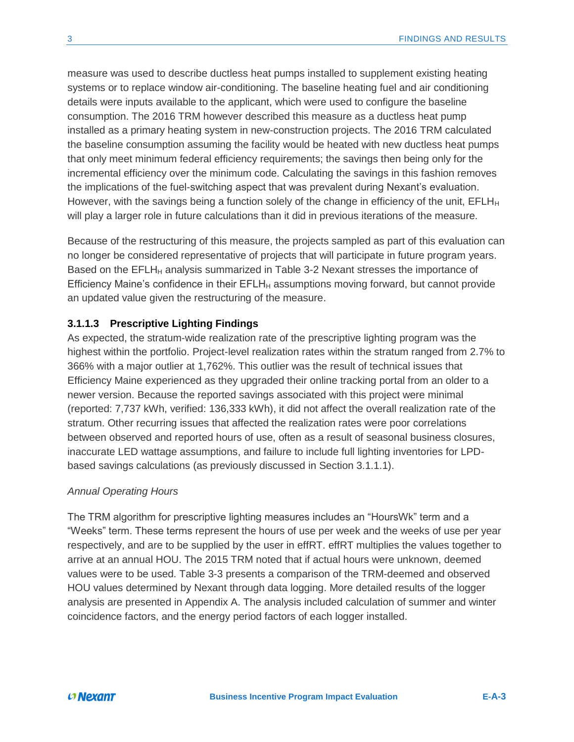measure was used to describe ductless heat pumps installed to supplement existing heating systems or to replace window air-conditioning. The baseline heating fuel and air conditioning details were inputs available to the applicant, which were used to configure the baseline consumption. The 2016 TRM however described this measure as a ductless heat pump installed as a primary heating system in new-construction projects. The 2016 TRM calculated the baseline consumption assuming the facility would be heated with new ductless heat pumps that only meet minimum federal efficiency requirements; the savings then being only for the incremental efficiency over the minimum code. Calculating the savings in this fashion removes the implications of the fuel-switching aspect that was prevalent during Nexant's evaluation. However, with the savings being a function solely of the change in efficiency of the unit, $EFLH_H$ will play a larger role in future calculations than it did in previous iterations of the measure.

Because of the restructuring of this measure, the projects sampled as part of this evaluation can no longer be considered representative of projects that will participate in future program years. Based on the $EFLH_H$ analysis summarized in Table 3-2 Nexant stresses the importance of Efficiency Maine's confidence in their $EFLH_H$ assumptions moving forward, but cannot provide an updated value given the restructuring of the measure.

#### 3.1.1.3 Prescriptive Lighting Findings

As expected, the stratum-wide realization rate of the prescriptive lighting program was the highest within the portfolio. Project-level realization rates within the stratum ranged from 2.7% to 366% with a major outlier at 1,762%. This outlier was the result of technical issues that Efficiency Maine experienced as they upgraded their online tracking portal from an older to a newer version. Because the reported savings associated with this project were minimal (reported: 7,737 kWh, verified: 136,333 kWh), it did not affect the overall realization rate of the stratum. Other recurring issues that affected the realization rates were poor correlations between observed and reported hours of use, often as a result of seasonal business closures, inaccurate LED wattage assumptions, and failure to include full lighting inventories for LPD-based savings calculations (as previously discussed in Section 3.1.1.1).

*Annual Operating Hours*

The TRM algorithm for prescriptive lighting measures includes an "HoursWk" term and a "Weeks" term. These terms represent the hours of use per week and the weeks of use per year respectively, and are to be supplied by the user in effRT. effRT multiplies the values together to arrive at an annual HOU. The 2015 TRM noted that if actual hours were unknown, deemed values were to be used. Table 3-3 presents a comparison of the TRM-deemed and observed HOU values determined by Nexant through data logging. More detailed results of the logger analysis are presented in Appendix A. The analysis included calculation of summer and winter coincidence factors, and the energy period factors of each logger installed.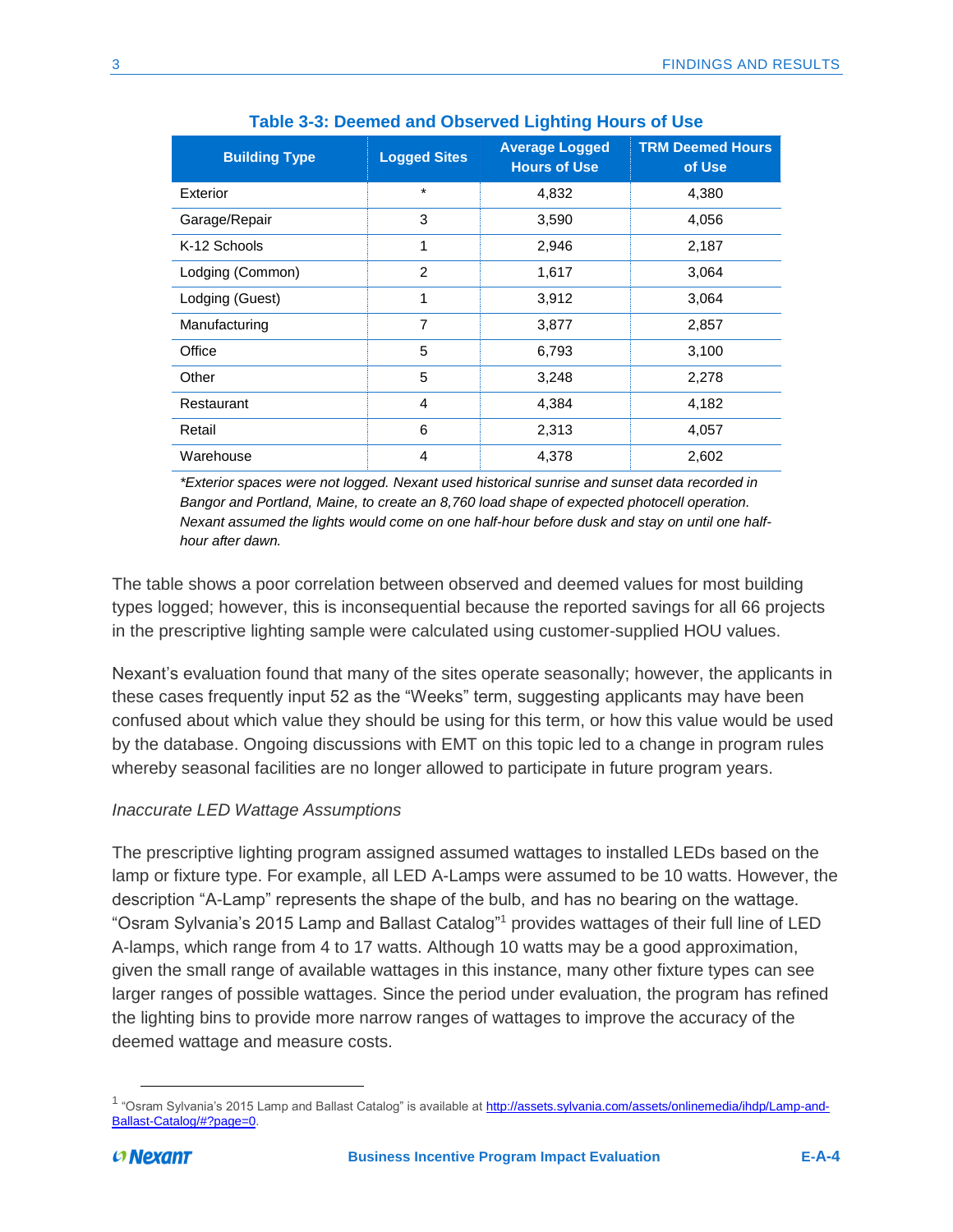**Table 3-3: Deemed and Observed Lighting Hours of Use**

| Building Type | Logged Sites | Average Logged Hours of Use | TRM Deemed Hours of Use |
|---|---|---|---|
| Exterior | * | 4,832 | 4,380 |
| Garage/Repair | 3 | 3,590 | 4,056 |
| K-12 Schools | 1 | 2,946 | 2,187 |
| Lodging (Common) | 2 | 1,617 | 3,064 |
| Lodging (Guest) | 1 | 3,912 | 3,064 |
| Manufacturing | 7 | 3,877 | 2,857 |
| Office | 5 | 6,793 | 3,100 |
| Other | 5 | 3,248 | 2,278 |
| Restaurant | 4 | 4,384 | 4,182 |
| Retail | 6 | 2,313 | 4,057 |
| Warehouse | 4 | 4,378 | 2,602 |

*\*Exterior spaces were not logged. Nexant used historical sunrise and sunset data recorded in Bangor and Portland, Maine, to create an 8,760 load shape of expected photocell operation. Nexant assumed the lights would come on one half-hour before dusk and stay on until one half-hour after dawn.*

The table shows a poor correlation between observed and deemed values for most building types logged; however, this is inconsequential because the reported savings for all 66 projects in the prescriptive lighting sample were calculated using customer-supplied HOU values.

Nexant's evaluation found that many of the sites operate seasonally; however, the applicants in these cases frequently input 52 as the "Weeks" term, suggesting applicants may have been confused about which value they should be using for this term, or how this value would be used by the database. Ongoing discussions with EMT on this topic led to a change in program rules whereby seasonal facilities are no longer allowed to participate in future program years.

*Inaccurate LED Wattage Assumptions*

The prescriptive lighting program assigned assumed wattages to installed LEDs based on the lamp or fixture type. For example, all LED A-Lamps were assumed to be 10 watts. However, the description "A-Lamp" represents the shape of the bulb, and has no bearing on the wattage. "Osram Sylvania's 2015 Lamp and Ballast Catalog"[1] provides wattages of their full line of LED A-lamps, which range from 4 to 17 watts. Although 10 watts may be a good approximation, given the small range of available wattages in this instance, many other fixture types can see larger ranges of possible wattages. Since the period under evaluation, the program has refined the lighting bins to provide more narrow ranges of wattages to improve the accuracy of the deemed wattage and measure costs.

[1] "Osram Sylvania's 2015 Lamp and Ballast Catalog" is available at http://assets.sylvania.com/assets/onlinemedia/ihdp/Lamp-and-Ballast-Catalog/#?page=0.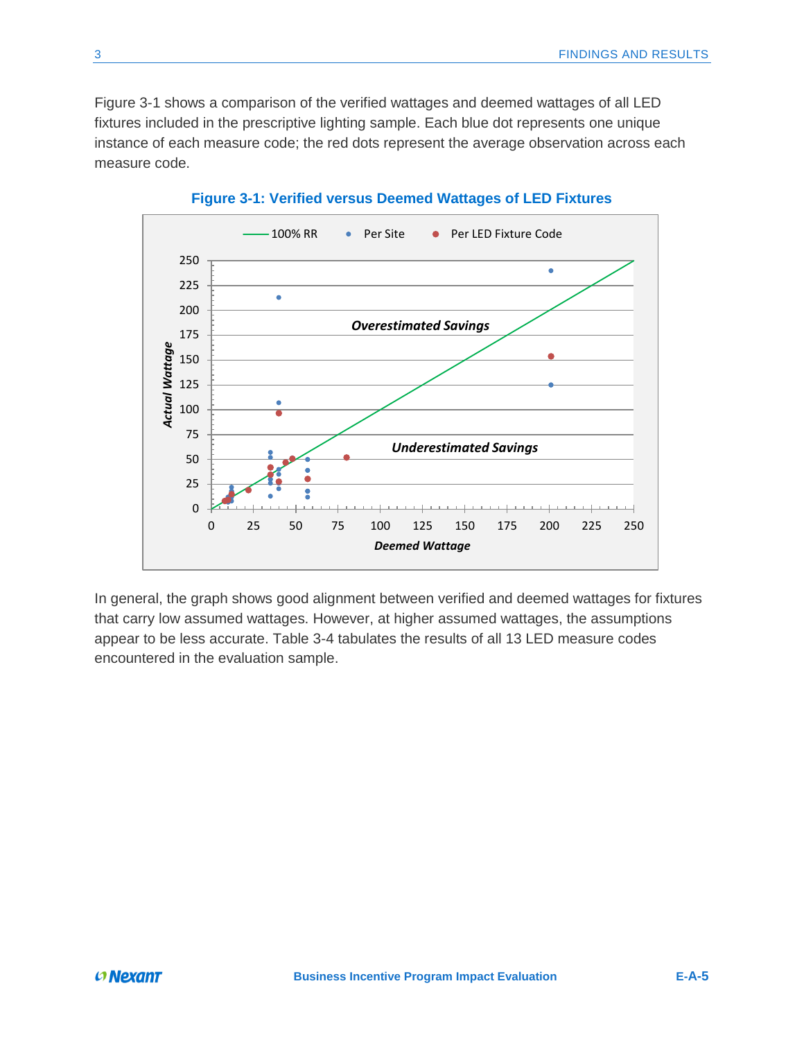Figure 3-1 shows a comparison of the verified wattages and deemed wattages of all LED fixtures included in the prescriptive lighting sample. Each blue dot represents one unique instance of each measure code; the red dots represent the average observation across each measure code.

**Figure 3-1: Verified versus Deemed Wattages of LED Fixtures**

In general, the graph shows good alignment between verified and deemed wattages for fixtures that carry low assumed wattages. However, at higher assumed wattages, the assumptions appear to be less accurate. Table 3-4 tabulates the results of all 13 LED measure codes encountered in the evaluation sample.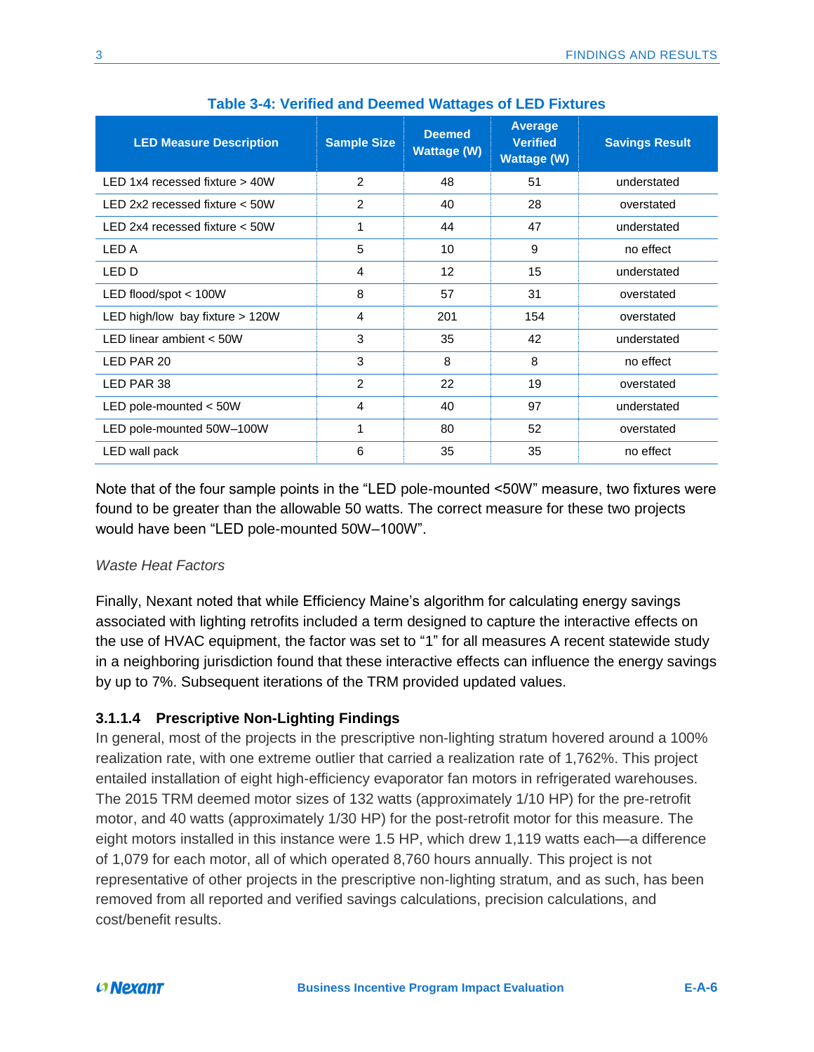**Table 3-4: Verified and Deemed Wattages of LED Fixtures**

| LED Measure Description | Sample Size | Deemed Wattage (W) | Average Verified Wattage (W) | Savings Result |
|---|---|---|---|---|
| LED 1x4 recessed fixture > 40W | 2 | 48 | 51 | understated |
| LED 2x2 recessed fixture < 50W | 2 | 40 | 28 | overstated |
| LED 2x4 recessed fixture < 50W | 1 | 44 | 47 | understated |
| LED A | 5 | 10 | 9 | no effect |
| LED D | 4 | 12 | 15 | understated |
| LED flood/spot < 100W | 8 | 57 | 31 | overstated |
| LED high/low bay fixture > 120W | 4 | 201 | 154 | overstated |
| LED linear ambient < 50W | 3 | 35 | 42 | understated |
| LED PAR 20 | 3 | 8 | 8 | no effect |
| LED PAR 38 | 2 | 22 | 19 | overstated |
| LED pole-mounted < 50W | 4 | 40 | 97 | understated |
| LED pole-mounted 50W–100W | 1 | 80 | 52 | overstated |
| LED wall pack | 6 | 35 | 35 | no effect |

Note that of the four sample points in the "LED pole-mounted <50W" measure, two fixtures were found to be greater than the allowable 50 watts. The correct measure for these two projects would have been "LED pole-mounted 50W–100W".

*Waste Heat Factors*

Finally, Nexant noted that while Efficiency Maine's algorithm for calculating energy savings associated with lighting retrofits included a term designed to capture the interactive effects on the use of HVAC equipment, the factor was set to "1" for all measures A recent statewide study in a neighboring jurisdiction found that these interactive effects can influence the energy savings by up to 7%. Subsequent iterations of the TRM provided updated values.

#### 3.1.1.4 Prescriptive Non-Lighting Findings

In general, most of the projects in the prescriptive non-lighting stratum hovered around a 100% realization rate, with one extreme outlier that carried a realization rate of 1,762%. This project entailed installation of eight high-efficiency evaporator fan motors in refrigerated warehouses. The 2015 TRM deemed motor sizes of 132 watts (approximately 1/10 HP) for the pre-retrofit motor, and 40 watts (approximately 1/30 HP) for the post-retrofit motor for this measure. The eight motors installed in this instance were 1.5 HP, which drew 1,119 watts each—a difference of 1,079 for each motor, all of which operated 8,760 hours annually. This project is not representative of other projects in the prescriptive non-lighting stratum, and as such, has been removed from all reported and verified savings calculations, precision calculations, and cost/benefit results.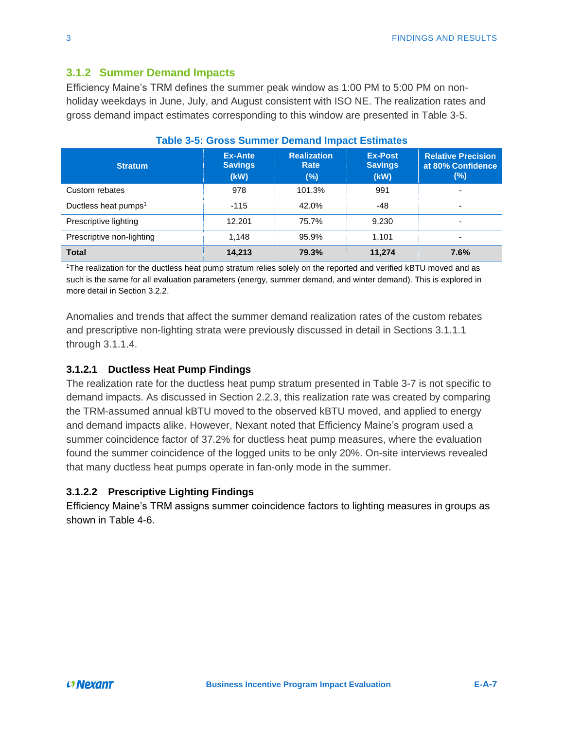### 3.1.2 Summer Demand Impacts

Efficiency Maine's TRM defines the summer peak window as 1:00 PM to 5:00 PM on non-holiday weekdays in June, July, and August consistent with ISO NE. The realization rates and gross demand impact estimates corresponding to this window are presented in Table 3-5.

**Table 3-5: Gross Summer Demand Impact Estimates**

| Stratum | Ex-Ante Savings (kW) | Realization Rate (%) | Ex-Post Savings (kW) | Relative Precision at 80% Confidence (%) |
|---|---|---|---|---|
| Custom rebates | 978 | 101.3% | 991 | - |
| Ductless heat pumps[1] | -115 | 42.0% | -48 | - |
| Prescriptive lighting | 12,201 | 75.7% | 9,230 | - |
| Prescriptive non-lighting | 1,148 | 95.9% | 1,101 | - |
| **Total** | **14,213** | **79.3%** | **11,274** | **7.6%** |

[1]The realization for the ductless heat pump stratum relies solely on the reported and verified kBTU moved and as such is the same for all evaluation parameters (energy, summer demand, and winter demand). This is explored in more detail in Section 3.2.2.

Anomalies and trends that affect the summer demand realization rates of the custom rebates and prescriptive non-lighting strata were previously discussed in detail in Sections 3.1.1.1 through 3.1.1.4.

#### 3.1.2.1 Ductless Heat Pump Findings

The realization rate for the ductless heat pump stratum presented in Table 3-7 is not specific to demand impacts. As discussed in Section 2.2.3, this realization rate was created by comparing the TRM-assumed annual kBTU moved to the observed kBTU moved, and applied to energy and demand impacts alike. However, Nexant noted that Efficiency Maine's program used a summer coincidence factor of 37.2% for ductless heat pump measures, where the evaluation found the summer coincidence of the logged units to be only 20%. On-site interviews revealed that many ductless heat pumps operate in fan-only mode in the summer.

#### 3.1.2.2 Prescriptive Lighting Findings

Efficiency Maine's TRM assigns summer coincidence factors to lighting measures in groups as shown in Table 4-6.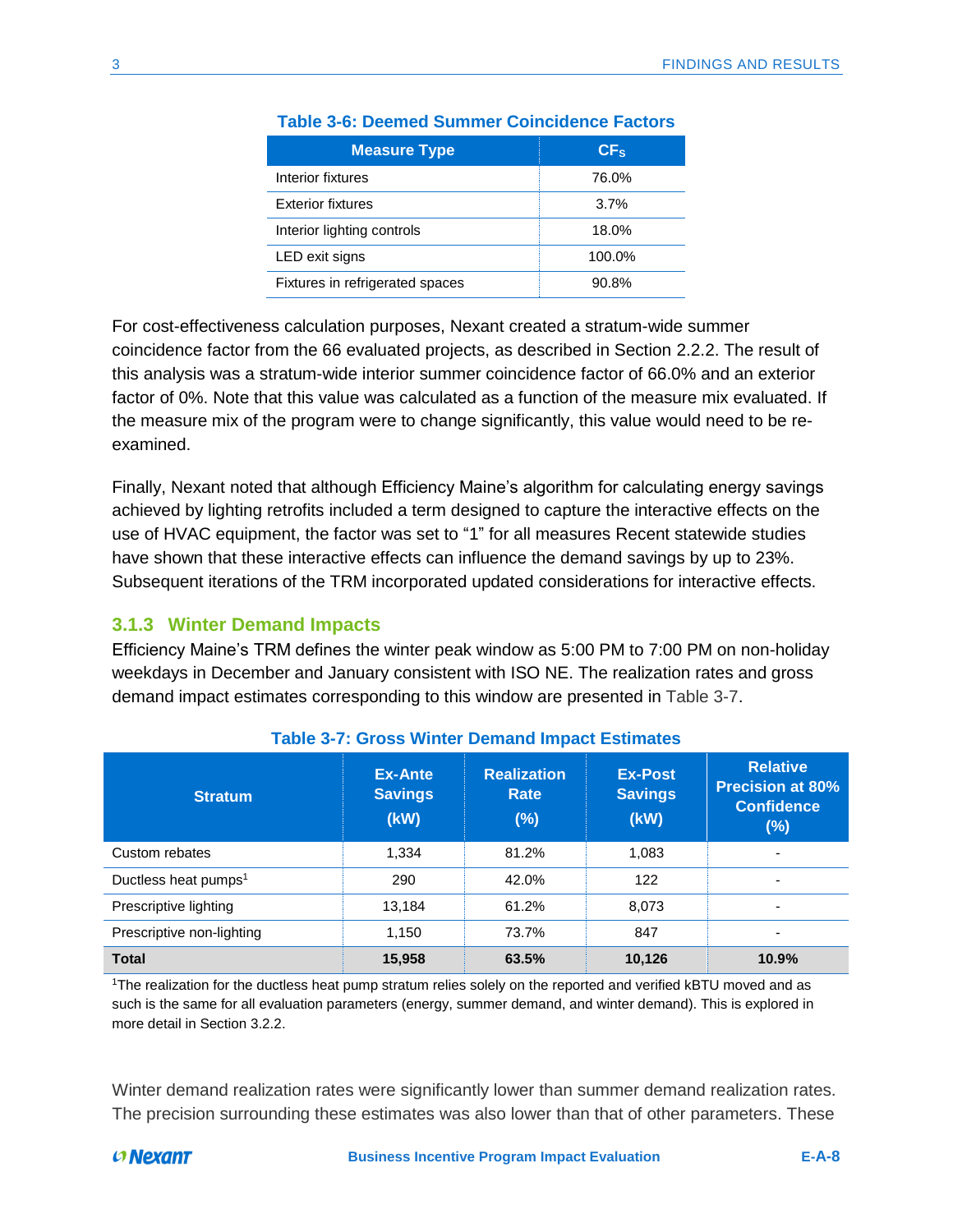**Table 3-6: Deemed Summer Coincidence Factors**

| Measure Type | $CF_S$ |
|---|---|
| Interior fixtures | 76.0% |
| Exterior fixtures | 3.7% |
| Interior lighting controls | 18.0% |
| LED exit signs | 100.0% |
| Fixtures in refrigerated spaces | 90.8% |

For cost-effectiveness calculation purposes, Nexant created a stratum-wide summer coincidence factor from the 66 evaluated projects, as described in Section 2.2.2. The result of this analysis was a stratum-wide interior summer coincidence factor of 66.0% and an exterior factor of 0%. Note that this value was calculated as a function of the measure mix evaluated. If the measure mix of the program were to change significantly, this value would need to be re-examined.

Finally, Nexant noted that although Efficiency Maine's algorithm for calculating energy savings achieved by lighting retrofits included a term designed to capture the interactive effects on the use of HVAC equipment, the factor was set to "1" for all measures Recent statewide studies have shown that these interactive effects can influence the demand savings by up to 23%. Subsequent iterations of the TRM incorporated updated considerations for interactive effects.

### 3.1.3 Winter Demand Impacts

Efficiency Maine's TRM defines the winter peak window as 5:00 PM to 7:00 PM on non-holiday weekdays in December and January consistent with ISO NE. The realization rates and gross demand impact estimates corresponding to this window are presented in Table 3-7.

**Table 3-7: Gross Winter Demand Impact Estimates**

| Stratum | Ex-Ante Savings (kW) | Realization Rate (%) | Ex-Post Savings (kW) | Relative Precision at 80% Confidence (%) |
|---|---|---|---|---|
| Custom rebates | 1,334 | 81.2% | 1,083 | - |
| Ductless heat pumps[1] | 290 | 42.0% | 122 | - |
| Prescriptive lighting | 13,184 | 61.2% | 8,073 | - |
| Prescriptive non-lighting | 1,150 | 73.7% | 847 | - |
| **Total** | **15,958** | **63.5%** | **10,126** | **10.9%** |

[1]The realization for the ductless heat pump stratum relies solely on the reported and verified kBTU moved and as such is the same for all evaluation parameters (energy, summer demand, and winter demand). This is explored in more detail in Section 3.2.2.

Winter demand realization rates were significantly lower than summer demand realization rates. The precision surrounding these estimates was also lower than that of other parameters. These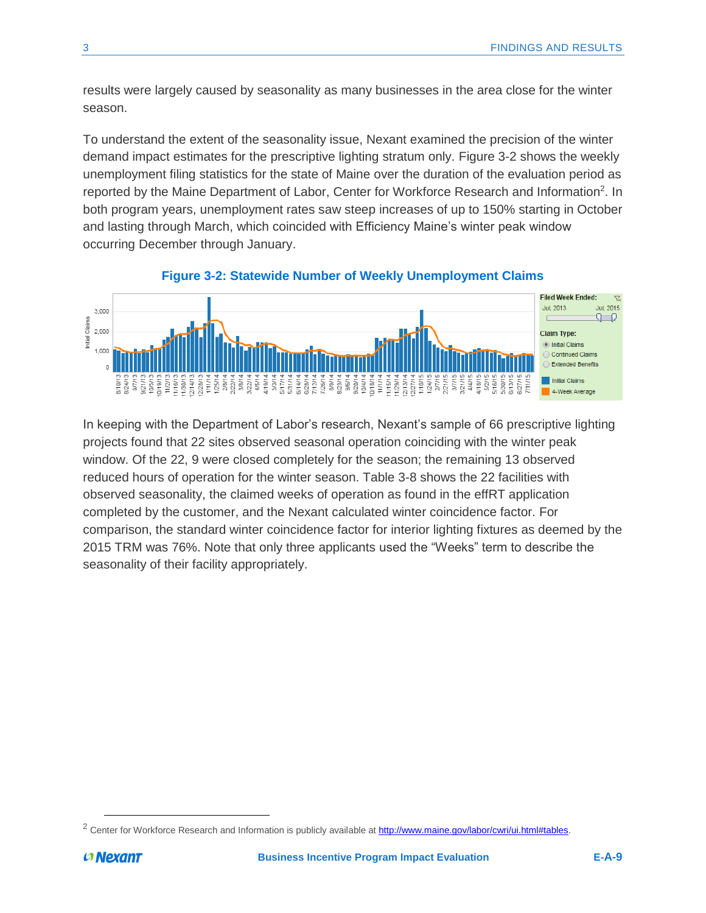results were largely caused by seasonality as many businesses in the area close for the winter season.

To understand the extent of the seasonality issue, Nexant examined the precision of the winter demand impact estimates for the prescriptive lighting stratum only. Figure 3-2 shows the weekly unemployment filing statistics for the state of Maine over the duration of the evaluation period as reported by the Maine Department of Labor, Center for Workforce Research and Information[2]. In both program years, unemployment rates saw steep increases of up to 150% starting in October and lasting through March, which coincided with Efficiency Maine's winter peak window occurring December through January.

**Figure 3-2: Statewide Number of Weekly Unemployment Claims**

In keeping with the Department of Labor's research, Nexant's sample of 66 prescriptive lighting projects found that 22 sites observed seasonal operation coinciding with the winter peak window. Of the 22, 9 were closed completely for the season; the remaining 13 observed reduced hours of operation for the winter season. Table 3-8 shows the 22 facilities with observed seasonality, the claimed weeks of operation as found in the effRT application completed by the customer, and the Nexant calculated winter coincidence factor. For comparison, the standard winter coincidence factor for interior lighting fixtures as deemed by the 2015 TRM was 76%. Note that only three applicants used the "Weeks" term to describe the seasonality of their facility appropriately.

[2] Center for Workforce Research and Information is publicly available at http://www.maine.gov/labor/cwri/ui.html#tables.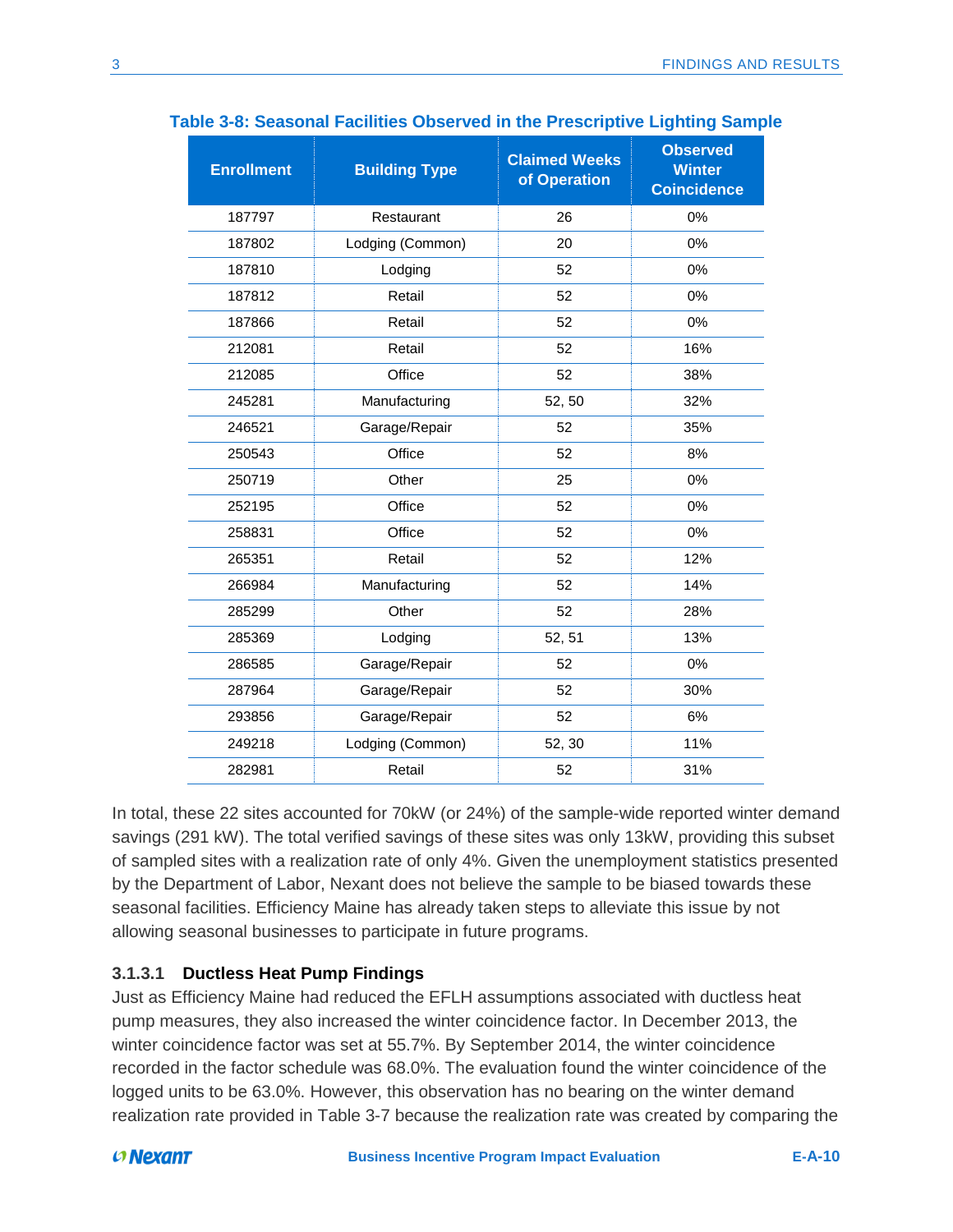**Table 3-8: Seasonal Facilities Observed in the Prescriptive Lighting Sample**

| Enrollment | Building Type | Claimed Weeks of Operation | Observed Winter Coincidence |
|---|---|---|---|
| 187797 | Restaurant | 26 | 0% |
| 187802 | Lodging (Common) | 20 | 0% |
| 187810 | Lodging | 52 | 0% |
| 187812 | Retail | 52 | 0% |
| 187866 | Retail | 52 | 0% |
| 212081 | Retail | 52 | 16% |
| 212085 | Office | 52 | 38% |
| 245281 | Manufacturing | 52, 50 | 32% |
| 246521 | Garage/Repair | 52 | 35% |
| 250543 | Office | 52 | 8% |
| 250719 | Other | 25 | 0% |
| 252195 | Office | 52 | 0% |
| 258831 | Office | 52 | 0% |
| 265351 | Retail | 52 | 12% |
| 266984 | Manufacturing | 52 | 14% |
| 285299 | Other | 52 | 28% |
| 285369 | Lodging | 52, 51 | 13% |
| 286585 | Garage/Repair | 52 | 0% |
| 287964 | Garage/Repair | 52 | 30% |
| 293856 | Garage/Repair | 52 | 6% |
| 249218 | Lodging (Common) | 52, 30 | 11% |
| 282981 | Retail | 52 | 31% |

In total, these 22 sites accounted for 70kW (or 24%) of the sample-wide reported winter demand savings (291 kW). The total verified savings of these sites was only 13kW, providing this subset of sampled sites with a realization rate of only 4%. Given the unemployment statistics presented by the Department of Labor, Nexant does not believe the sample to be biased towards these seasonal facilities. Efficiency Maine has already taken steps to alleviate this issue by not allowing seasonal businesses to participate in future programs.

#### 3.1.3.1 Ductless Heat Pump Findings

Just as Efficiency Maine had reduced the EFLH assumptions associated with ductless heat pump measures, they also increased the winter coincidence factor. In December 2013, the winter coincidence factor was set at 55.7%. By September 2014, the winter coincidence recorded in the factor schedule was 68.0%. The evaluation found the winter coincidence of the logged units to be 63.0%. However, this observation has no bearing on the winter demand realization rate provided in Table 3-7 because the realization rate was created by comparing the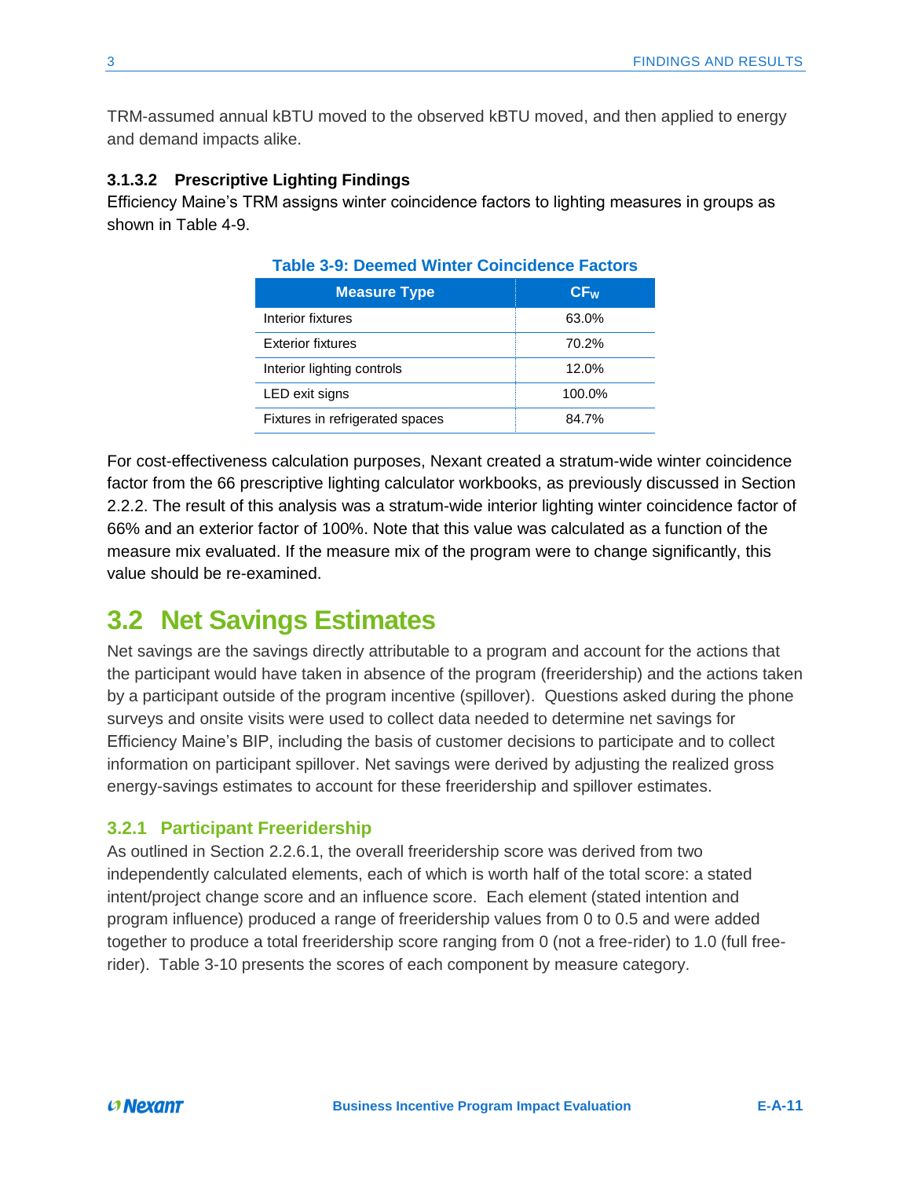TRM-assumed annual kBTU moved to the observed kBTU moved, and then applied to energy and demand impacts alike.

#### 3.1.3.2 Prescriptive Lighting Findings

Efficiency Maine's TRM assigns winter coincidence factors to lighting measures in groups as shown in Table 4-9.

**Table 3-9: Deemed Winter Coincidence Factors**

| Measure Type | $CF_W$ |
|---|---|
| Interior fixtures | 63.0% |
| Exterior fixtures | 70.2% |
| Interior lighting controls | 12.0% |
| LED exit signs | 100.0% |
| Fixtures in refrigerated spaces | 84.7% |

For cost-effectiveness calculation purposes, Nexant created a stratum-wide winter coincidence factor from the 66 prescriptive lighting calculator workbooks, as previously discussed in Section 2.2.2. The result of this analysis was a stratum-wide interior lighting winter coincidence factor of 66% and an exterior factor of 100%. Note that this value was calculated as a function of the measure mix evaluated. If the measure mix of the program were to change significantly, this value should be re-examined.

## 3.2 Net Savings Estimates

Net savings are the savings directly attributable to a program and account for the actions that the participant would have taken in absence of the program (freeridership) and the actions taken by a participant outside of the program incentive (spillover). Questions asked during the phone surveys and onsite visits were used to collect data needed to determine net savings for Efficiency Maine's BIP, including the basis of customer decisions to participate and to collect information on participant spillover. Net savings were derived by adjusting the realized gross energy-savings estimates to account for these freeridership and spillover estimates.

### 3.2.1 Participant Freeridership

As outlined in Section 2.2.6.1, the overall freeridership score was derived from two independently calculated elements, each of which is worth half of the total score: a stated intent/project change score and an influence score. Each element (stated intention and program influence) produced a range of freeridership values from 0 to 0.5 and were added together to produce a total freeridership score ranging from 0 (not a free-rider) to 1.0 (full free-rider). Table 3-10 presents the scores of each component by measure category.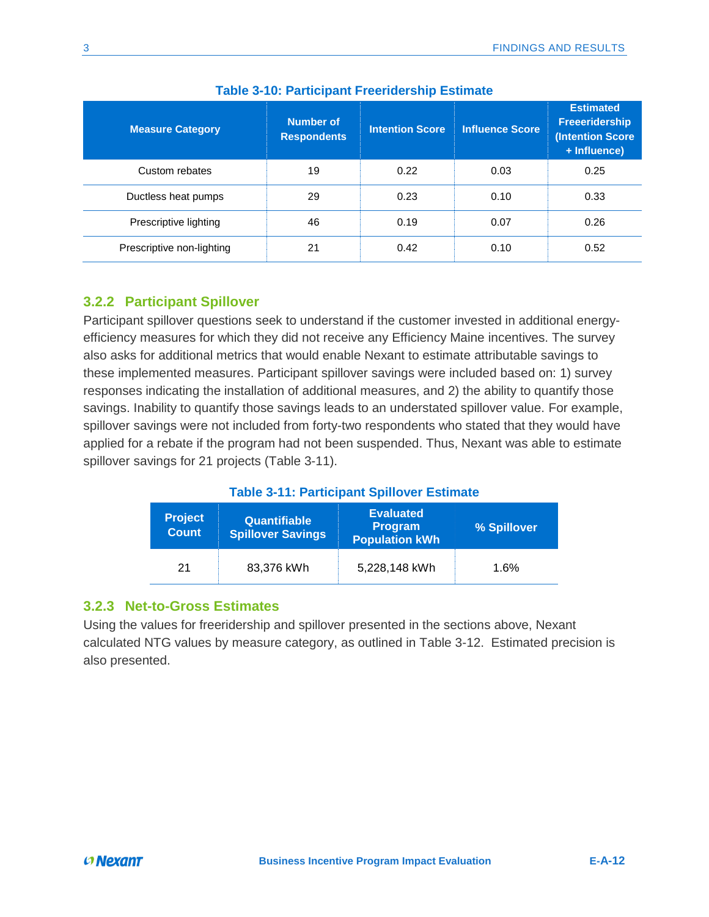**Table 3-10: Participant Freeridership Estimate**

| Measure Category | Number of Respondents | Intention Score | Influence Score | Estimated Freeeridership (Intention Score + Influence) |
|---|---|---|---|---|
| Custom rebates | 19 | 0.22 | 0.03 | 0.25 |
| Ductless heat pumps | 29 | 0.23 | 0.10 | 0.33 |
| Prescriptive lighting | 46 | 0.19 | 0.07 | 0.26 |
| Prescriptive non-lighting | 21 | 0.42 | 0.10 | 0.52 |

### 3.2.2 Participant Spillover

Participant spillover questions seek to understand if the customer invested in additional energy-efficiency measures for which they did not receive any Efficiency Maine incentives. The survey also asks for additional metrics that would enable Nexant to estimate attributable savings to these implemented measures. Participant spillover savings were included based on: 1) survey responses indicating the installation of additional measures, and 2) the ability to quantify those savings. Inability to quantify those savings leads to an understated spillover value. For example, spillover savings were not included from forty-two respondents who stated that they would have applied for a rebate if the program had not been suspended. Thus, Nexant was able to estimate spillover savings for 21 projects (Table 3-11).

**Table 3-11: Participant Spillover Estimate**

| Project Count | Quantifiable Spillover Savings | Evaluated Program Population kWh | % Spillover |
|---|---|---|---|
| 21 | 83,376 kWh | 5,228,148 kWh | 1.6% |

### 3.2.3 Net-to-Gross Estimates

Using the values for freeridership and spillover presented in the sections above, Nexant calculated NTG values by measure category, as outlined in Table 3-12. Estimated precision is also presented.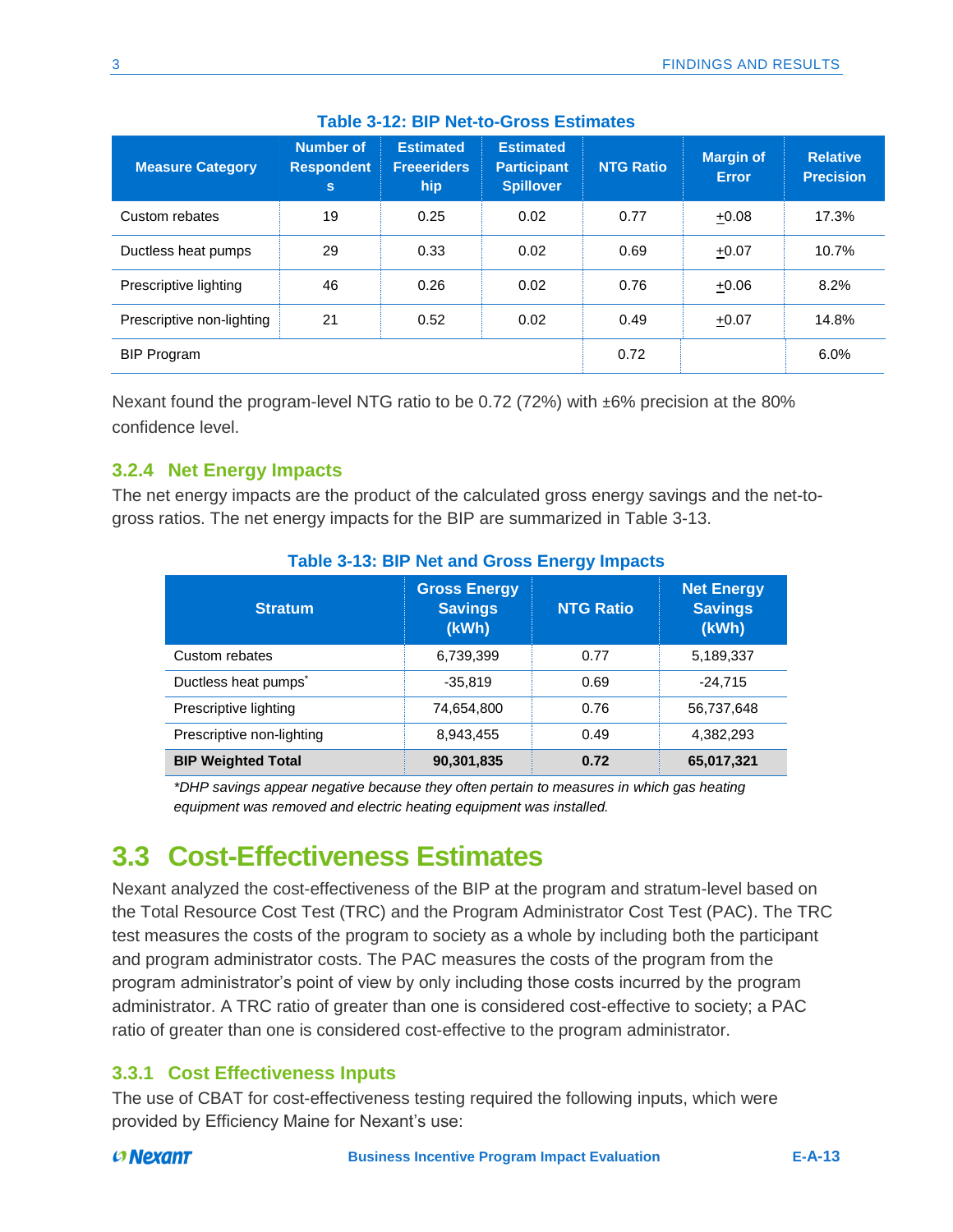**Table 3-12: BIP Net-to-Gross Estimates**

| Measure Category | Number of Respondents | Estimated Freeridership | Estimated Participant Spillover | NTG Ratio | Margin of Error | Relative Precision |
|---|---|---|---|---|---|---|
| Custom rebates | 19 | 0.25 | 0.02 | 0.77 | ±0.08 | 17.3% |
| Ductless heat pumps | 29 | 0.33 | 0.02 | 0.69 | ±0.07 | 10.7% |
| Prescriptive lighting | 46 | 0.26 | 0.02 | 0.76 | ±0.06 | 8.2% |
| Prescriptive non-lighting | 21 | 0.52 | 0.02 | 0.49 | ±0.07 | 14.8% |
| BIP Program | | | | 0.72 | | 6.0% |

Nexant found the program-level NTG ratio to be 0.72 (72%) with ±6% precision at the 80% confidence level.

### 3.2.4 Net Energy Impacts

The net energy impacts are the product of the calculated gross energy savings and the net-to-gross ratios. The net energy impacts for the BIP are summarized in Table 3-13.

**Table 3-13: BIP Net and Gross Energy Impacts**

| Stratum | Gross Energy Savings (kWh) | NTG Ratio | Net Energy Savings (kWh) |
|---|---|---|---|
| Custom rebates | 6,739,399 | 0.77 | 5,189,337 |
| Ductless heat pumps* | -35,819 | 0.69 | -24,715 |
| Prescriptive lighting | 74,654,800 | 0.76 | 56,737,648 |
| Prescriptive non-lighting | 8,943,455 | 0.49 | 4,382,293 |
| **BIP Weighted Total** | **90,301,835** | **0.72** | **65,017,321** |

*\*DHP savings appear negative because they often pertain to measures in which gas heating equipment was removed and electric heating equipment was installed.*

## 3.3 Cost-Effectiveness Estimates

Nexant analyzed the cost-effectiveness of the BIP at the program and stratum-level based on the Total Resource Cost Test (TRC) and the Program Administrator Cost Test (PAC). The TRC test measures the costs of the program to society as a whole by including both the participant and program administrator costs. The PAC measures the costs of the program from the program administrator's point of view by only including those costs incurred by the program administrator. A TRC ratio of greater than one is considered cost-effective to society; a PAC ratio of greater than one is considered cost-effective to the program administrator.

### 3.3.1 Cost Effectiveness Inputs

The use of CBAT for cost-effectiveness testing required the following inputs, which were provided by Efficiency Maine for Nexant's use: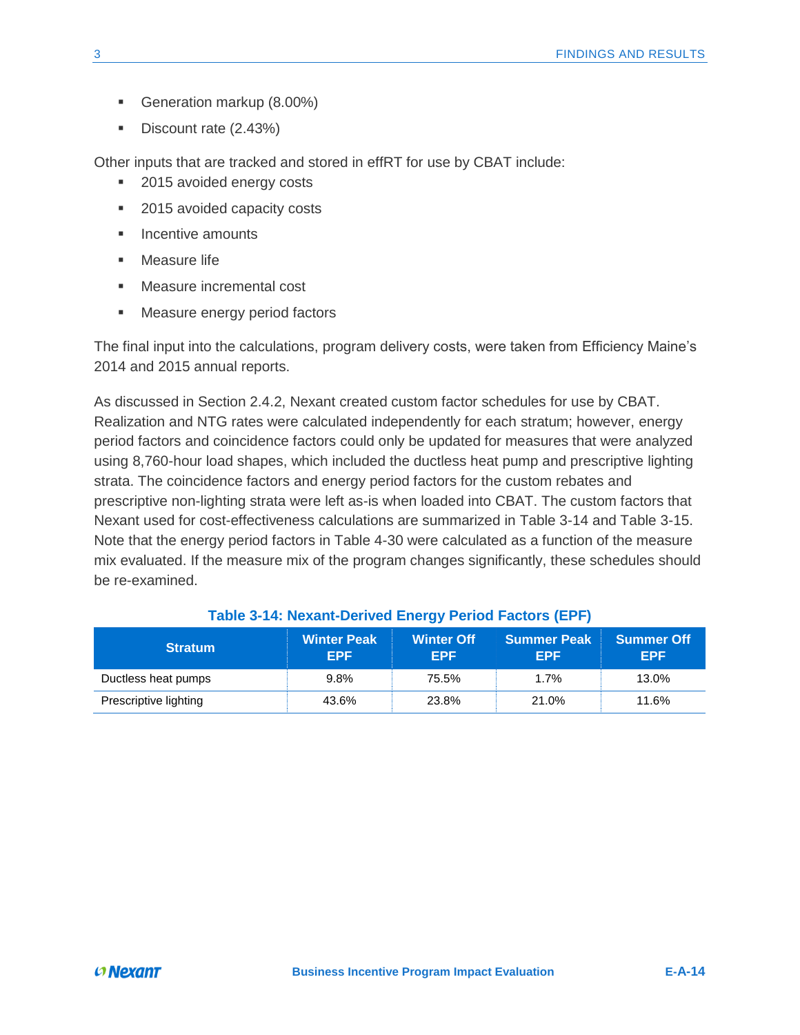- Generation markup (8.00%)
- Discount rate (2.43%)

Other inputs that are tracked and stored in effRT for use by CBAT include:

- 2015 avoided energy costs
- 2015 avoided capacity costs
- Incentive amounts
- Measure life
- Measure incremental cost
- Measure energy period factors

The final input into the calculations, program delivery costs, were taken from Efficiency Maine's 2014 and 2015 annual reports.

As discussed in Section 2.4.2, Nexant created custom factor schedules for use by CBAT. Realization and NTG rates were calculated independently for each stratum; however, energy period factors and coincidence factors could only be updated for measures that were analyzed using 8,760-hour load shapes, which included the ductless heat pump and prescriptive lighting strata. The coincidence factors and energy period factors for the custom rebates and prescriptive non-lighting strata were left as-is when loaded into CBAT. The custom factors that Nexant used for cost-effectiveness calculations are summarized in Table 3-14 and Table 3-15. Note that the energy period factors in Table 4-30 were calculated as a function of the measure mix evaluated. If the measure mix of the program changes significantly, these schedules should be re-examined.

**Table 3-14: Nexant-Derived Energy Period Factors (EPF)**

| Stratum | Winter Peak EPF | Winter Off EPF | Summer Peak EPF | Summer Off EPF |
|---|---|---|---|---|
| Ductless heat pumps | 9.8% | 75.5% | 1.7% | 13.0% |
| Prescriptive lighting | 43.6% | 23.8% | 21.0% | 11.6% |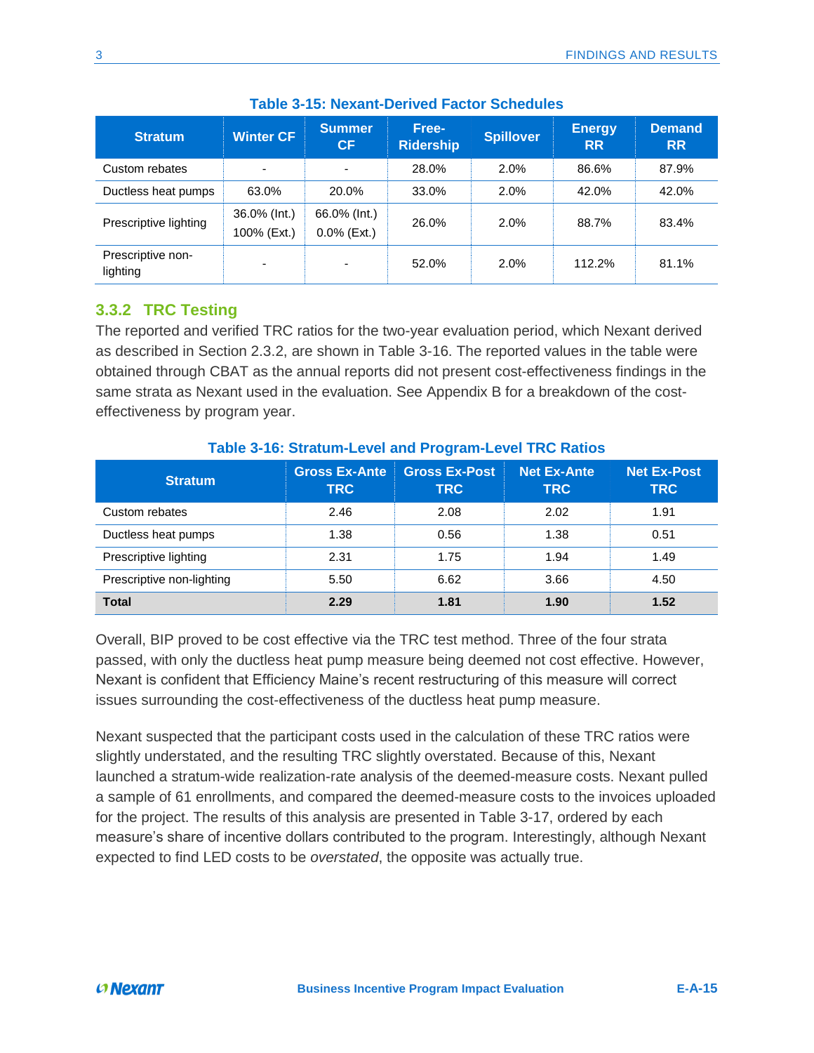**Table 3-15: Nexant-Derived Factor Schedules**

| Stratum | Winter CF | Summer CF | Free-Ridership | Spillover | Energy RR | Demand RR |
|---|---|---|---|---|---|---|
| Custom rebates | - | - | 28.0% | 2.0% | 86.6% | 87.9% |
| Ductless heat pumps | 63.0% | 20.0% | 33.0% | 2.0% | 42.0% | 42.0% |
| Prescriptive lighting | 36.0% (Int.) 100% (Ext.) | 66.0% (Int.) 0.0% (Ext.) | 26.0% | 2.0% | 88.7% | 83.4% |
| Prescriptive non-lighting | - | - | 52.0% | 2.0% | 112.2% | 81.1% |

### 3.3.2 TRC Testing

The reported and verified TRC ratios for the two-year evaluation period, which Nexant derived as described in Section 2.3.2, are shown in Table 3-16. The reported values in the table were obtained through CBAT as the annual reports did not present cost-effectiveness findings in the same strata as Nexant used in the evaluation. See Appendix B for a breakdown of the cost-effectiveness by program year.

**Table 3-16: Stratum-Level and Program-Level TRC Ratios**

| Stratum | Gross Ex-Ante TRC | Gross Ex-Post TRC | Net Ex-Ante TRC | Net Ex-Post TRC |
|---|---|---|---|---|
| Custom rebates | 2.46 | 2.08 | 2.02 | 1.91 |
| Ductless heat pumps | 1.38 | 0.56 | 1.38 | 0.51 |
| Prescriptive lighting | 2.31 | 1.75 | 1.94 | 1.49 |
| Prescriptive non-lighting | 5.50 | 6.62 | 3.66 | 4.50 |
| **Total** | **2.29** | **1.81** | **1.90** | **1.52** |

Overall, BIP proved to be cost effective via the TRC test method. Three of the four strata passed, with only the ductless heat pump measure being deemed not cost effective. However, Nexant is confident that Efficiency Maine's recent restructuring of this measure will correct issues surrounding the cost-effectiveness of the ductless heat pump measure.

Nexant suspected that the participant costs used in the calculation of these TRC ratios were slightly understated, and the resulting TRC slightly overstated. Because of this, Nexant launched a stratum-wide realization-rate analysis of the deemed-measure costs. Nexant pulled a sample of 61 enrollments, and compared the deemed-measure costs to the invoices uploaded for the project. The results of this analysis are presented in Table 3-17, ordered by each measure's share of incentive dollars contributed to the program. Interestingly, although Nexant expected to find LED costs to be *overstated*, the opposite was actually true.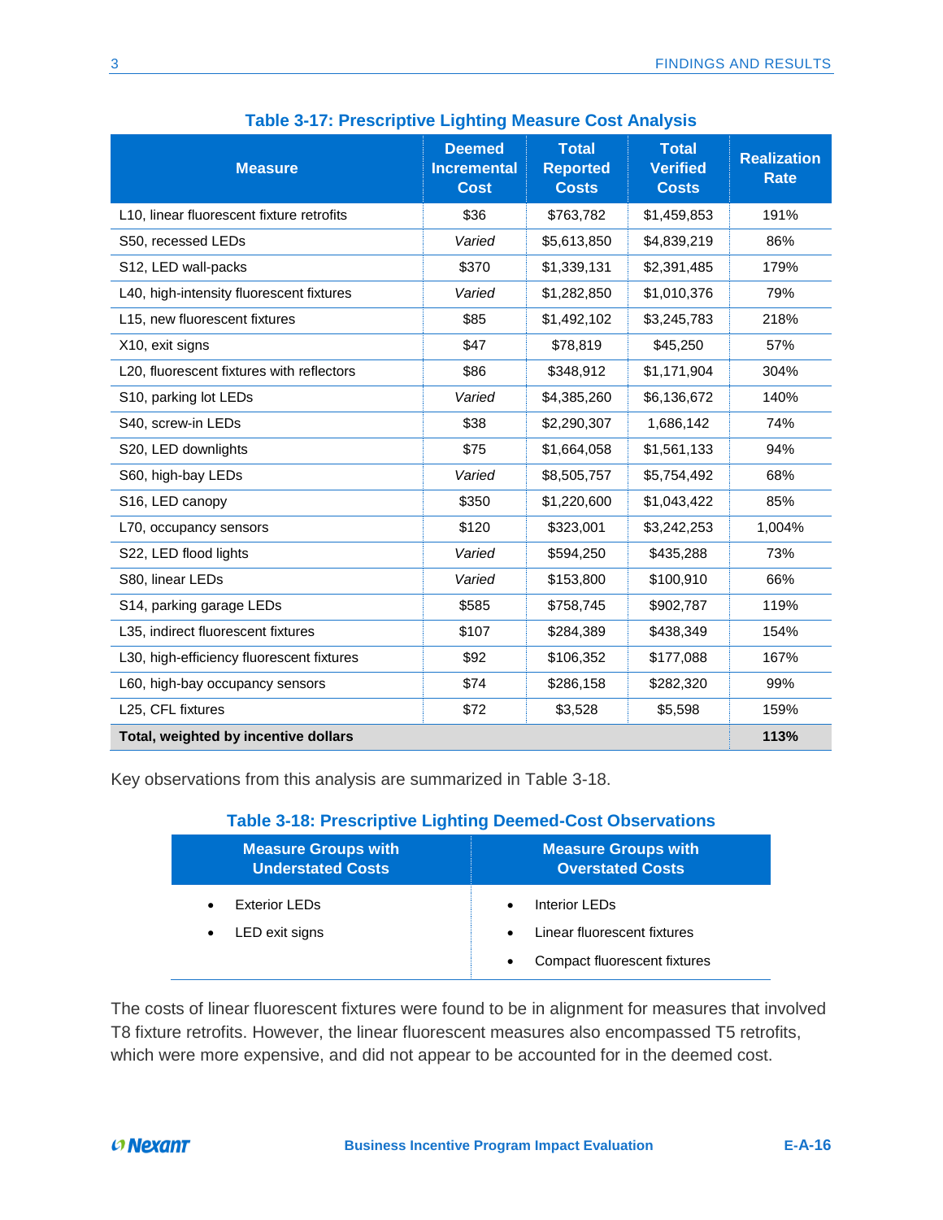**Table 3-17: Prescriptive Lighting Measure Cost Analysis**

| Measure | Deemed Incremental Cost | Total Reported Costs | Total Verified Costs | Realization Rate |
|---|---|---|---|---|
| L10, linear fluorescent fixture retrofits | $36 | $763,782 | $1,459,853 | 191% |
| S50, recessed LEDs | *Varied* | $5,613,850 | $4,839,219 | 86% |
| S12, LED wall-packs | $370 | $1,339,131 | $2,391,485 | 179% |
| L40, high-intensity fluorescent fixtures | *Varied* | $1,282,850 | $1,010,376 | 79% |
| L15, new fluorescent fixtures | $85 | $1,492,102 | $3,245,783 | 218% |
| X10, exit signs | $47 | $78,819 | $45,250 | 57% |
| L20, fluorescent fixtures with reflectors | $86 | $348,912 | $1,171,904 | 304% |
| S10, parking lot LEDs | *Varied* | $4,385,260 | $6,136,672 | 140% |
| S40, screw-in LEDs | $38 | $2,290,307 | 1,686,142 | 74% |
| S20, LED downlights | $75 | $1,664,058 | $1,561,133 | 94% |
| S60, high-bay LEDs | *Varied* | $8,505,757 | $5,754,492 | 68% |
| S16, LED canopy | $350 | $1,220,600 | $1,043,422 | 85% |
| L70, occupancy sensors | $120 | $323,001 | $3,242,253 | 1,004% |
| S22, LED flood lights | *Varied* | $594,250 | $435,288 | 73% |
| S80, linear LEDs | *Varied* | $153,800 | $100,910 | 66% |
| S14, parking garage LEDs | $585 | $758,745 | $902,787 | 119% |
| L35, indirect fluorescent fixtures | $107 | $284,389 | $438,349 | 154% |
| L30, high-efficiency fluorescent fixtures | $92 | $106,352 | $177,088 | 167% |
| L60, high-bay occupancy sensors | $74 | $286,158 | $282,320 | 99% |
| L25, CFL fixtures | $72 | $3,528 | $5,598 | 159% |
| **Total, weighted by incentive dollars** | | | | **113%** |

Key observations from this analysis are summarized in Table 3-18.

**Table 3-18: Prescriptive Lighting Deemed-Cost Observations**

| Measure Groups with Understated Costs | Measure Groups with Overstated Costs |
|---|---|
| • Exterior LEDs<br>• LED exit signs | • Interior LEDs<br>• Linear fluorescent fixtures<br>• Compact fluorescent fixtures |

The costs of linear fluorescent fixtures were found to be in alignment for measures that involved T8 fixture retrofits. However, the linear fluorescent measures also encompassed T5 retrofits, which were more expensive, and did not appear to be accounted for in the deemed cost.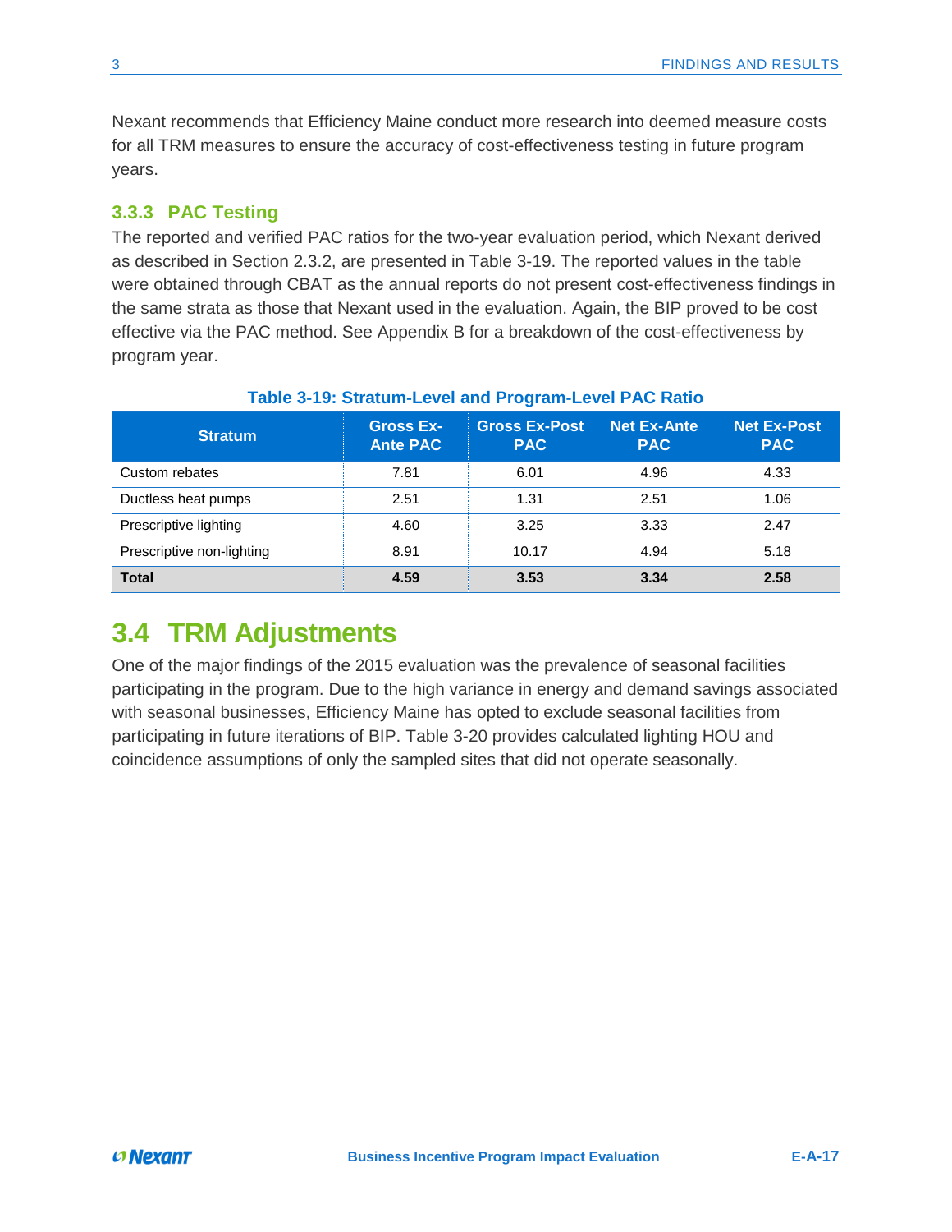Nexant recommends that Efficiency Maine conduct more research into deemed measure costs for all TRM measures to ensure the accuracy of cost-effectiveness testing in future program years.

### 3.3.3 PAC Testing

The reported and verified PAC ratios for the two-year evaluation period, which Nexant derived as described in Section 2.3.2, are presented in Table 3-19. The reported values in the table were obtained through CBAT as the annual reports do not present cost-effectiveness findings in the same strata as those that Nexant used in the evaluation. Again, the BIP proved to be cost effective via the PAC method. See Appendix B for a breakdown of the cost-effectiveness by program year.

**Table 3-19: Stratum-Level and Program-Level PAC Ratio**

| Stratum | Gross Ex-Ante PAC | Gross Ex-Post PAC | Net Ex-Ante PAC | Net Ex-Post PAC |
|---|---|---|---|---|
| Custom rebates | 7.81 | 6.01 | 4.96 | 4.33 |
| Ductless heat pumps | 2.51 | 1.31 | 2.51 | 1.06 |
| Prescriptive lighting | 4.60 | 3.25 | 3.33 | 2.47 |
| Prescriptive non-lighting | 8.91 | 10.17 | 4.94 | 5.18 |
| **Total** | **4.59** | **3.53** | **3.34** | **2.58** |

## 3.4 TRM Adjustments

One of the major findings of the 2015 evaluation was the prevalence of seasonal facilities participating in the program. Due to the high variance in energy and demand savings associated with seasonal businesses, Efficiency Maine has opted to exclude seasonal facilities from participating in future iterations of BIP. Table 3-20 provides calculated lighting HOU and coincidence assumptions of only the sampled sites that did not operate seasonally.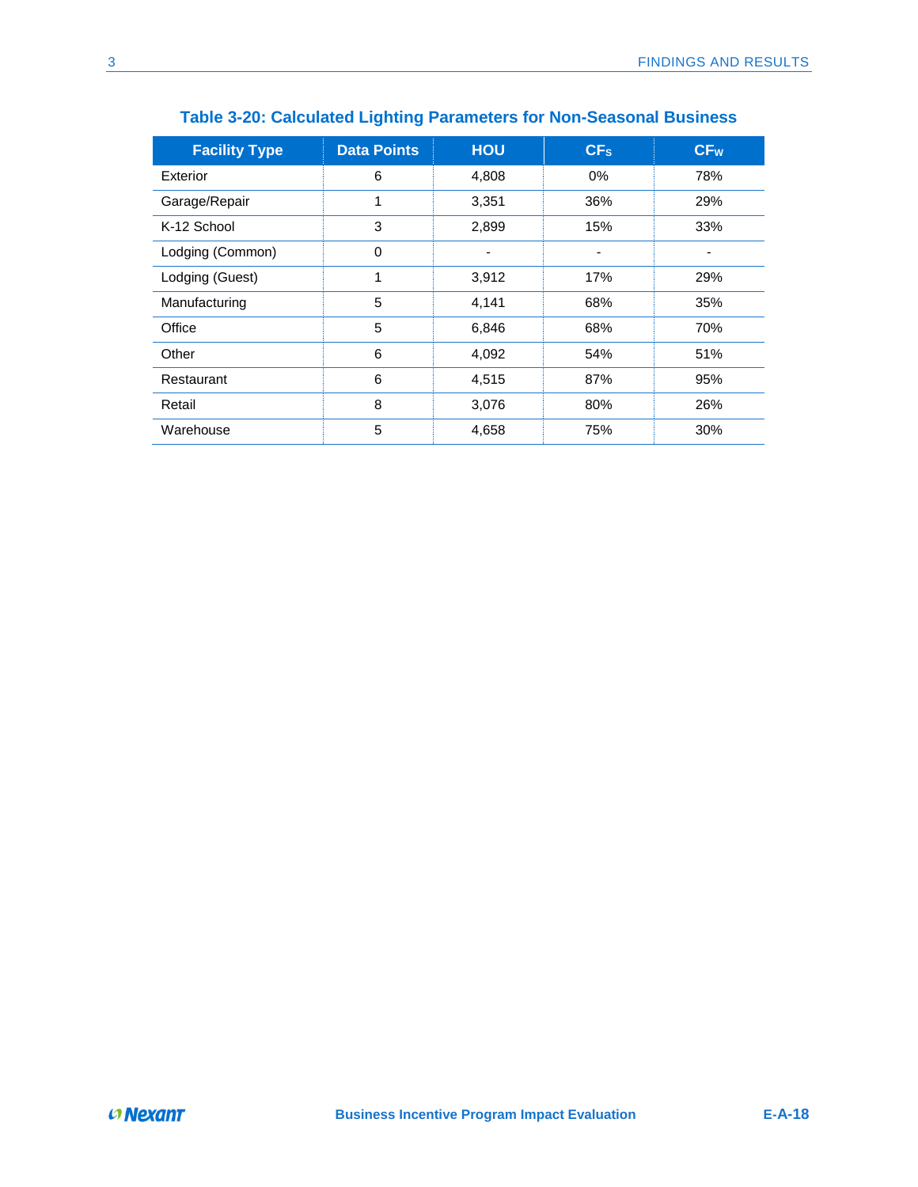**Table 3-20: Calculated Lighting Parameters for Non-Seasonal Business**

| Facility Type | Data Points | HOU | $CF_S$ | $CF_W$ |
| --- | --- | --- | --- | --- |
| Exterior | 6 | 4,808 | 0% | 78% |
| Garage/Repair | 1 | 3,351 | 36% | 29% |
| K-12 School | 3 | 2,899 | 15% | 33% |
| Lodging (Common) | 0 | - | - | - |
| Lodging (Guest) | 1 | 3,912 | 17% | 29% |
| Manufacturing | 5 | 4,141 | 68% | 35% |
| Office | 5 | 6,846 | 68% | 70% |
| Other | 6 | 4,092 | 54% | 51% |
| Restaurant | 6 | 4,515 | 87% | 95% |
| Retail | 8 | 3,076 | 80% | 26% |
| Warehouse | 5 | 4,658 | 75% | 30% |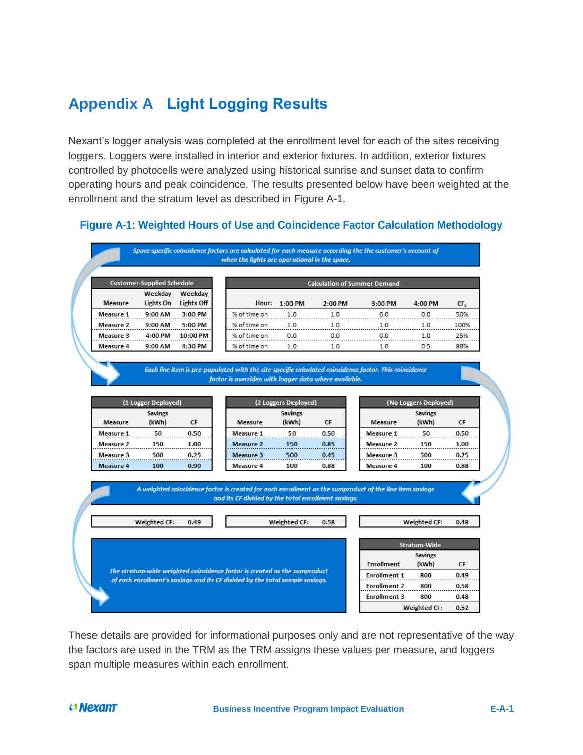# Appendix A Light Logging Results

Nexant's logger analysis was completed at the enrollment level for each of the sites receiving loggers. Loggers were installed in interior and exterior fixtures. In addition, exterior fixtures controlled by photocells were analyzed using historical sunrise and sunset data to confirm operating hours and peak coincidence. The results presented below have been weighted at the enrollment and the stratum level as described in Figure A-1.

**Figure A-1: Weighted Hours of Use and Coincidence Factor Calculation Methodology**

*Space-specific coincidence factors are calculated for each measure according the the customer's account of when the lights are operational in the space.*

| Customer-Supplied Schedule | | |
|---|---|---|
| Measure | Weekday Lights On | Weekday Lights Off |
| Measure 1 | 9:00 AM | 3:00 PM |
| Measure 2 | 9:00 AM | 5:00 PM |
| Measure 3 | 4:00 PM | 10:00 PM |
| Measure 4 | 9:00 AM | 4:30 PM |

| Calculation of Summer Demand | | | | | |
|---|---|---|---|---|---|
| Hour: | 1:00 PM | 2:00 PM | 3:00 PM | 4:00 PM | $CF_S$ |
| % of time on | 1.0 | 1.0 | 0.0 | 0.0 | 50% |
| % of time on | 1.0 | 1.0 | 1.0 | 1.0 | 100% |
| % of time on | 0.0 | 0.0 | 0.0 | 1.0 | 25% |
| % of time on | 1.0 | 1.0 | 1.0 | 0.5 | 88% |

*Each line item is pre-populated with the site-specific calculated coincidence factor. This coincidence factor is overriden with logger data where available.*

| (1 Logger Deployed) | | |
|---|---|---|
| Measure | Savings (kWh) | CF |
| Measure 1 | 50 | 0.50 |
| Measure 2 | 150 | 1.00 |
| Measure 3 | 500 | 0.25 |
| Measure 4 | 100 | 0.90 |
| Weighted CF: | | 0.49 |

| (2 Loggers Deployed) | | |
|---|---|---|
| Measure | Savings (kWh) | CF |
| Measure 1 | 50 | 0.50 |
| Measure 2 | 150 | 0.85 |
| Measure 3 | 500 | 0.45 |
| Measure 4 | 100 | 0.88 |
| Weighted CF: | | 0.58 |

| (No Loggers Deployed) | | |
|---|---|---|
| Measure | Savings (kWh) | CF |
| Measure 1 | 50 | 0.50 |
| Measure 2 | 150 | 1.00 |
| Measure 3 | 500 | 0.25 |
| Measure 4 | 100 | 0.88 |
| Weighted CF: | | 0.48 |

*A weighted coincidence factor is created for each enrollment as the sumproduct of the line item savings and its CF divided by the total enrollment savings.*

*The stratum-wide weighted coincidence factor is created as the sumproduct of each enrollment's savings and its CF divided by the total sample savings.*

| Stratum-Wide | | |
|---|---|---|
| Enrollment | Savings (kWh) | CF |
| Enrollment 1 | 800 | 0.49 |
| Enrollment 2 | 800 | 0.58 |
| Enrollment 3 | 800 | 0.48 |
| Weighted CF: | | 0.52 |

These details are provided for informational purposes only and are not representative of the way the factors are used in the TRM as the TRM assigns these values per measure, and loggers span multiple measures within each enrollment.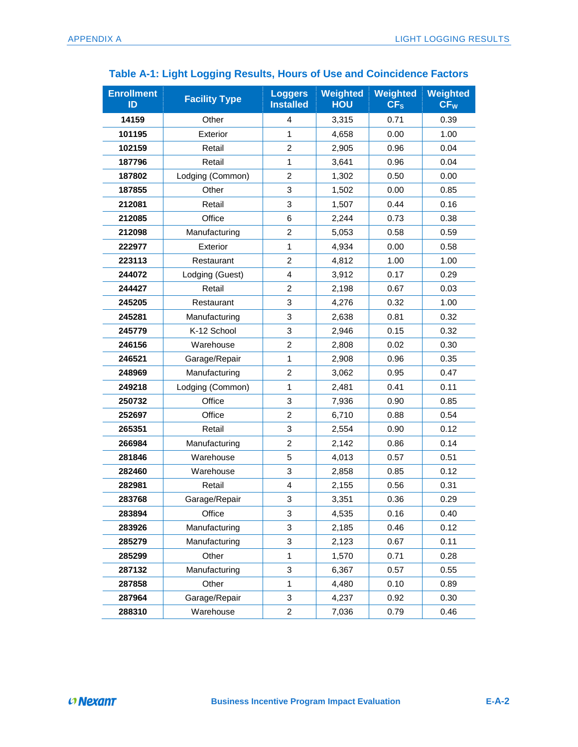## Table A-1: Light Logging Results, Hours of Use and Coincidence Factors

| Enrollment ID | Facility Type | Loggers Installed | Weighted HOU | Weighted $CF_S$ | Weighted $CF_W$ |
|---|---|---|---|---|---|
| **14159** | Other | 4 | 3,315 | 0.71 | 0.39 |
| **101195** | Exterior | 1 | 4,658 | 0.00 | 1.00 |
| **102159** | Retail | 2 | 2,905 | 0.96 | 0.04 |
| **187796** | Retail | 1 | 3,641 | 0.96 | 0.04 |
| **187802** | Lodging (Common) | 2 | 1,302 | 0.50 | 0.00 |
| **187855** | Other | 3 | 1,502 | 0.00 | 0.85 |
| **212081** | Retail | 3 | 1,507 | 0.44 | 0.16 |
| **212085** | Office | 6 | 2,244 | 0.73 | 0.38 |
| **212098** | Manufacturing | 2 | 5,053 | 0.58 | 0.59 |
| **222977** | Exterior | 1 | 4,934 | 0.00 | 0.58 |
| **223113** | Restaurant | 2 | 4,812 | 1.00 | 1.00 |
| **244072** | Lodging (Guest) | 4 | 3,912 | 0.17 | 0.29 |
| **244427** | Retail | 2 | 2,198 | 0.67 | 0.03 |
| **245205** | Restaurant | 3 | 4,276 | 0.32 | 1.00 |
| **245281** | Manufacturing | 3 | 2,638 | 0.81 | 0.32 |
| **245779** | K-12 School | 3 | 2,946 | 0.15 | 0.32 |
| **246156** | Warehouse | 2 | 2,808 | 0.02 | 0.30 |
| **246521** | Garage/Repair | 1 | 2,908 | 0.96 | 0.35 |
| **248969** | Manufacturing | 2 | 3,062 | 0.95 | 0.47 |
| **249218** | Lodging (Common) | 1 | 2,481 | 0.41 | 0.11 |
| **250732** | Office | 3 | 7,936 | 0.90 | 0.85 |
| **252697** | Office | 2 | 6,710 | 0.88 | 0.54 |
| **265351** | Retail | 3 | 2,554 | 0.90 | 0.12 |
| **266984** | Manufacturing | 2 | 2,142 | 0.86 | 0.14 |
| **281846** | Warehouse | 5 | 4,013 | 0.57 | 0.51 |
| **282460** | Warehouse | 3 | 2,858 | 0.85 | 0.12 |
| **282981** | Retail | 4 | 2,155 | 0.56 | 0.31 |
| **283768** | Garage/Repair | 3 | 3,351 | 0.36 | 0.29 |
| **283894** | Office | 3 | 4,535 | 0.16 | 0.40 |
| **283926** | Manufacturing | 3 | 2,185 | 0.46 | 0.12 |
| **285279** | Manufacturing | 3 | 2,123 | 0.67 | 0.11 |
| **285299** | Other | 1 | 1,570 | 0.71 | 0.28 |
| **287132** | Manufacturing | 3 | 6,367 | 0.57 | 0.55 |
| **287858** | Other | 1 | 4,480 | 0.10 | 0.89 |
| **287964** | Garage/Repair | 3 | 4,237 | 0.92 | 0.30 |
| **288310** | Warehouse | 2 | 7,036 | 0.79 | 0.46 |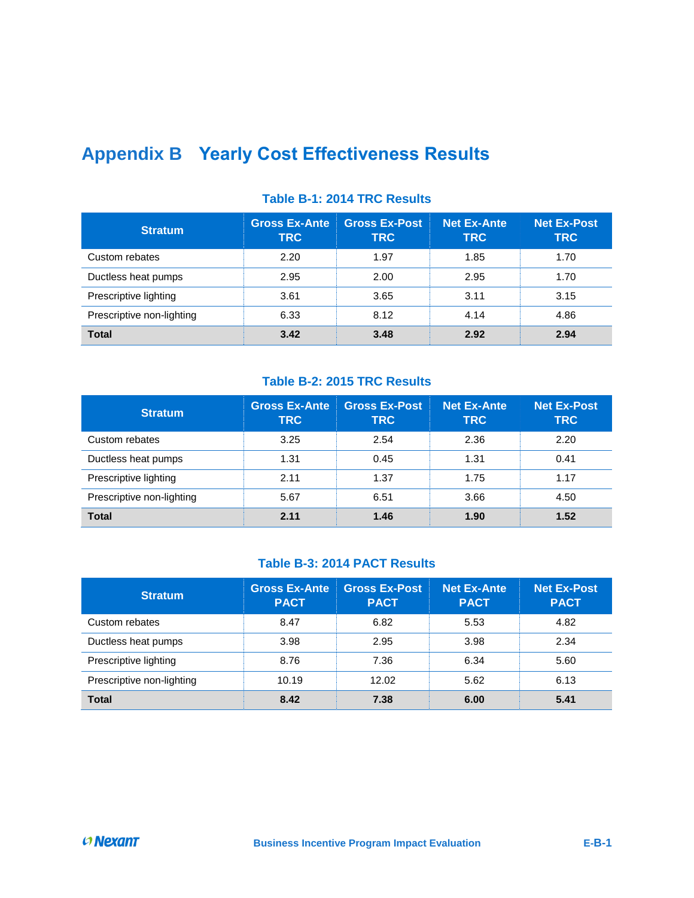# Appendix B Yearly Cost Effectiveness Results

**Table B-1: 2014 TRC Results**

| Stratum | Gross Ex-Ante TRC | Gross Ex-Post TRC | Net Ex-Ante TRC | Net Ex-Post TRC |
|---|---|---|---|---|
| Custom rebates | 2.20 | 1.97 | 1.85 | 1.70 |
| Ductless heat pumps | 2.95 | 2.00 | 2.95 | 1.70 |
| Prescriptive lighting | 3.61 | 3.65 | 3.11 | 3.15 |
| Prescriptive non-lighting | 6.33 | 8.12 | 4.14 | 4.86 |
| **Total** | **3.42** | **3.48** | **2.92** | **2.94** |

**Table B-2: 2015 TRC Results**

| Stratum | Gross Ex-Ante TRC | Gross Ex-Post TRC | Net Ex-Ante TRC | Net Ex-Post TRC |
|---|---|---|---|---|
| Custom rebates | 3.25 | 2.54 | 2.36 | 2.20 |
| Ductless heat pumps | 1.31 | 0.45 | 1.31 | 0.41 |
| Prescriptive lighting | 2.11 | 1.37 | 1.75 | 1.17 |
| Prescriptive non-lighting | 5.67 | 6.51 | 3.66 | 4.50 |
| **Total** | **2.11** | **1.46** | **1.90** | **1.52** |

**Table B-3: 2014 PACT Results**

| Stratum | Gross Ex-Ante PACT | Gross Ex-Post PACT | Net Ex-Ante PACT | Net Ex-Post PACT |
|---|---|---|---|---|
| Custom rebates | 8.47 | 6.82 | 5.53 | 4.82 |
| Ductless heat pumps | 3.98 | 2.95 | 3.98 | 2.34 |
| Prescriptive lighting | 8.76 | 7.36 | 6.34 | 5.60 |
| Prescriptive non-lighting | 10.19 | 12.02 | 5.62 | 6.13 |
| **Total** | **8.42** | **7.38** | **6.00** | **5.41** |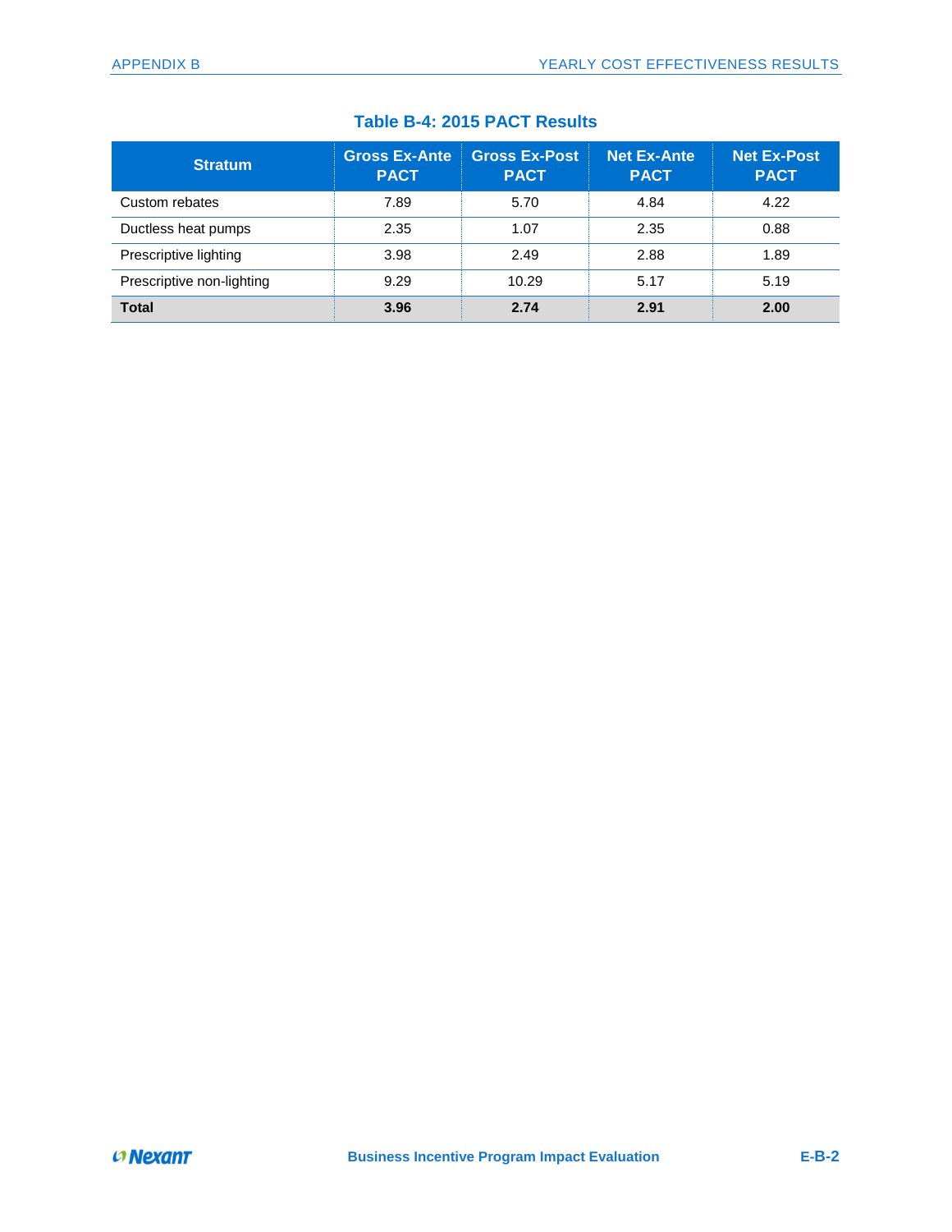**Table B-4: 2015 PACT Results**

| Stratum | Gross Ex-Ante PACT | Gross Ex-Post PACT | Net Ex-Ante PACT | Net Ex-Post PACT |
|---|---|---|---|---|
| Custom rebates | 7.89 | 5.70 | 4.84 | 4.22 |
| Ductless heat pumps | 2.35 | 1.07 | 2.35 | 0.88 |
| Prescriptive lighting | 3.98 | 2.49 | 2.88 | 1.89 |
| Prescriptive non-lighting | 9.29 | 10.29 | 5.17 | 5.19 |
| **Total** | **3.96** | **2.74** | **2.91** | **2.00** |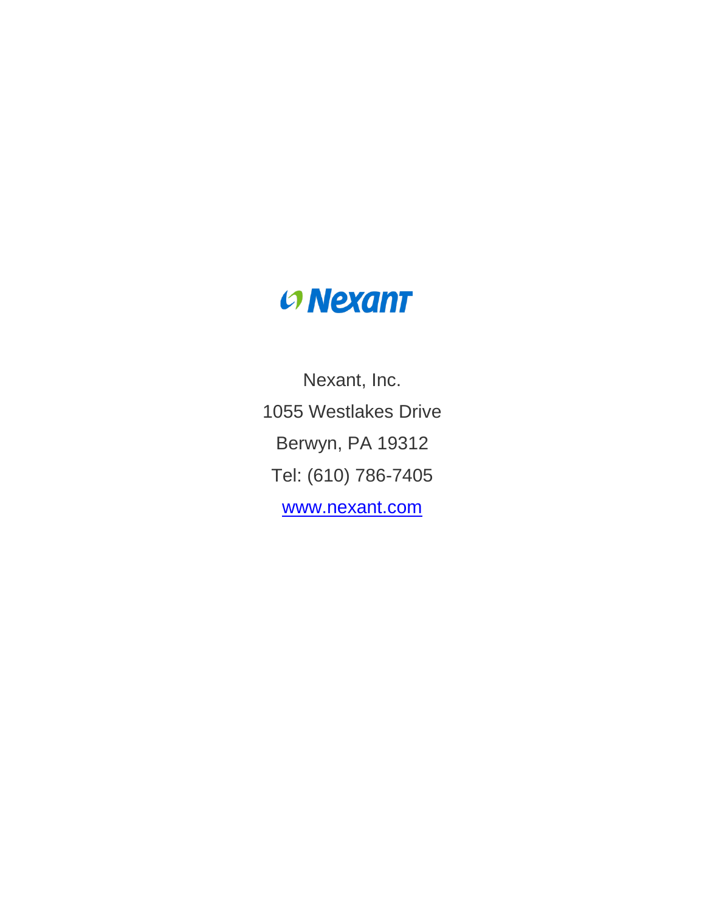Nexant

Nexant, Inc.

1055 Westlakes Drive

Berwyn, PA 19312

Tel: (610) 786-7405

www.nexant.com